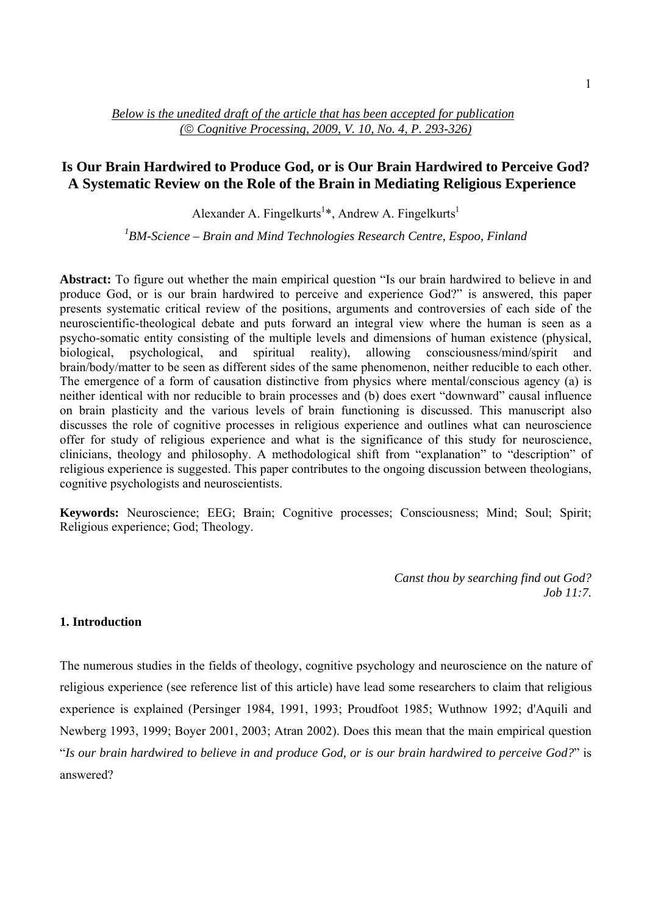*Below is the unedited draft of the article that has been accepted for publication (© Cognitive Processing, 2009, V. 10, No. 4, P. 293-326)*

# Is Our Brain Hardwired to Produce God, or is Our Brain Hardwired to Perceive God? A Systematic Review on the Role of the Brain in Mediating Religious Experience

Alexander A. Fingelkurts[1]*, Andrew A. Fingelkurts[1]

[1]*BM-Science – Brain and Mind Technologies Research Centre, Espoo, Finland*

**Abstract:** To figure out whether the main empirical question "Is our brain hardwired to believe in and produce God, or is our brain hardwired to perceive and experience God?" is answered, this paper presents systematic critical review of the positions, arguments and controversies of each side of the neuroscientific-theological debate and puts forward an integral view where the human is seen as a psycho-somatic entity consisting of the multiple levels and dimensions of human existence (physical, biological, psychological, and spiritual reality), allowing consciousness/mind/spirit and brain/body/matter to be seen as different sides of the same phenomenon, neither reducible to each other. The emergence of a form of causation distinctive from physics where mental/conscious agency (a) is neither identical with nor reducible to brain processes and (b) does exert "downward" causal influence on brain plasticity and the various levels of brain functioning is discussed. This manuscript also discusses the role of cognitive processes in religious experience and outlines what can neuroscience offer for study of religious experience and what is the significance of this study for neuroscience, clinicians, theology and philosophy. A methodological shift from "explanation" to "description" of religious experience is suggested. This paper contributes to the ongoing discussion between theologians, cognitive psychologists and neuroscientists.

**Keywords:** Neuroscience; EEG; Brain; Cognitive processes; Consciousness; Mind; Soul; Spirit; Religious experience; God; Theology.

*Canst thou by searching find out God?*
*Job 11:7.*

## 1. Introduction

The numerous studies in the fields of theology, cognitive psychology and neuroscience on the nature of religious experience (see reference list of this article) have lead some researchers to claim that religious experience is explained (Persinger 1984, 1991, 1993; Proudfoot 1985; Wuthnow 1992; d'Aquili and Newberg 1993, 1999; Boyer 2001, 2003; Atran 2002). Does this mean that the main empirical question "*Is our brain hardwired to believe in and produce God, or is our brain hardwired to perceive God?*" is answered?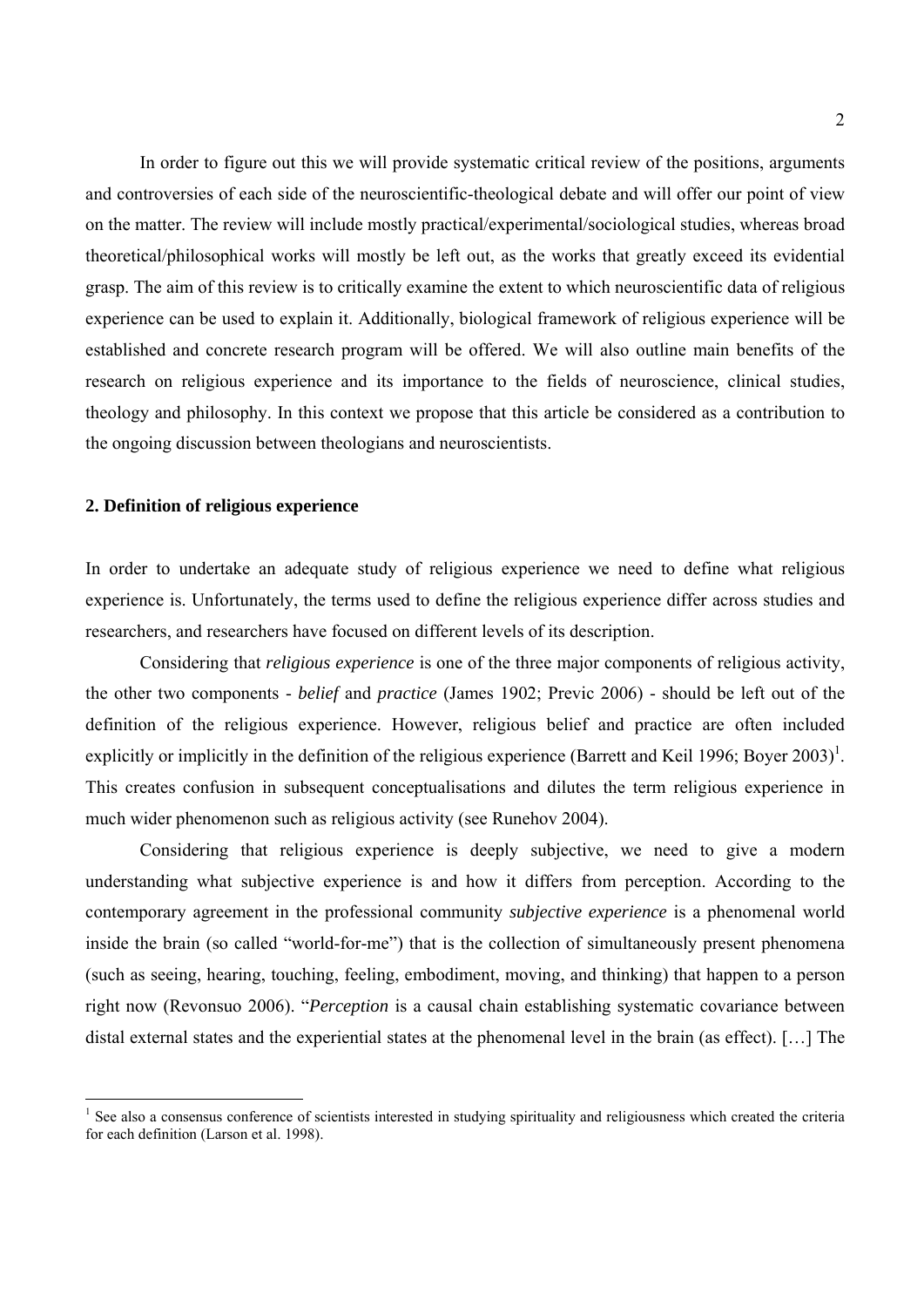In order to figure out this we will provide systematic critical review of the positions, arguments and controversies of each side of the neuroscientific-theological debate and will offer our point of view on the matter. The review will include mostly practical/experimental/sociological studies, whereas broad theoretical/philosophical works will mostly be left out, as the works that greatly exceed its evidential grasp. The aim of this review is to critically examine the extent to which neuroscientific data of religious experience can be used to explain it. Additionally, biological framework of religious experience will be established and concrete research program will be offered. We will also outline main benefits of the research on religious experience and its importance to the fields of neuroscience, clinical studies, theology and philosophy. In this context we propose that this article be considered as a contribution to the ongoing discussion between theologians and neuroscientists.

## 2. Definition of religious experience

In order to undertake an adequate study of religious experience we need to define what religious experience is. Unfortunately, the terms used to define the religious experience differ across studies and researchers, and researchers have focused on different levels of its description.

Considering that *religious experience* is one of the three major components of religious activity, the other two components - *belief* and *practice* (James 1902; Previc 2006) - should be left out of the definition of the religious experience. However, religious belief and practice are often included explicitly or implicitly in the definition of the religious experience (Barrett and Keil 1996; Boyer 2003)[1]. This creates confusion in subsequent conceptualisations and dilutes the term religious experience in much wider phenomenon such as religious activity (see Runehov 2004).

Considering that religious experience is deeply subjective, we need to give a modern understanding what subjective experience is and how it differs from perception. According to the contemporary agreement in the professional community *subjective experience* is a phenomenal world inside the brain (so called "world-for-me") that is the collection of simultaneously present phenomena (such as seeing, hearing, touching, feeling, embodiment, moving, and thinking) that happen to a person right now (Revonsuo 2006). "*Perception* is a causal chain establishing systematic covariance between distal external states and the experiential states at the phenomenal level in the brain (as effect). […] The

[1] See also a consensus conference of scientists interested in studying spirituality and religiousness which created the criteria for each definition (Larson et al. 1998).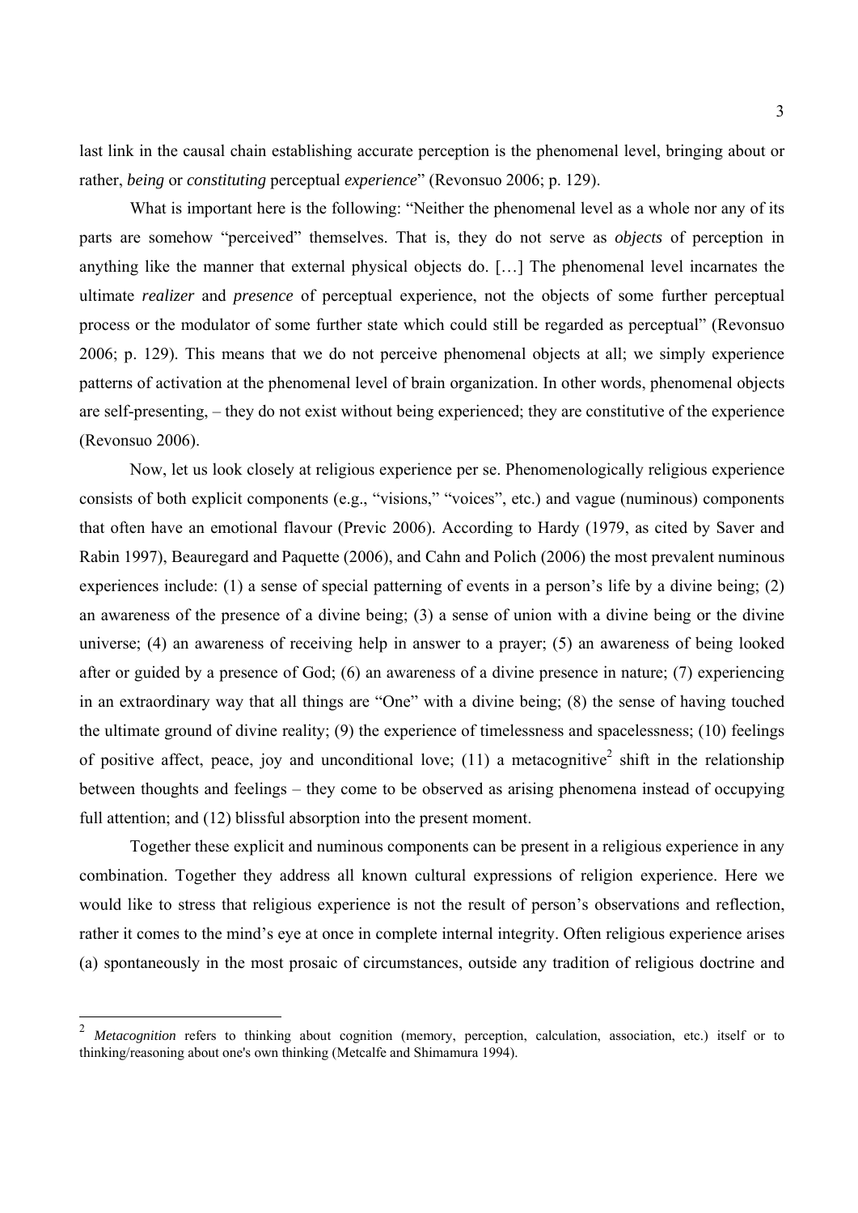last link in the causal chain establishing accurate perception is the phenomenal level, bringing about or rather, *being* or *constituting* perceptual *experience*" (Revonsuo 2006; p. 129).

What is important here is the following: "Neither the phenomenal level as a whole nor any of its parts are somehow "perceived" themselves. That is, they do not serve as *objects* of perception in anything like the manner that external physical objects do. […] The phenomenal level incarnates the ultimate *realizer* and *presence* of perceptual experience, not the objects of some further perceptual process or the modulator of some further state which could still be regarded as perceptual" (Revonsuo 2006; p. 129). This means that we do not perceive phenomenal objects at all; we simply experience patterns of activation at the phenomenal level of brain organization. In other words, phenomenal objects are self-presenting, – they do not exist without being experienced; they are constitutive of the experience (Revonsuo 2006).

Now, let us look closely at religious experience per se. Phenomenologically religious experience consists of both explicit components (e.g., "visions," "voices", etc.) and vague (numinous) components that often have an emotional flavour (Previc 2006). According to Hardy (1979, as cited by Saver and Rabin 1997), Beauregard and Paquette (2006), and Cahn and Polich (2006) the most prevalent numinous experiences include: (1) a sense of special patterning of events in a person's life by a divine being; (2) an awareness of the presence of a divine being; (3) a sense of union with a divine being or the divine universe; (4) an awareness of receiving help in answer to a prayer; (5) an awareness of being looked after or guided by a presence of God; (6) an awareness of a divine presence in nature; (7) experiencing in an extraordinary way that all things are "One" with a divine being; (8) the sense of having touched the ultimate ground of divine reality; (9) the experience of timelessness and spacelessness; (10) feelings of positive affect, peace, joy and unconditional love; (11) a metacognitive[2] shift in the relationship between thoughts and feelings – they come to be observed as arising phenomena instead of occupying full attention; and (12) blissful absorption into the present moment.

Together these explicit and numinous components can be present in a religious experience in any combination. Together they address all known cultural expressions of religion experience. Here we would like to stress that religious experience is not the result of person's observations and reflection, rather it comes to the mind's eye at once in complete internal integrity. Often religious experience arises (a) spontaneously in the most prosaic of circumstances, outside any tradition of religious doctrine and

---

[2] *Metacognition* refers to thinking about cognition (memory, perception, calculation, association, etc.) itself or to thinking/reasoning about one's own thinking (Metcalfe and Shimamura 1994).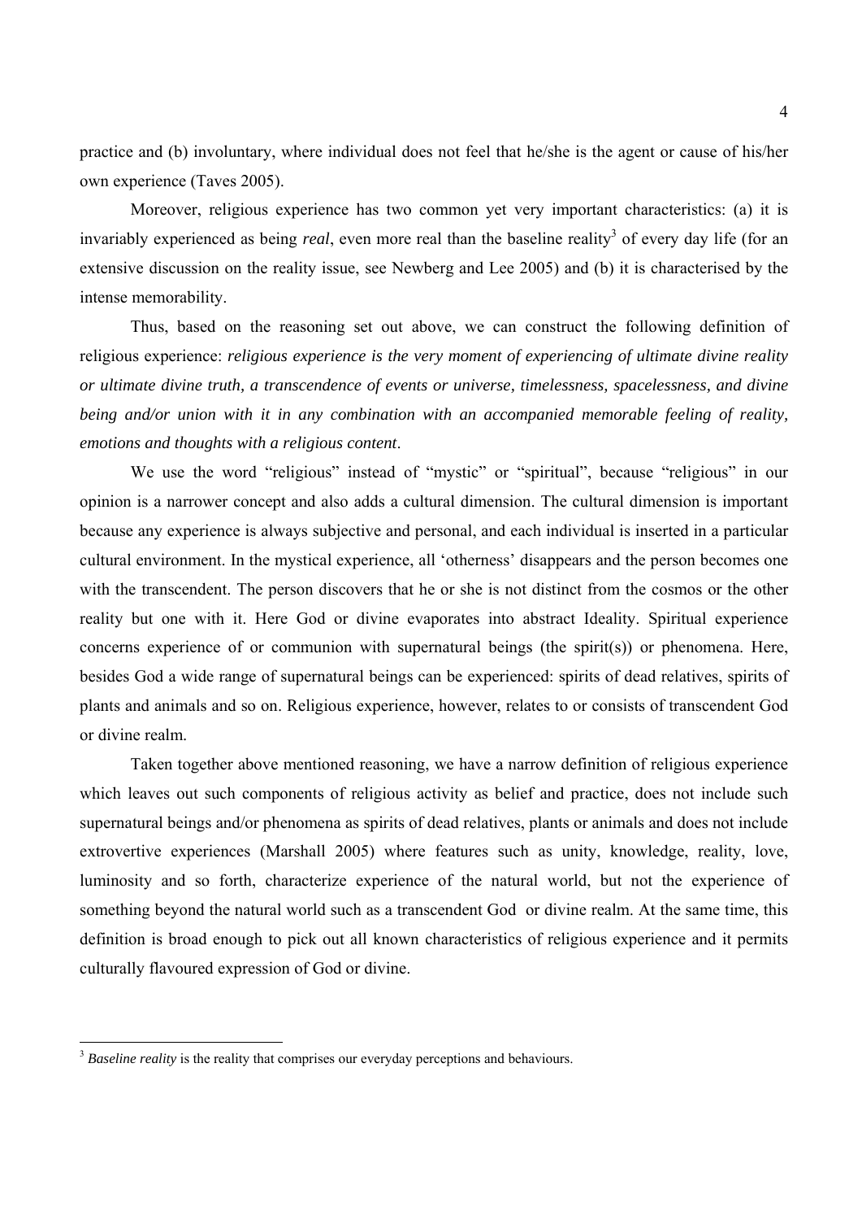practice and (b) involuntary, where individual does not feel that he/she is the agent or cause of his/her own experience (Taves 2005).

Moreover, religious experience has two common yet very important characteristics: (a) it is invariably experienced as being *real*, even more real than the baseline reality[3] of every day life (for an extensive discussion on the reality issue, see Newberg and Lee 2005) and (b) it is characterised by the intense memorability.

Thus, based on the reasoning set out above, we can construct the following definition of religious experience: *religious experience is the very moment of experiencing of ultimate divine reality or ultimate divine truth, a transcendence of events or universe, timelessness, spacelessness, and divine being and/or union with it in any combination with an accompanied memorable feeling of reality, emotions and thoughts with a religious content*.

We use the word "religious" instead of "mystic" or "spiritual", because "religious" in our opinion is a narrower concept and also adds a cultural dimension. The cultural dimension is important because any experience is always subjective and personal, and each individual is inserted in a particular cultural environment. In the mystical experience, all 'otherness' disappears and the person becomes one with the transcendent. The person discovers that he or she is not distinct from the cosmos or the other reality but one with it. Here God or divine evaporates into abstract Ideality. Spiritual experience concerns experience of or communion with supernatural beings (the spirit(s)) or phenomena. Here, besides God a wide range of supernatural beings can be experienced: spirits of dead relatives, spirits of plants and animals and so on. Religious experience, however, relates to or consists of transcendent God or divine realm.

Taken together above mentioned reasoning, we have a narrow definition of religious experience which leaves out such components of religious activity as belief and practice, does not include such supernatural beings and/or phenomena as spirits of dead relatives, plants or animals and does not include extrovertive experiences (Marshall 2005) where features such as unity, knowledge, reality, love, luminosity and so forth, characterize experience of the natural world, but not the experience of something beyond the natural world such as a transcendent God or divine realm. At the same time, this definition is broad enough to pick out all known characteristics of religious experience and it permits culturally flavoured expression of God or divine.

[3] *Baseline reality* is the reality that comprises our everyday perceptions and behaviours.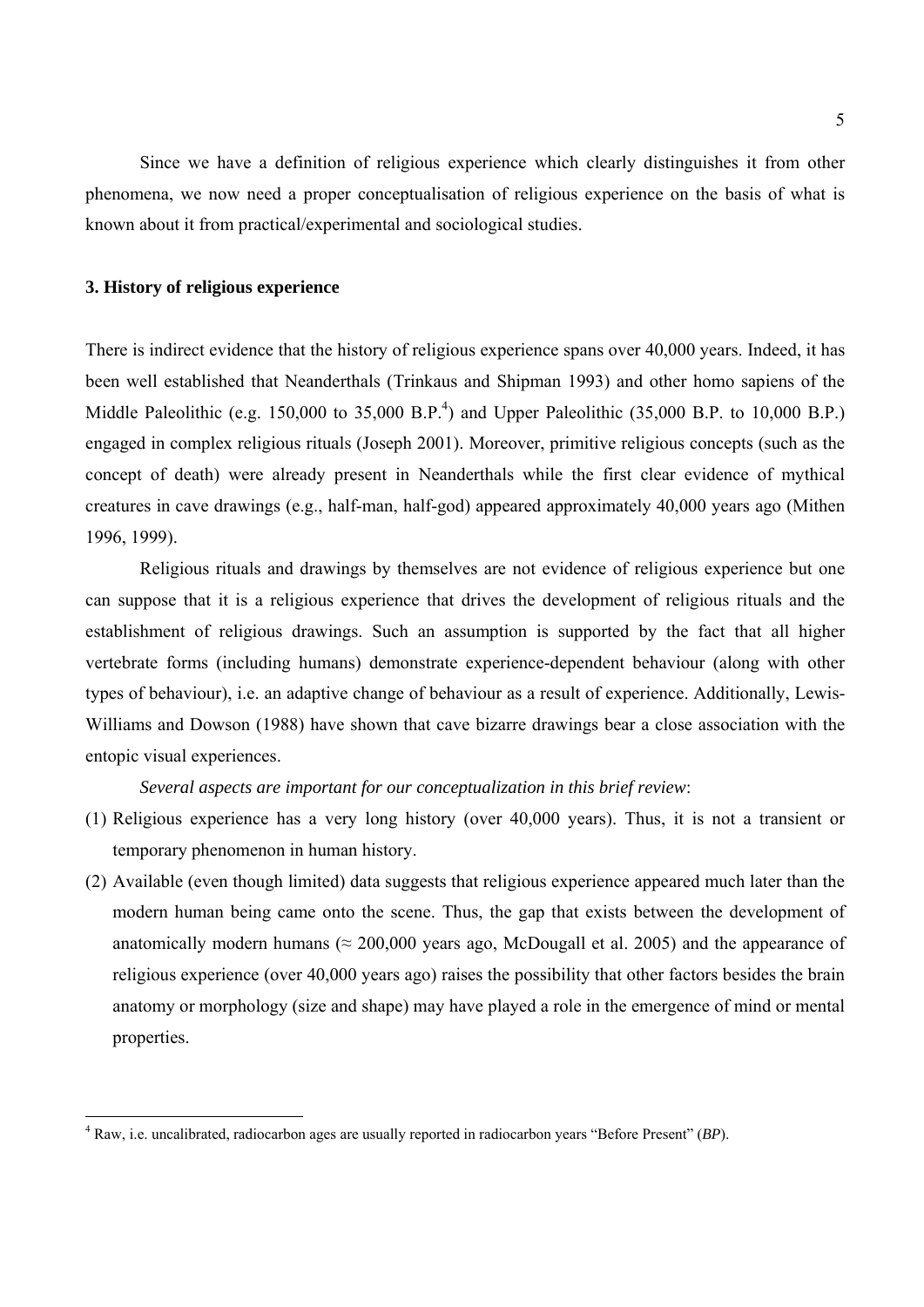Since we have a definition of religious experience which clearly distinguishes it from other phenomena, we now need a proper conceptualisation of religious experience on the basis of what is known about it from practical/experimental and sociological studies.

### 3. History of religious experience

There is indirect evidence that the history of religious experience spans over 40,000 years. Indeed, it has been well established that Neanderthals (Trinkaus and Shipman 1993) and other homo sapiens of the Middle Paleolithic (e.g. 150,000 to 35,000 B.P.[4]) and Upper Paleolithic (35,000 B.P. to 10,000 B.P.) engaged in complex religious rituals (Joseph 2001). Moreover, primitive religious concepts (such as the concept of death) were already present in Neanderthals while the first clear evidence of mythical creatures in cave drawings (e.g., half-man, half-god) appeared approximately 40,000 years ago (Mithen 1996, 1999).

Religious rituals and drawings by themselves are not evidence of religious experience but one can suppose that it is a religious experience that drives the development of religious rituals and the establishment of religious drawings. Such an assumption is supported by the fact that all higher vertebrate forms (including humans) demonstrate experience-dependent behaviour (along with other types of behaviour), i.e. an adaptive change of behaviour as a result of experience. Additionally, Lewis-Williams and Dowson (1988) have shown that cave bizarre drawings bear a close association with the entopic visual experiences.

*Several aspects are important for our conceptualization in this brief review*:

(1) Religious experience has a very long history (over 40,000 years). Thus, it is not a transient or temporary phenomenon in human history.

(2) Available (even though limited) data suggests that religious experience appeared much later than the modern human being came onto the scene. Thus, the gap that exists between the development of anatomically modern humans (≈ 200,000 years ago, McDougall et al. 2005) and the appearance of religious experience (over 40,000 years ago) raises the possibility that other factors besides the brain anatomy or morphology (size and shape) may have played a role in the emergence of mind or mental properties.

[4] Raw, i.e. uncalibrated, radiocarbon ages are usually reported in radiocarbon years "Before Present" (*BP*).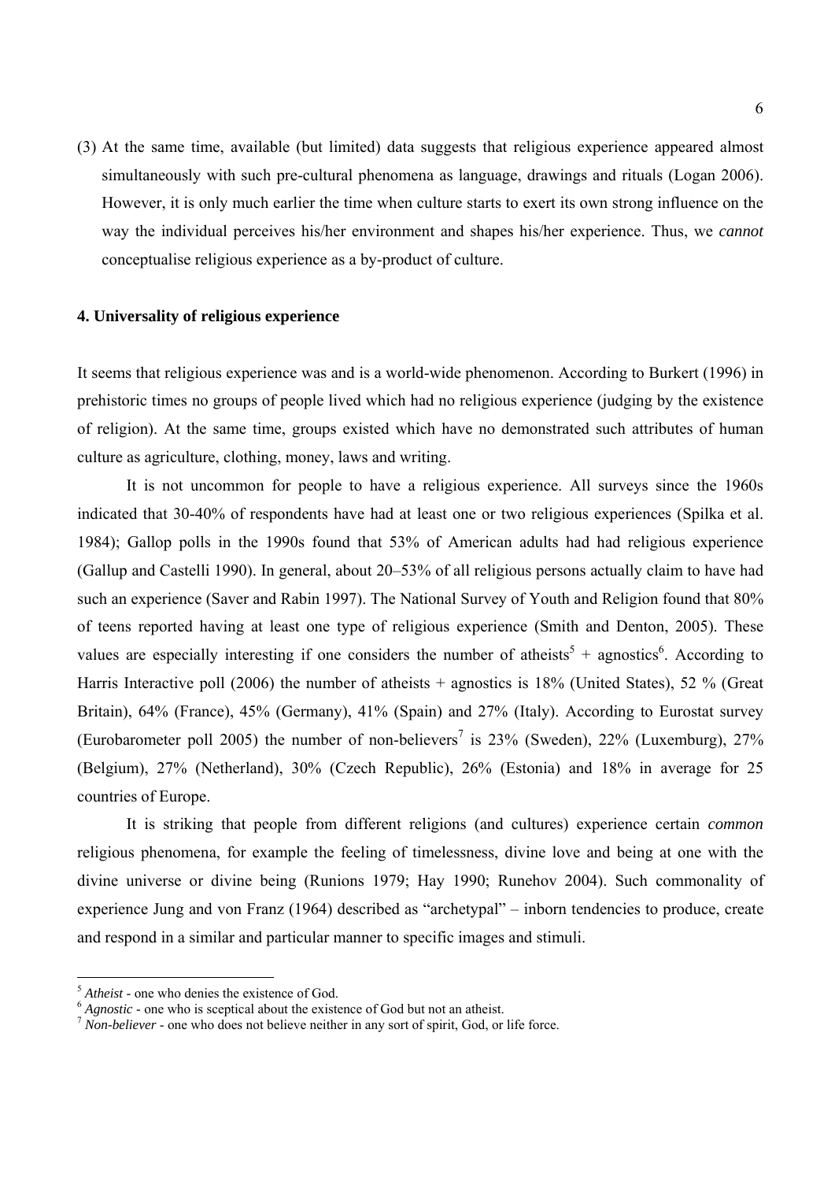(3) At the same time, available (but limited) data suggests that religious experience appeared almost simultaneously with such pre-cultural phenomena as language, drawings and rituals (Logan 2006). However, it is only much earlier the time when culture starts to exert its own strong influence on the way the individual perceives his/her environment and shapes his/her experience. Thus, we *cannot* conceptualise religious experience as a by-product of culture.

## 4. Universality of religious experience

It seems that religious experience was and is a world-wide phenomenon. According to Burkert (1996) in prehistoric times no groups of people lived which had no religious experience (judging by the existence of religion). At the same time, groups existed which have no demonstrated such attributes of human culture as agriculture, clothing, money, laws and writing.

It is not uncommon for people to have a religious experience. All surveys since the 1960s indicated that 30-40% of respondents have had at least one or two religious experiences (Spilka et al. 1984); Gallop polls in the 1990s found that 53% of American adults had had religious experience (Gallup and Castelli 1990). In general, about 20–53% of all religious persons actually claim to have had such an experience (Saver and Rabin 1997). The National Survey of Youth and Religion found that 80% of teens reported having at least one type of religious experience (Smith and Denton, 2005). These values are especially interesting if one considers the number of atheists[5] + agnostics[6]. According to Harris Interactive poll (2006) the number of atheists + agnostics is 18% (United States), 52 % (Great Britain), 64% (France), 45% (Germany), 41% (Spain) and 27% (Italy). According to Eurostat survey (Eurobarometer poll 2005) the number of non-believers[7] is 23% (Sweden), 22% (Luxemburg), 27% (Belgium), 27% (Netherland), 30% (Czech Republic), 26% (Estonia) and 18% in average for 25 countries of Europe.

It is striking that people from different religions (and cultures) experience certain *common* religious phenomena, for example the feeling of timelessness, divine love and being at one with the divine universe or divine being (Runions 1979; Hay 1990; Runehov 2004). Such commonality of experience Jung and von Franz (1964) described as "archetypal" – inborn tendencies to produce, create and respond in a similar and particular manner to specific images and stimuli.

---

[5] *Atheist* - one who denies the existence of God.

[6] *Agnostic* - one who is sceptical about the existence of God but not an atheist.

[7] *Non-believer* - one who does not believe neither in any sort of spirit, God, or life force.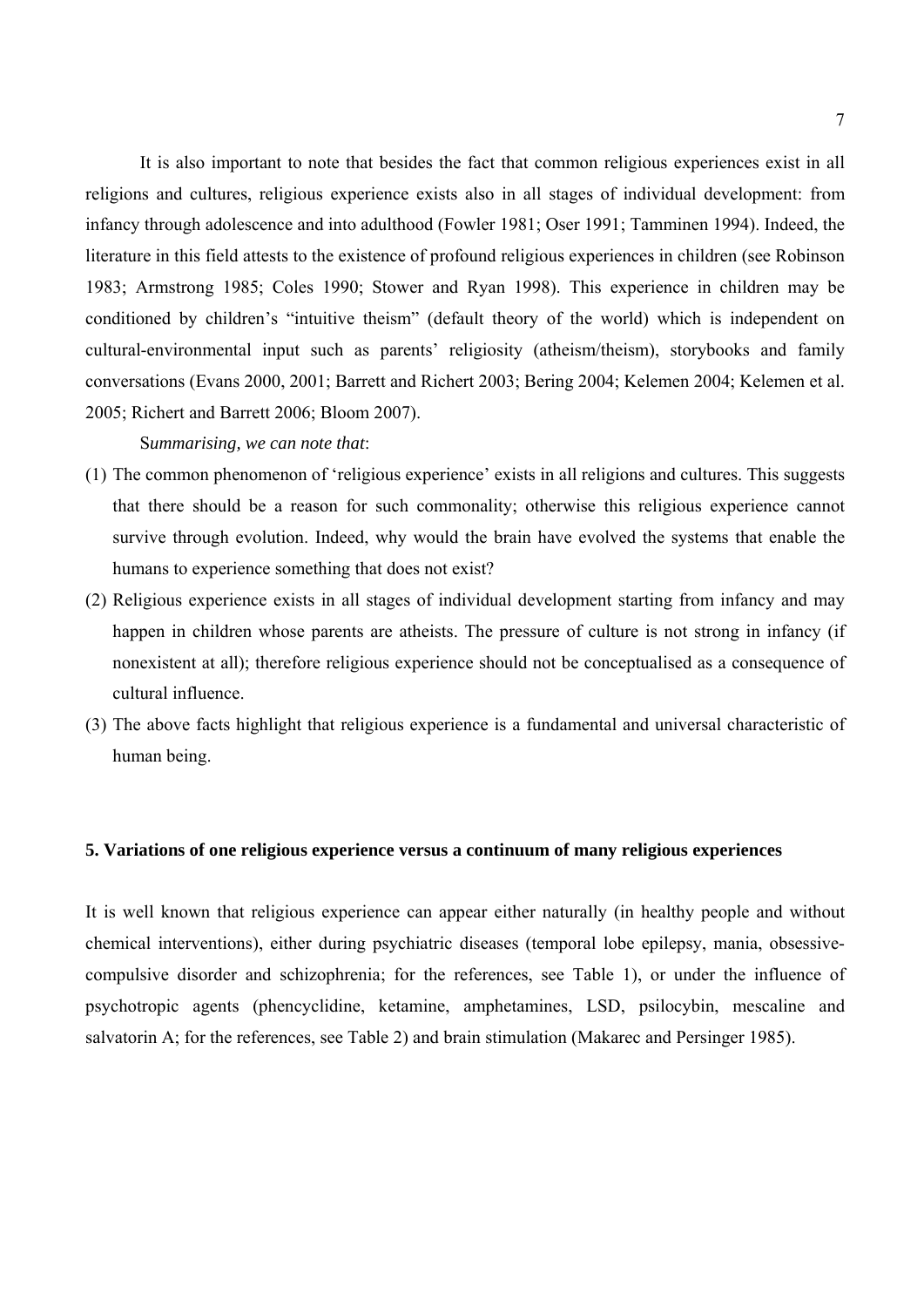It is also important to note that besides the fact that common religious experiences exist in all religions and cultures, religious experience exists also in all stages of individual development: from infancy through adolescence and into adulthood (Fowler 1981; Oser 1991; Tamminen 1994). Indeed, the literature in this field attests to the existence of profound religious experiences in children (see Robinson 1983; Armstrong 1985; Coles 1990; Stower and Ryan 1998). This experience in children may be conditioned by children's "intuitive theism" (default theory of the world) which is independent on cultural-environmental input such as parents' religiosity (atheism/theism), storybooks and family conversations (Evans 2000, 2001; Barrett and Richert 2003; Bering 2004; Kelemen 2004; Kelemen et al. 2005; Richert and Barrett 2006; Bloom 2007).

S*ummarising, we can note that*:

(1) The common phenomenon of 'religious experience' exists in all religions and cultures. This suggests that there should be a reason for such commonality; otherwise this religious experience cannot survive through evolution. Indeed, why would the brain have evolved the systems that enable the humans to experience something that does not exist?

(2) Religious experience exists in all stages of individual development starting from infancy and may happen in children whose parents are atheists. The pressure of culture is not strong in infancy (if nonexistent at all); therefore religious experience should not be conceptualised as a consequence of cultural influence.

(3) The above facts highlight that religious experience is a fundamental and universal characteristic of human being.

## 5. Variations of one religious experience versus a continuum of many religious experiences

It is well known that religious experience can appear either naturally (in healthy people and without chemical interventions), either during psychiatric diseases (temporal lobe epilepsy, mania, obsessive-compulsive disorder and schizophrenia; for the references, see Table 1), or under the influence of psychotropic agents (phencyclidine, ketamine, amphetamines, LSD, psilocybin, mescaline and salvatorin A; for the references, see Table 2) and brain stimulation (Makarec and Persinger 1985).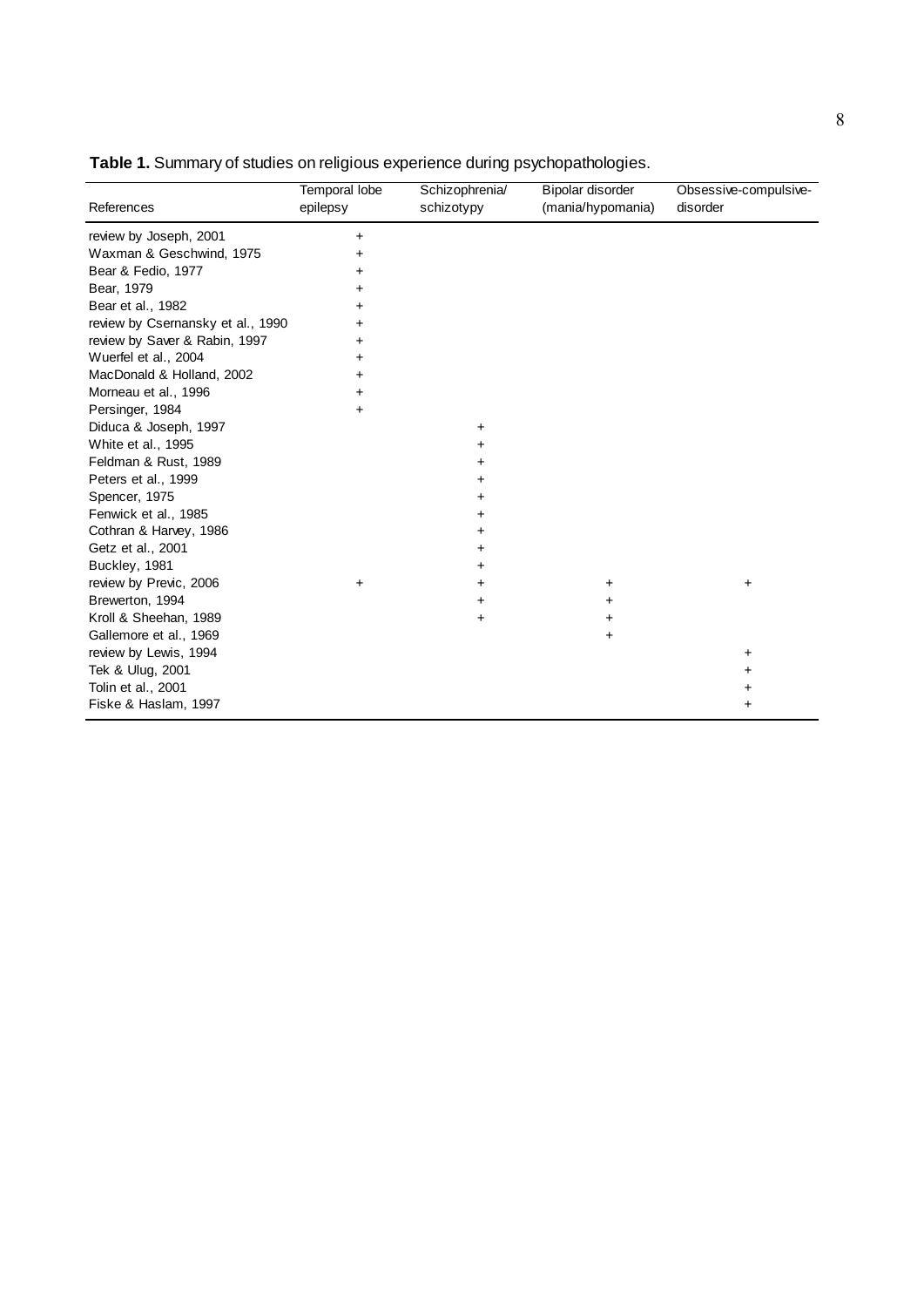**Table 1.** Summary of studies on religious experience during psychopathologies.

| References | Temporal lobe epilepsy | Schizophrenia/ schizotypy | Bipolar disorder (mania/hypomania) | Obsessive-compulsive-disorder |
|---|---|---|---|---|
| review by Joseph, 2001 | + | | | |
| Waxman & Geschwind, 1975 | + | | | |
| Bear & Fedio, 1977 | + | | | |
| Bear, 1979 | + | | | |
| Bear et al., 1982 | + | | | |
| review by Csernansky et al., 1990 | + | | | |
| review by Saver & Rabin, 1997 | + | | | |
| Wuerfel et al., 2004 | + | | | |
| MacDonald & Holland, 2002 | + | | | |
| Morneau et al., 1996 | + | | | |
| Persinger, 1984 | + | | | |
| Diduca & Joseph, 1997 | | + | | |
| White et al., 1995 | | + | | |
| Feldman & Rust, 1989 | | + | | |
| Peters et al., 1999 | | + | | |
| Spencer, 1975 | | + | | |
| Fenwick et al., 1985 | | + | | |
| Cothran & Harvey, 1986 | | + | | |
| Getz et al., 2001 | | + | | |
| Buckley, 1981 | | + | | |
| review by Previc, 2006 | + | + | + | + |
| Brewerton, 1994 | | + | + | |
| Kroll & Sheehan, 1989 | | + | + | |
| Gallemore et al., 1969 | | | + | |
| review by Lewis, 1994 | | | | + |
| Tek & Ulug, 2001 | | | | + |
| Tolin et al., 2001 | | | | + |
| Fiske & Haslam, 1997 | | | | + |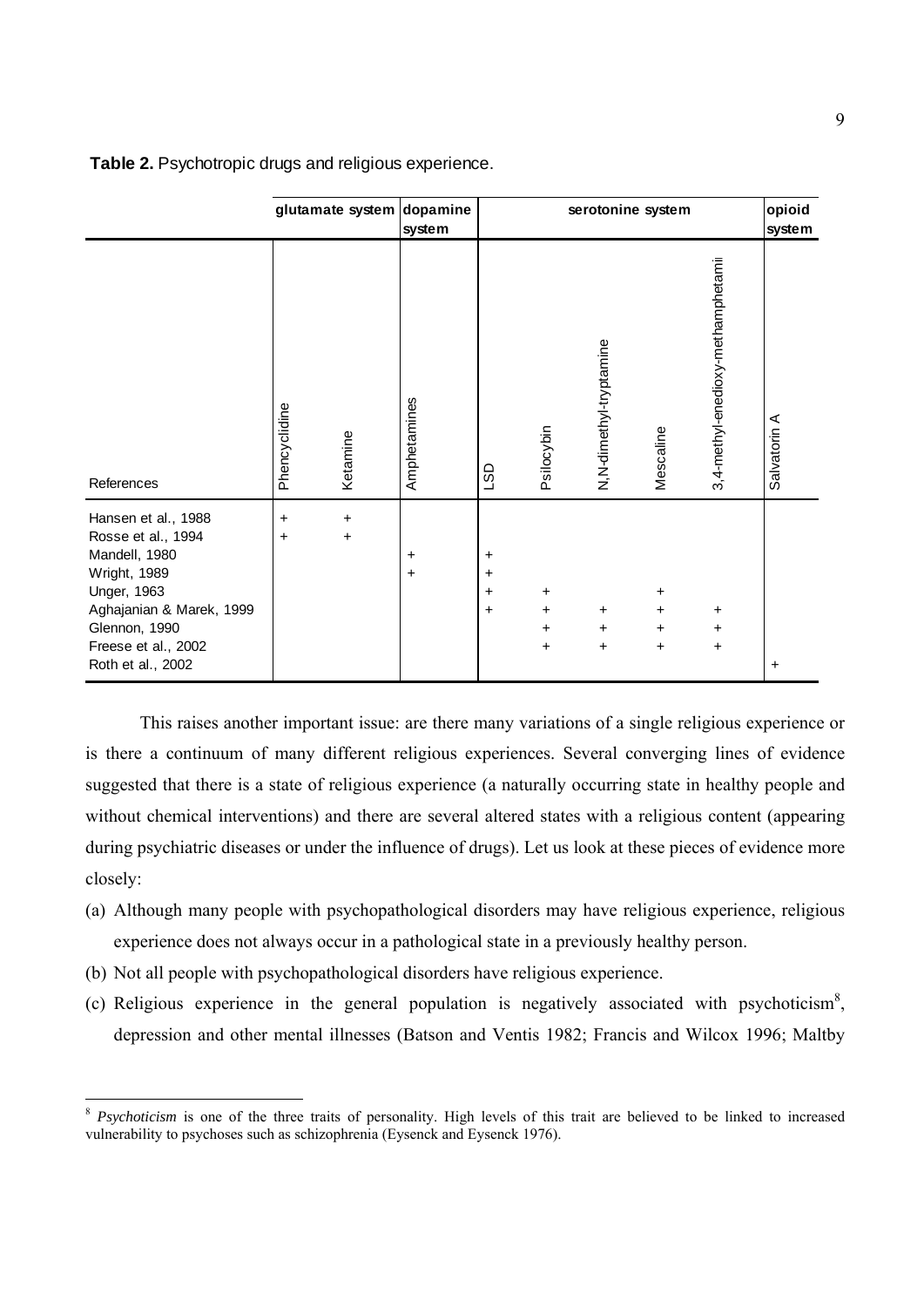**Table 2.** Psychotropic drugs and religious experience.

| | glutamate system | | dopamine system | serotonine system | | | | | opioid system |
|---|---|---|---|---|---|---|---|---|---|
| References | Phencyclidine | Ketamine | Amphetamines | LSD | Psilocybin | N,N-dimethyl-tryptamine | Mescaline | 3,4-methyl-enedioxy-methamphetamii | Salvatorin A |
| Hansen et al., 1988 | + | + | | | | | | | |
| Rosse et al., 1994 | + | + | | | | | | | |
| Mandell, 1980 | | | + | + | | | | | |
| Wright, 1989 | | | + | + | | | | | |
| Unger, 1963 | | | | + | + | | + | | |
| Aghajanian & Marek, 1999 | | | | + | + | + | + | + | |
| Glennon, 1990 | | | | | + | + | + | + | |
| Freese et al., 2002 | | | | | + | + | + | + | |
| Roth et al., 2002 | | | | | | | | | + |

This raises another important issue: are there many variations of a single religious experience or is there a continuum of many different religious experiences. Several converging lines of evidence suggested that there is a state of religious experience (a naturally occurring state in healthy people and without chemical interventions) and there are several altered states with a religious content (appearing during psychiatric diseases or under the influence of drugs). Let us look at these pieces of evidence more closely:

(a) Although many people with psychopathological disorders may have religious experience, religious experience does not always occur in a pathological state in a previously healthy person.

(b) Not all people with psychopathological disorders have religious experience.

(c) Religious experience in the general population is negatively associated with psychoticism[8], depression and other mental illnesses (Batson and Ventis 1982; Francis and Wilcox 1996; Maltby

[8] *Psychoticism* is one of the three traits of personality. High levels of this trait are believed to be linked to increased vulnerability to psychoses such as schizophrenia (Eysenck and Eysenck 1976).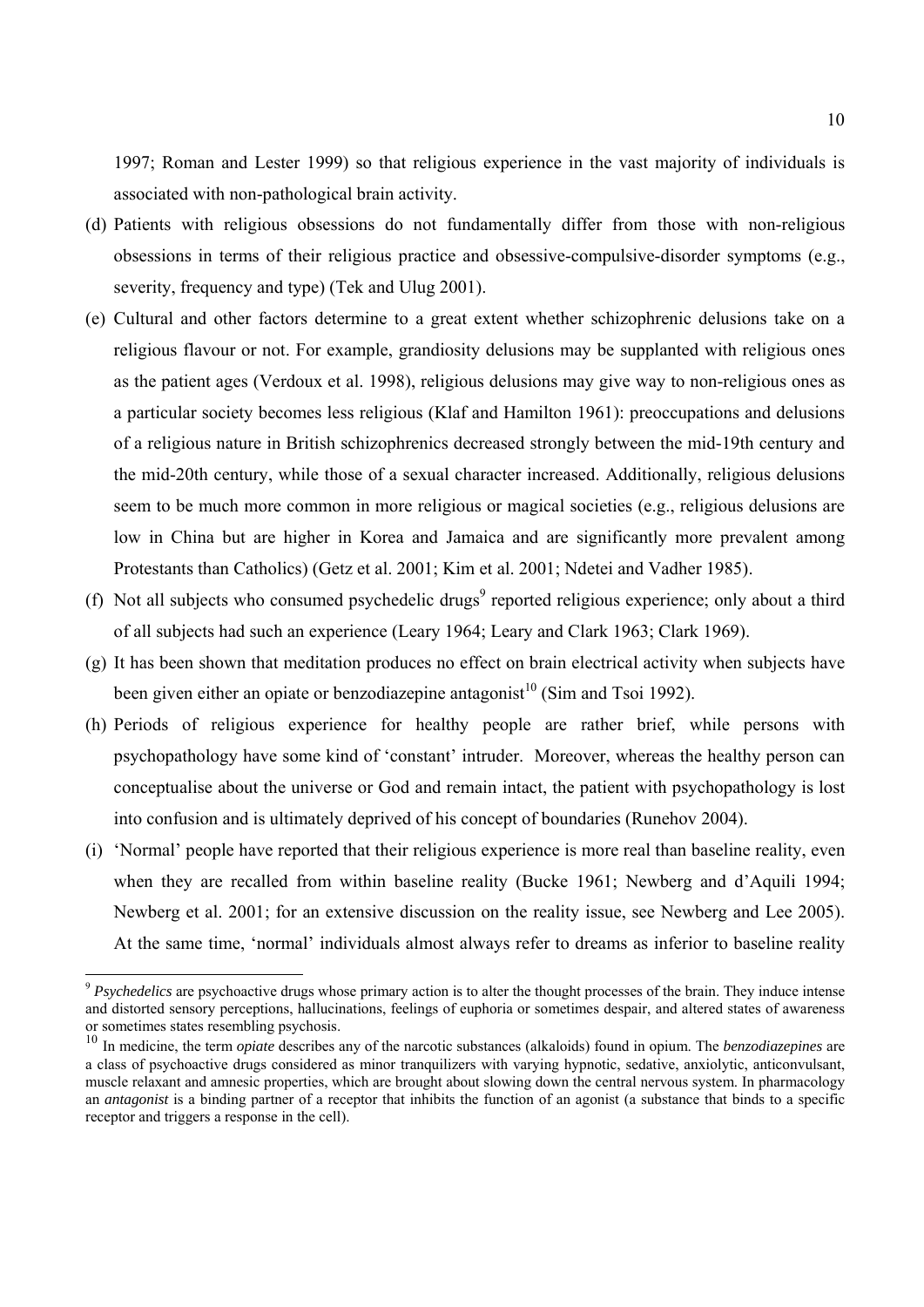1997; Roman and Lester 1999) so that religious experience in the vast majority of individuals is associated with non-pathological brain activity.

(d) Patients with religious obsessions do not fundamentally differ from those with non-religious obsessions in terms of their religious practice and obsessive-compulsive-disorder symptoms (e.g., severity, frequency and type) (Tek and Ulug 2001).

(e) Cultural and other factors determine to a great extent whether schizophrenic delusions take on a religious flavour or not. For example, grandiosity delusions may be supplanted with religious ones as the patient ages (Verdoux et al. 1998), religious delusions may give way to non-religious ones as a particular society becomes less religious (Klaf and Hamilton 1961): preoccupations and delusions of a religious nature in British schizophrenics decreased strongly between the mid-19th century and the mid-20th century, while those of a sexual character increased. Additionally, religious delusions seem to be much more common in more religious or magical societies (e.g., religious delusions are low in China but are higher in Korea and Jamaica and are significantly more prevalent among Protestants than Catholics) (Getz et al. 2001; Kim et al. 2001; Ndetei and Vadher 1985).

(f) Not all subjects who consumed psychedelic drugs[9] reported religious experience; only about a third of all subjects had such an experience (Leary 1964; Leary and Clark 1963; Clark 1969).

(g) It has been shown that meditation produces no effect on brain electrical activity when subjects have been given either an opiate or benzodiazepine antagonist[10] (Sim and Tsoi 1992).

(h) Periods of religious experience for healthy people are rather brief, while persons with psychopathology have some kind of 'constant' intruder. Moreover, whereas the healthy person can conceptualise about the universe or God and remain intact, the patient with psychopathology is lost into confusion and is ultimately deprived of his concept of boundaries (Runehov 2004).

(i) 'Normal' people have reported that their religious experience is more real than baseline reality, even when they are recalled from within baseline reality (Bucke 1961; Newberg and d'Aquili 1994; Newberg et al. 2001; for an extensive discussion on the reality issue, see Newberg and Lee 2005). At the same time, 'normal' individuals almost always refer to dreams as inferior to baseline reality

---

[9] *Psychedelics* are psychoactive drugs whose primary action is to alter the thought processes of the brain. They induce intense and distorted sensory perceptions, hallucinations, feelings of euphoria or sometimes despair, and altered states of awareness or sometimes states resembling psychosis.

[10] In medicine, the term *opiate* describes any of the narcotic substances (alkaloids) found in opium. The *benzodiazepines* are a class of psychoactive drugs considered as minor tranquilizers with varying hypnotic, sedative, anxiolytic, anticonvulsant, muscle relaxant and amnesic properties, which are brought about slowing down the central nervous system. In pharmacology an *antagonist* is a binding partner of a receptor that inhibits the function of an agonist (a substance that binds to a specific receptor and triggers a response in the cell).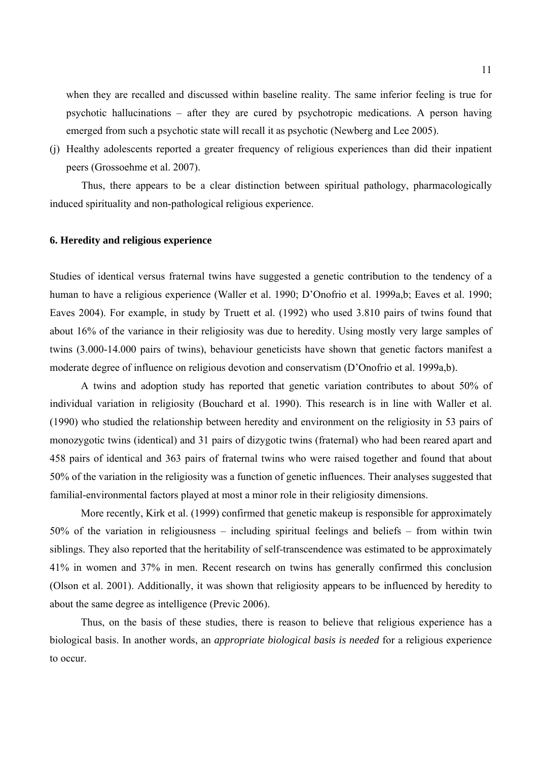when they are recalled and discussed within baseline reality. The same inferior feeling is true for psychotic hallucinations – after they are cured by psychotropic medications. A person having emerged from such a psychotic state will recall it as psychotic (Newberg and Lee 2005).

(j) Healthy adolescents reported a greater frequency of religious experiences than did their inpatient peers (Grossoehme et al. 2007).

Thus, there appears to be a clear distinction between spiritual pathology, pharmacologically induced spirituality and non-pathological religious experience.

### 6. Heredity and religious experience

Studies of identical versus fraternal twins have suggested a genetic contribution to the tendency of a human to have a religious experience (Waller et al. 1990; D'Onofrio et al. 1999a,b; Eaves et al. 1990; Eaves 2004). For example, in study by Truett et al. (1992) who used 3.810 pairs of twins found that about 16% of the variance in their religiosity was due to heredity. Using mostly very large samples of twins (3.000-14.000 pairs of twins), behaviour geneticists have shown that genetic factors manifest a moderate degree of influence on religious devotion and conservatism (D'Onofrio et al. 1999a,b).

A twins and adoption study has reported that genetic variation contributes to about 50% of individual variation in religiosity (Bouchard et al. 1990). This research is in line with Waller et al. (1990) who studied the relationship between heredity and environment on the religiosity in 53 pairs of monozygotic twins (identical) and 31 pairs of dizygotic twins (fraternal) who had been reared apart and 458 pairs of identical and 363 pairs of fraternal twins who were raised together and found that about 50% of the variation in the religiosity was a function of genetic influences. Their analyses suggested that familial-environmental factors played at most a minor role in their religiosity dimensions.

More recently, Kirk et al. (1999) confirmed that genetic makeup is responsible for approximately 50% of the variation in religiousness – including spiritual feelings and beliefs – from within twin siblings. They also reported that the heritability of self-transcendence was estimated to be approximately 41% in women and 37% in men. Recent research on twins has generally confirmed this conclusion (Olson et al. 2001). Additionally, it was shown that religiosity appears to be influenced by heredity to about the same degree as intelligence (Previc 2006).

Thus, on the basis of these studies, there is reason to believe that religious experience has a biological basis. In another words, an *appropriate biological basis is needed* for a religious experience to occur.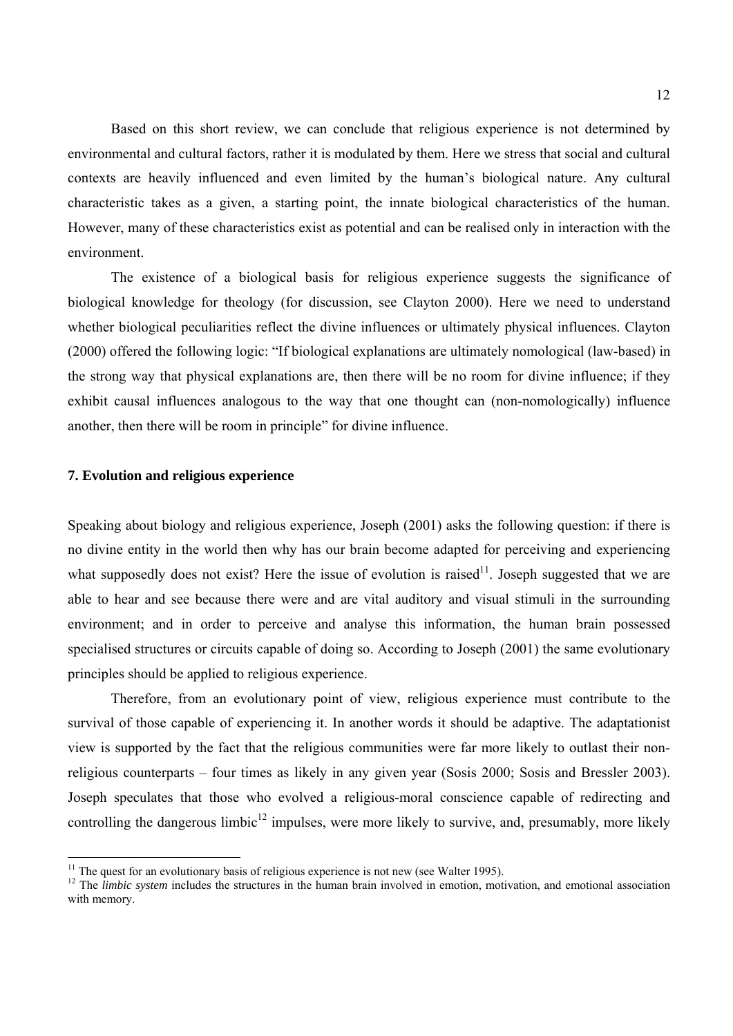Based on this short review, we can conclude that religious experience is not determined by environmental and cultural factors, rather it is modulated by them. Here we stress that social and cultural contexts are heavily influenced and even limited by the human's biological nature. Any cultural characteristic takes as a given, a starting point, the innate biological characteristics of the human. However, many of these characteristics exist as potential and can be realised only in interaction with the environment.

The existence of a biological basis for religious experience suggests the significance of biological knowledge for theology (for discussion, see Clayton 2000). Here we need to understand whether biological peculiarities reflect the divine influences or ultimately physical influences. Clayton (2000) offered the following logic: "If biological explanations are ultimately nomological (law-based) in the strong way that physical explanations are, then there will be no room for divine influence; if they exhibit causal influences analogous to the way that one thought can (non-nomologically) influence another, then there will be room in principle" for divine influence.

### 7. Evolution and religious experience

Speaking about biology and religious experience, Joseph (2001) asks the following question: if there is no divine entity in the world then why has our brain become adapted for perceiving and experiencing what supposedly does not exist? Here the issue of evolution is raised[11]. Joseph suggested that we are able to hear and see because there were and are vital auditory and visual stimuli in the surrounding environment; and in order to perceive and analyse this information, the human brain possessed specialised structures or circuits capable of doing so. According to Joseph (2001) the same evolutionary principles should be applied to religious experience.

Therefore, from an evolutionary point of view, religious experience must contribute to the survival of those capable of experiencing it. In another words it should be adaptive. The adaptationist view is supported by the fact that the religious communities were far more likely to outlast their non-religious counterparts – four times as likely in any given year (Sosis 2000; Sosis and Bressler 2003). Joseph speculates that those who evolved a religious-moral conscience capable of redirecting and controlling the dangerous limbic[12] impulses, were more likely to survive, and, presumably, more likely

[11] The quest for an evolutionary basis of religious experience is not new (see Walter 1995).

[12] The *limbic system* includes the structures in the human brain involved in emotion, motivation, and emotional association with memory.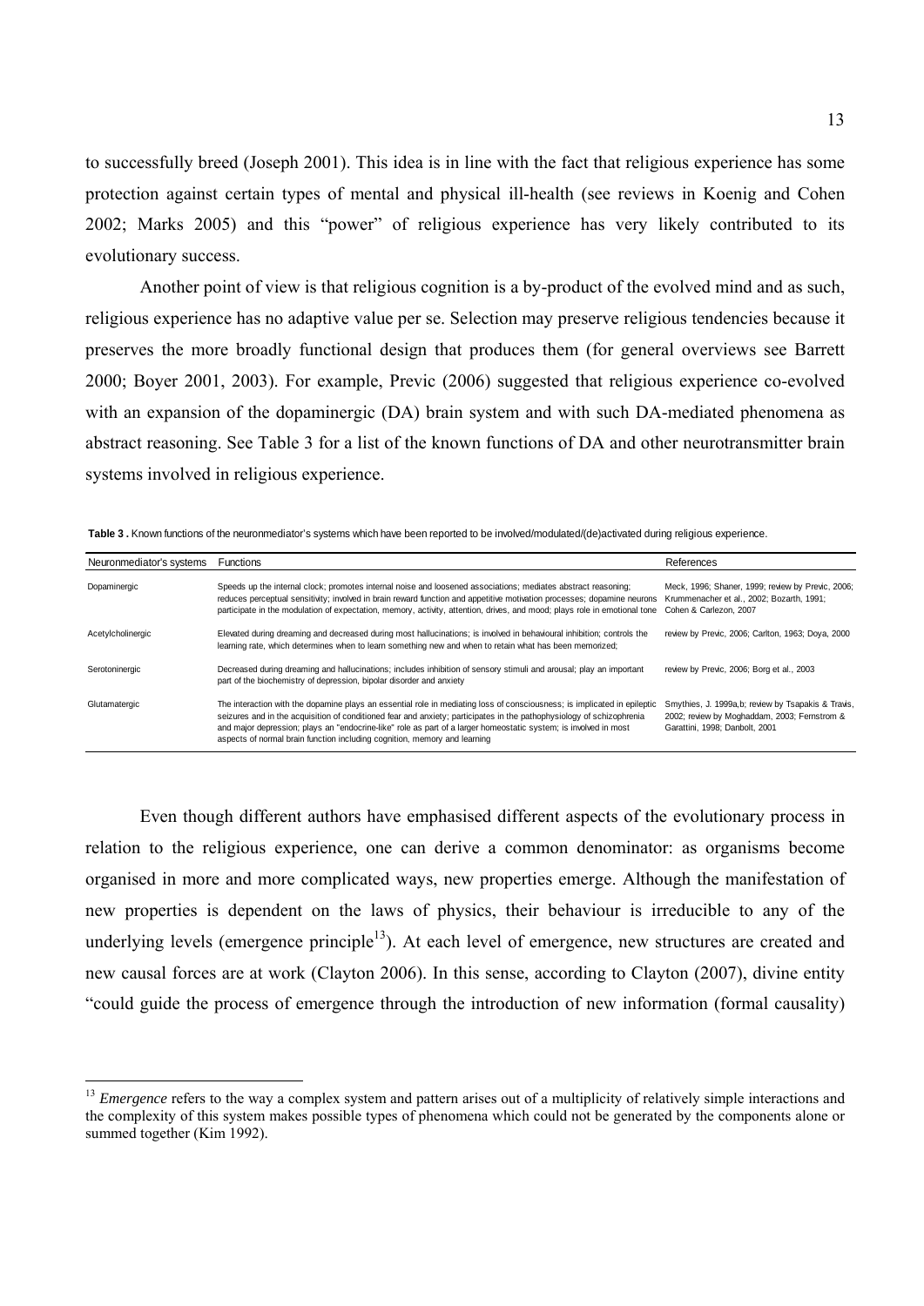to successfully breed (Joseph 2001). This idea is in line with the fact that religious experience has some protection against certain types of mental and physical ill-health (see reviews in Koenig and Cohen 2002; Marks 2005) and this "power" of religious experience has very likely contributed to its evolutionary success.

Another point of view is that religious cognition is a by-product of the evolved mind and as such, religious experience has no adaptive value per se. Selection may preserve religious tendencies because it preserves the more broadly functional design that produces them (for general overviews see Barrett 2000; Boyer 2001, 2003). For example, Previc (2006) suggested that religious experience co-evolved with an expansion of the dopaminergic (DA) brain system and with such DA-mediated phenomena as abstract reasoning. See Table 3 for a list of the known functions of DA and other neurotransmitter brain systems involved in religious experience.

**Table 3 .** Known functions of the neuronmediator's systems which have been reported to be involved/modulated/(de)activated during religious experience.

| Neuronmediator's systems | Functions | References |
|---|---|---|
| Dopaminergic | Speeds up the internal clock; promotes internal noise and loosened associations; mediates abstract reasoning; reduces perceptual sensitivity; involved in brain reward function and appetitive motivation processes; dopamine neurons participate in the modulation of expectation, memory, activity, attention, drives, and mood; plays role in emotional tone | Meck, 1996; Shaner, 1999; review by Previc, 2006; Krummenacher et al., 2002; Bozarth, 1991; Cohen & Carlezon, 2007 |
| Acetylcholinergic | Elevated during dreaming and decreased during most hallucinations; is involved in behavioural inhibition; controls the learning rate, which determines when to learn something new and when to retain what has been memorized; | review by Previc, 2006; Carlton, 1963; Doya, 2000 |
| Serotoninergic | Decreased during dreaming and hallucinations; includes inhibition of sensory stimuli and arousal; play an important part of the biochemistry of depression, bipolar disorder and anxiety | review by Previc, 2006; Borg et al., 2003 |
| Glutamatergic | The interaction with the dopamine plays an essential role in mediating loss of consciousness; is implicated in epileptic seizures and in the acquisition of conditioned fear and anxiety; participates in the pathophysiology of schizophrenia and major depression; plays an "endocrine-like" role as part of a larger homeostatic system; is involved in most aspects of normal brain function including cognition, memory and learning | Smythies, J. 1999a,b; review by Tsapakis & Travis, 2002; review by Moghaddam, 2003; Fernstrom & Garattini, 1998; Danbolt, 2001 |

Even though different authors have emphasised different aspects of the evolutionary process in relation to the religious experience, one can derive a common denominator: as organisms become organised in more and more complicated ways, new properties emerge. Although the manifestation of new properties is dependent on the laws of physics, their behaviour is irreducible to any of the underlying levels (emergence principle[13]). At each level of emergence, new structures are created and new causal forces are at work (Clayton 2006). In this sense, according to Clayton (2007), divine entity "could guide the process of emergence through the introduction of new information (formal causality)

---

[13] *Emergence* refers to the way a complex system and pattern arises out of a multiplicity of relatively simple interactions and the complexity of this system makes possible types of phenomena which could not be generated by the components alone or summed together (Kim 1992).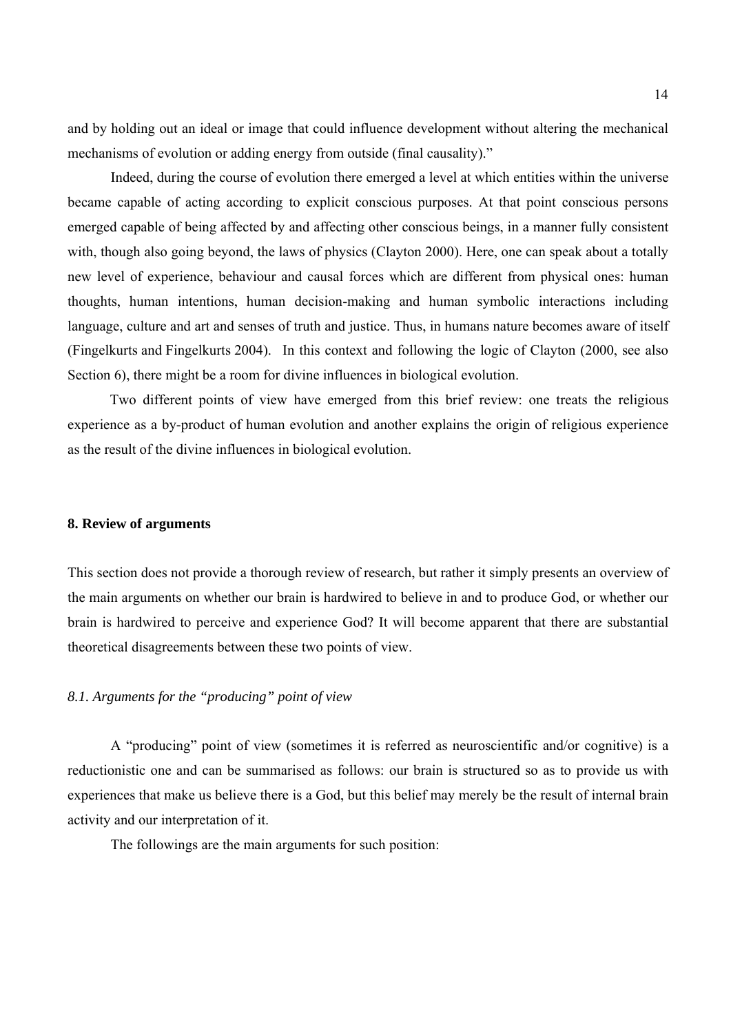and by holding out an ideal or image that could influence development without altering the mechanical mechanisms of evolution or adding energy from outside (final causality)."

Indeed, during the course of evolution there emerged a level at which entities within the universe became capable of acting according to explicit conscious purposes. At that point conscious persons emerged capable of being affected by and affecting other conscious beings, in a manner fully consistent with, though also going beyond, the laws of physics (Clayton 2000). Here, one can speak about a totally new level of experience, behaviour and causal forces which are different from physical ones: human thoughts, human intentions, human decision-making and human symbolic interactions including language, culture and art and senses of truth and justice. Thus, in humans nature becomes aware of itself (Fingelkurts and Fingelkurts 2004). In this context and following the logic of Clayton (2000, see also Section 6), there might be a room for divine influences in biological evolution.

Two different points of view have emerged from this brief review: one treats the religious experience as a by-product of human evolution and another explains the origin of religious experience as the result of the divine influences in biological evolution.

## 8. Review of arguments

This section does not provide a thorough review of research, but rather it simply presents an overview of the main arguments on whether our brain is hardwired to believe in and to produce God, or whether our brain is hardwired to perceive and experience God? It will become apparent that there are substantial theoretical disagreements between these two points of view.

### *8.1. Arguments for the "producing" point of view*

A "producing" point of view (sometimes it is referred as neuroscientific and/or cognitive) is a reductionistic one and can be summarised as follows: our brain is structured so as to provide us with experiences that make us believe there is a God, but this belief may merely be the result of internal brain activity and our interpretation of it.

The followings are the main arguments for such position: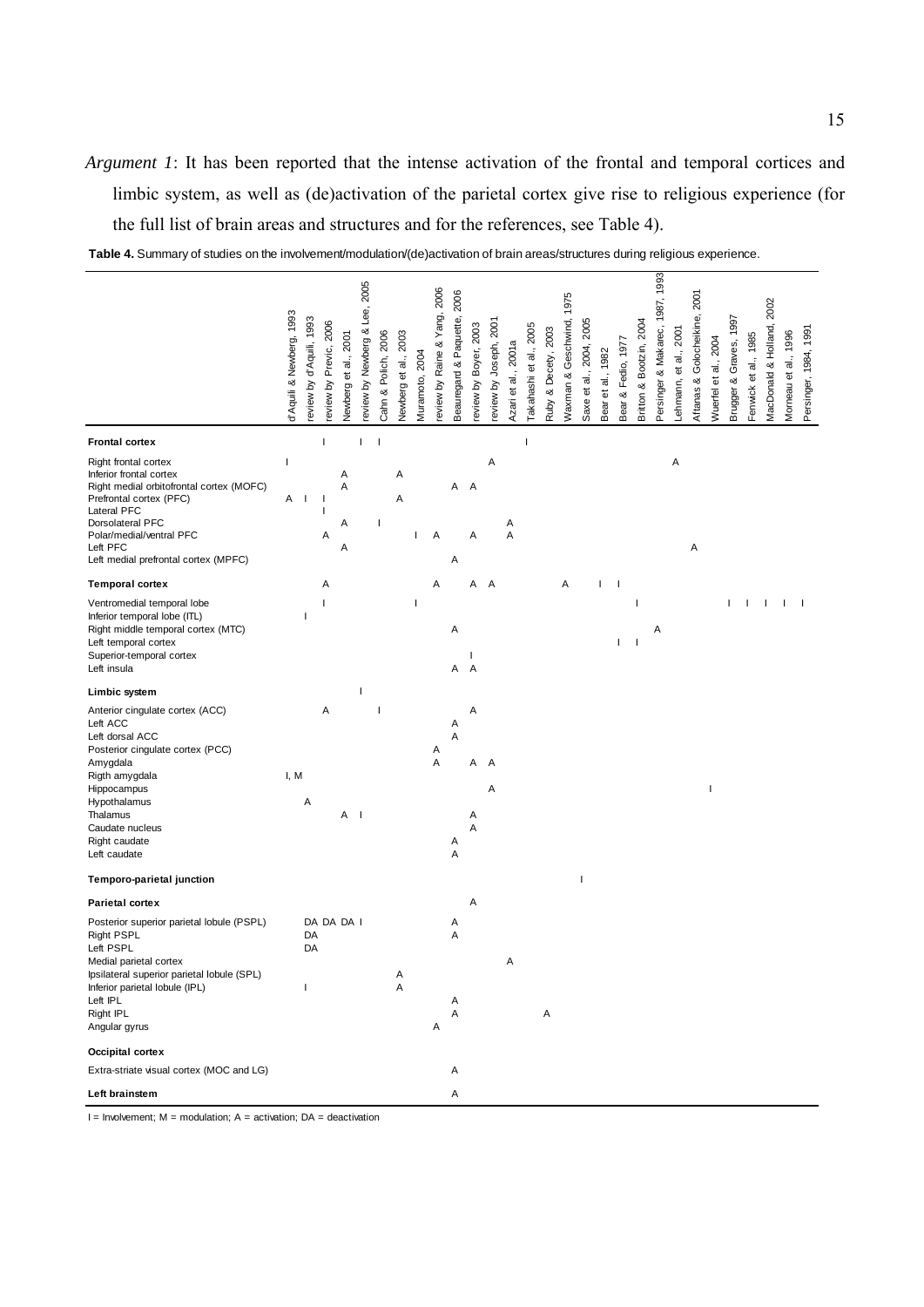*Argument 1*: It has been reported that the intense activation of the frontal and temporal cortices and limbic system, as well as (de)activation of the parietal cortex give rise to religious experience (for the full list of brain areas and structures and for the references, see Table 4).

**Table 4.** Summary of studies on the involvement/modulation/(de)activation of brain areas/structures during religious experience.

| | d'Aquili & Newberg, 1993 | review by d'Aquili, 1993 | review by Previc, 2006 | Newberg et al., 2001 | review by Newberg & Lee, 2005 | Cahn & Polich, 2006 | Newberg et al., 2003 | Muramoto, 2004 | review by Raine & Yang, 2006 | Beauregard & Paquette, 2006 | review by Boyer, 2003 | review by Joseph, 2001 | Azari et al., 2001a | Takahashi et al., 2005 | Ruby & Decety, 2003 | Waxman & Geschwind, 1975 | Saxe et al., 2004, 2005 | Bear et al., 1982 | Bear & Fedio, 1977 | Britton & Bootzin, 2004 | Persinger & Makarec, 1987, 1993 | Lehmann, et al., 2001 | Aftanas & Golocheikine, 2001 | Wuerfel et al., 2004 | Brugger & Graves, 1997 | Fenwick et al., 1985 | MacDonald & Holland, 2002 | Morneau et al., 1996 | Persinger, 1984, 1991 |
|---|---|---|---|---|---|---|---|---|---|---|---|---|---|---|---|---|---|---|---|---|---|---|---|---|---|---|---|---|---|
| **Frontal cortex** | | | I | | I | I | | | | | | | I | | | | | | | | | | | | | | | | |
| Right frontal cortex | I | | | | | | | | | | | A | | | | | | | | | | A | | | | | | | |
| Inferior frontal cortex | | | | A | | | A | | | | | | | | | | | | | | | | | | | | | | |
| Right medial orbitofrontal cortex (MOFC) | | | | A | | | | | | A | A | | | | | | | | | | | | | | | | | | |
| Prefrontal cortex (PFC) | A | I | I | | | | A | | | | | | | | | | | | | | | | | | | | | | |
| Lateral PFC | | | I | | | | | | | | | | | | | | | | | | | | | | | | | | |
| Dorsolateral PFC | | | | A | | I | | | | | | | A | | | | | | | | | | | | | | | | |
| Polar/medial/ventral PFC | | | A | | | | | I | A | | A | | A | | | | | | | | | | | | | | | | |
| Left PFC | | | | A | | | | | | | | | | | | | | | | | | | A | | | | | | |
| Left medial prefrontal cortex (MPFC) | | | | | | | | | | A | | | | | | | | | | | | | | | | | | | |
| **Temporal cortex** | | | A | | | | | | A | | A | A | | | | A | | I | I | | | | | | | | | | |
| Ventromedial temporal lobe | | | I | | | | | I | | | | | | | | | | | | I | | | | | I | I | I | I | I |
| Inferior temporal lobe (ITL) | | I | | | | | | | | | | | | | | | | | | | | | | | | | | | |
| Right middle temporal cortex (MTC) | | | | | | | | | | A | | | | | | | | | | | A | | | | | | | | |
| Left temporal cortex | | | | | | | | | | | | | | | | | | | I | I | | | | | | | | | |
| Superior-temporal cortex | | | | | | | | | | | I | | | | | | | | | | | | | | | | | | |
| Left insula | | | | | | | | | | A | A | | | | | | | | | | | | | | | | | | |
| **Limbic system** | | | | | I | | | | | | | | | | | | | | | | | | | | | | | | |
| Anterior cingulate cortex (ACC) | | | A | | | I | | | | | A | | | | | | | | | | | | | | | | | | |
| Left ACC | | | | | | | | | | A | | | | | | | | | | | | | | | | | | | |
| Left dorsal ACC | | | | | | | | | | A | | | | | | | | | | | | | | | | | | | |
| Posterior cingulate cortex (PCC) | | | | | | | | | A | | | | | | | | | | | | | | | | | | | | |
| Amygdala | | | | | | | | | A | | A | A | | | | | | | | | | | | | | | | | |
| Rigth amygdala | I, M | | | | | | | | | | | | | | | | | | | | | | | | | | | | |
| Hippocampus | | | | | | | | | | | | A | | | | | | | | | | | | I | | | | | |
| Hypothalamus | | A | | | | | | | | | | | | | | | | | | | | | | | | | | | |
| Thalamus | | | | A | I | | | | | | A | | | | | | | | | | | | | | | | | | |
| Caudate nucleus | | | | | | | | | | | A | | | | | | | | | | | | | | | | | | |
| Right caudate | | | | | | | | | | A | | | | | | | | | | | | | | | | | | | |
| Left caudate | | | | | | | | | | A | | | | | | | | | | | | | | | | | | | |
| **Temporo-parietal junction** | | | | | | | | | | | | | | | | | I | | | | | | | | | | | | |
| **Parietal cortex** | | | | | | | | | | | A | | | | | | | | | | | | | | | | | | |
| Posterior superior parietal lobule (PSPL) | | DA | DA | DA | I | | | | | A | | | | | | | | | | | | | | | | | | | |
| Right PSPL | | DA | | | | | | | | A | | | | | | | | | | | | | | | | | | | |
| Left PSPL | | DA | | | | | | | | | | | | | | | | | | | | | | | | | | | |
| Medial parietal cortex | | | | | | | | | | | | | A | | | | | | | | | | | | | | | | |
| Ipsilateral superior parietal lobule (SPL) | | | | | | | A | | | | | | | | | | | | | | | | | | | | | | |
| Inferior parietal lobule (IPL) | | I | | | | | A | | | | | | | | | | | | | | | | | | | | | | |
| Left IPL | | | | | | | | | | A | | | | | | | | | | | | | | | | | | | |
| Right IPL | | | | | | | | | | A | | | | | A | | | | | | | | | | | | | | |
| Angular gyrus | | | | | | | | | A | | | | | | | | | | | | | | | | | | | | |
| **Occipital cortex** | | | | | | | | | | | | | | | | | | | | | | | | | | | | | |
| Extra-striate visual cortex (MOC and LG) | | | | | | | | | | A | | | | | | | | | | | | | | | | | | | |
| **Left brainstem** | | | | | | | | | | A | | | | | | | | | | | | | | | | | | | |

I = Involvement; M = modulation; A = activation; DA = deactivation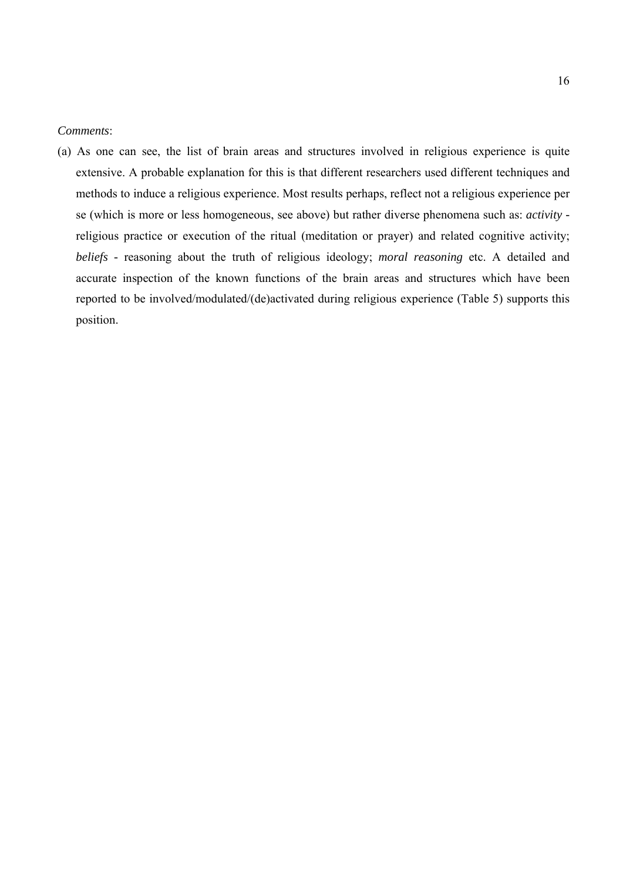*Comments*:

(a) As one can see, the list of brain areas and structures involved in religious experience is quite extensive. A probable explanation for this is that different researchers used different techniques and methods to induce a religious experience. Most results perhaps, reflect not a religious experience per se (which is more or less homogeneous, see above) but rather diverse phenomena such as: *activity* - religious practice or execution of the ritual (meditation or prayer) and related cognitive activity; *beliefs* - reasoning about the truth of religious ideology; *moral reasoning* etc. A detailed and accurate inspection of the known functions of the brain areas and structures which have been reported to be involved/modulated/(de)activated during religious experience (Table 5) supports this position.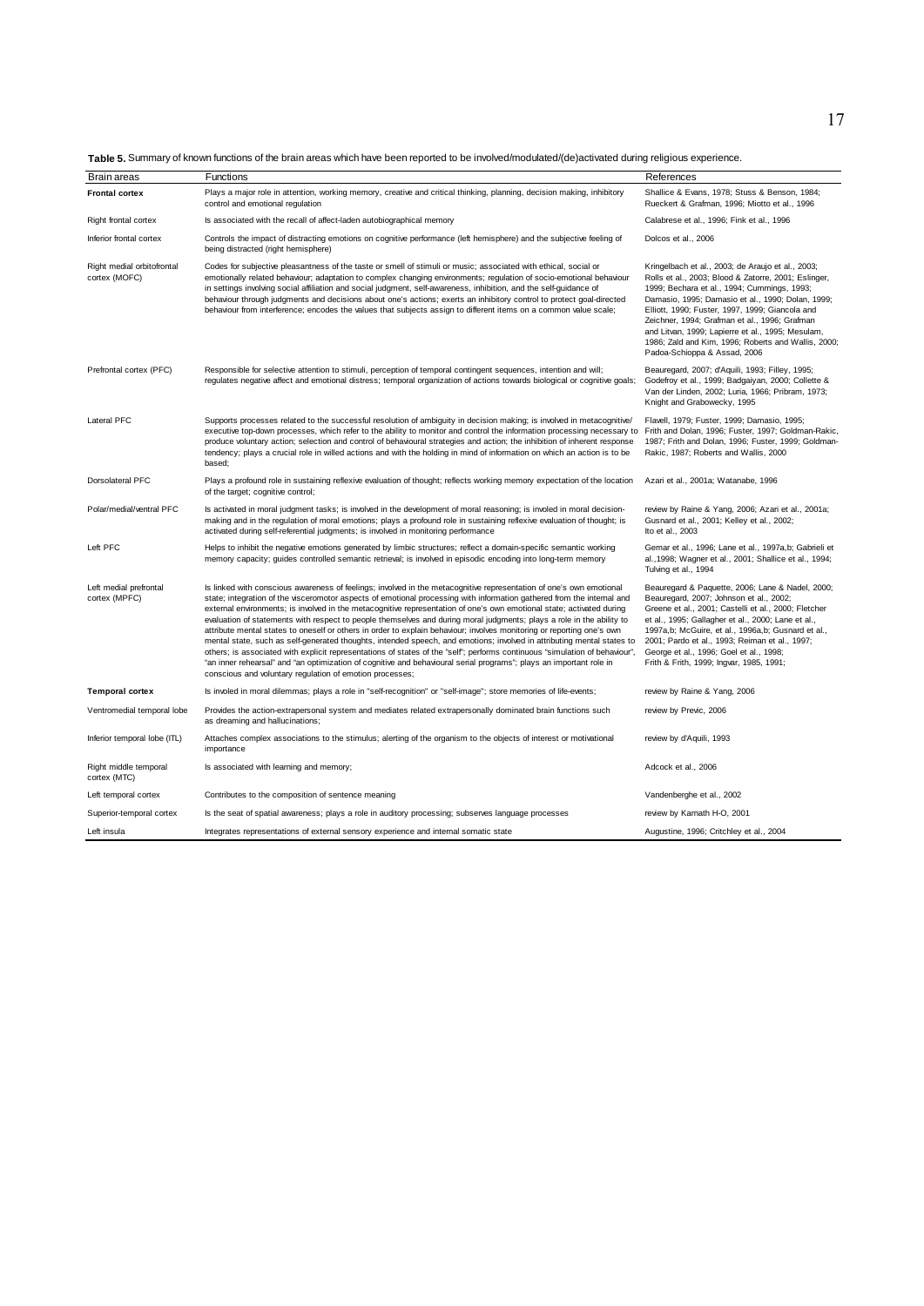**Table 5.** Summary of known functions of the brain areas which have been reported to be involved/modulated/(de)activated during religious experience.

| Brain areas | Functions | References |
|---|---|---|
| **Frontal cortex** | Plays a major role in attention, working memory, creative and critical thinking, planning, decision making, inhibitory control and emotional regulation | Shallice & Evans, 1978; Stuss & Benson, 1984; Rueckert & Grafman, 1996; Miotto et al., 1996 |
| Right frontal cortex | Is associated with the recall of affect-laden autobiographical memory | Calabrese et al., 1996; Fink et al., 1996 |
| Inferior frontal cortex | Controls the impact of distracting emotions on cognitive performance (left hemisphere) and the subjective feeling of being distracted (right hemisphere) | Dolcos et al., 2006 |
| Right medial orbitofrontal cortex (MOFC) | Codes for subjective pleasantness of the taste or smell of stimuli or music; associated with ethical, social or emotionally related behaviour; adaptation to complex changing environments; regulation of socio-emotional behaviour in settings involving social affiliation and social judgment, self-awareness, inhibition, and the self-guidance of behaviour through judgments and decisions about one's actions; exerts an inhibitory control to protect goal-directed behaviour from interference; encodes the values that subjects assign to different items on a common value scale; | Kringelbach et al., 2003; de Araujo et al., 2003; Rolls et al., 2003; Blood & Zatorre, 2001; Eslinger, 1999; Bechara et al., 1994; Cummings, 1993; Damasio, 1995; Damasio et al., 1990; Dolan, 1999; Elliott, 1990; Fuster, 1997, 1999; Giancola and Zeichner, 1994; Grafman et al., 1996; Grafman and Litvan, 1999; Lapierre et al., 1995; Mesulam, 1986; Zald and Kim, 1996; Roberts and Wallis, 2000; Padoa-Schioppa & Assad, 2006 |
| Prefrontal cortex (PFC) | Responsible for selective attention to stimuli, perception of temporal contingent sequences, intention and will; regulates negative affect and emotional distress; temporal organization of actions towards biological or cognitive goals; | Beauregard, 2007; d'Aquili, 1993; Filley, 1995; Godefroy et al., 1999; Badgaiyan, 2000; Collette & Van der Linden, 2002; Luria, 1966; Pribram, 1973; Knight and Grabowecky, 1995 |
| Lateral PFC | Supports processes related to the successful resolution of ambiguity in decision making; is involved in metacognitive/ executive top-down processes, which refer to the ability to monitor and control the information processing necessary to produce voluntary action; selection and control of behavioural strategies and action; the inhibition of inherent response tendency; plays a crucial role in willed actions and with the holding in mind of information on which an action is to be based; | Flavell, 1979; Fuster, 1999; Damasio, 1995; Frith and Dolan, 1996; Fuster, 1997; Goldman-Rakic, 1987; Frith and Dolan, 1996; Fuster, 1999; Goldman-Rakic, 1987; Roberts and Wallis, 2000 |
| Dorsolateral PFC | Plays a profound role in sustaining reflexive evaluation of thought; reflects working memory expectation of the location of the target; cognitive control; | Azari et al., 2001a; Watanabe, 1996 |
| Polar/medial/ventral PFC | Is activated in moral judgment tasks; is involved in the development of moral reasoning; is involed in moral decision-making and in the regulation of moral emotions; plays a profound role in sustaining reflexive evaluation of thought; is activated during self-referential judgments; is involved in monitoring performance | review by Raine & Yang, 2006; Azari et al., 2001a; Gusnard et al., 2001; Kelley et al., 2002; Ito et al., 2003 |
| Left PFC | Helps to inhibit the negative emotions generated by limbic structures; reflect a domain-specific semantic working memory capacity; guides controlled semantic retrieval; is involved in episodic encoding into long-term memory | Gemar et al., 1996; Lane et al., 1997a,b; Gabrieli et al.,1998; Wagner et al., 2001; Shallice et al., 1994; Tulving et al., 1994 |
| Left medial prefrontal cortex (MPFC) | Is linked with conscious awareness of feelings; involved in the metacognitive representation of one's own emotional state; integration of the visceromotor aspects of emotional processing with information gathered from the internal and external environments; is involved in the metacognitive representation of one's own emotional state; activated during evaluation of statements with respect to people themselves and during moral judgments; plays a role in the ability to attribute mental states to oneself or others in order to explain behaviour; involves monitoring or reporting one's own mental state, such as self-generated thoughts, intended speech, and emotions; involved in attributing mental states to others; is associated with explicit representations of states of the "self"; performs continuous "simulation of behaviour", "an inner rehearsal" and "an optimization of cognitive and behavioural serial programs"; plays an important role in conscious and voluntary regulation of emotion processes; | Beauregard & Paquette, 2006; Lane & Nadel, 2000; Beauregard, 2007; Johnson et al., 2002; Greene et al., 2001; Castelli et al., 2000; Fletcher et al., 1995; Gallagher et al., 2000; Lane et al., 1997a,b; McGuire, et al., 1996a,b; Gusnard et al., 2001; Pardo et al., 1993; Reiman et al., 1997; George et al., 1996; Goel et al., 1998; Frith & Frith, 1999; Ingvar, 1985, 1991; |
| **Temporal cortex** | Is involed in moral dilemmas; plays a role in "self-recognition" or "self-image"; store memories of life-events; | review by Raine & Yang, 2006 |
| Ventromedial temporal lobe | Provides the action-extrapersonal system and mediates related extrapersonally dominated brain functions such as dreaming and hallucinations; | review by Previc, 2006 |
| Inferior temporal lobe (ITL) | Attaches complex associations to the stimulus; alerting of the organism to the objects of interest or motivational importance | review by d'Aquili, 1993 |
| Right middle temporal cortex (MTC) | Is associated with learning and memory; | Adcock et al., 2006 |
| Left temporal cortex | Contributes to the composition of sentence meaning | Vandenberghe et al., 2002 |
| Superior-temporal cortex | Is the seat of spatial awareness; plays a role in auditory processing; subserves language processes | review by Karnath H-O, 2001 |
| Left insula | Integrates representations of external sensory experience and internal somatic state | Augustine, 1996; Critchley et al., 2004 |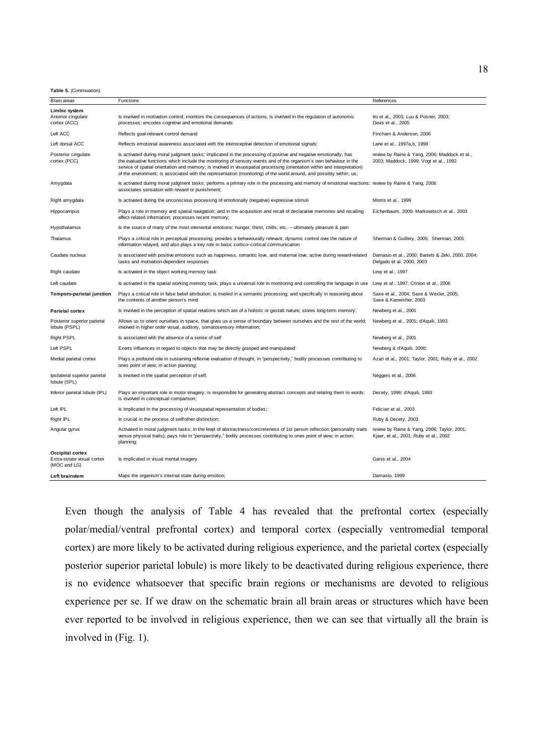**Table 5.** *(Continuation).*

| Brain areas | Functions | References |
|---|---|---|
| **Limbic system** Anterior cingulate cortex (ACC) | Is involved in motivation control; monitors the consequences of actions; is involved in the regulation of autonomic processes; encodes cognitive and emotional demands | Ito et al., 2003; Luu & Posner, 2003; Davis et al., 2005 |
| Left ACC | Reflects goal-relevant control demand | Fincham & Anderson, 2006 |
| Left dorsal ACC | Reflects emotional awareness associated with the interoceptive detection of emotional signals; | Lane et al., 1997a,b, 1998 |
| Posterior cingulate cortex (PCC) | Is activated during moral judgment tasks; implicated in the processing of positive and negative emotionally; has the evaluative functions which include the monitoring of sensory events and of the organism's own behaviour in the service of spatial orientation and memory; is involved in visuospatial processing (orientation within and interpretation) of the environment; is associated with the representation (monitoring) of the world around, and possibly within, us; | review by Raine & Yang, 2006; Maddock et al., 2003; Maddock, 1999; Vogt et al., 1992 |
| Amygdala | Is activated during moral judgment tasks; performs a primary role in the processing and memory of emotional reactions; associates sensation with reward or punishment; | review by Raine & Yang, 2006 |
| Right amygdala | Is activated during the unconscious processing of emotionally (negative) expressive stimuli | Morris et al., 1999 |
| Hippocampus | Plays a role in memory and spatial navigation; and in the acquisition and recall of declarative memories and recalling affect-related information; processes recent memory; | Eichenbaum, 2000; Markowitsch et al., 2003 |
| Hypothalamus | Is the source of many of the most elemental emotions: hunger, thirst, chills, etc. -- ultimately pleasure & pain | |
| Thalamus | Plays a critical role in perceptual processing; provides a behaviourally relevant, dynamic control over the nature of information relayed, and also plays a key role in basic cortico–cortical communication | Sherman & Guillery, 2005; Sherman, 2005 |
| Caudate nucleus | Is associated with positive emotions such as happiness, romantic love, and maternal love; active during reward-related tasks and motivation-dependent responses | Damasio et al., 2000; Bartels & Zeki, 2000, 2004; Delgado et al. 2000, 2003 |
| Right caudate | Is activated in the object working memory task | Levy et al., 1997 |
| Left caudate | Is activated in the spatial working memory task; plays a universal role in monitoring and controlling the language in use | Levy et al., 1997; Crinion et al., 2006 |
| **Temporo-parietal junction** | Plays a critical role in false belief attribution; is involed in a semantic processing; and specifically in reasoning about the contents of another person's mind | Saxe et al., 2004; Saxe & Wexler, 2005; Saxe & Kanwisher, 2003 |
| **Parietal cortex** | Is involved in the perception of spatial relations which are of a holistic or gestalt nature; stores long-term memory; | Newberg et al., 2001 |
| Posterior superior parietal lobule (PSPL) | Allows us to orient ourselves in space, that gives us a sense of boundary between ourselves and the rest of the world; involved in higher order visual, auditory, somatosensory information; | Newberg et al., 2001; d'Aquili, 1993 |
| Right PSPL | Is associated with the absence of a sense of self | Newberg et al., 2001 |
| Left PSPL | Exerts influences in regard to objects that may be directly grasped and manipulated | Newberg & d'Aquili, 2000; |
| Medial parietal cortex | Plays a profound role in sustaining reflexive evaluation of thought; in "perspectivity," bodily processes contributing to ones point of view; in action planning; | Azari et al., 2001; Taylor, 2001; Ruby et al., 2002 |
| Ipsilateral superior parietal lobule (SPL) | Is involved in the spatial perception of self; | Neggers et al., 2006 |
| Inferior parietal lobule (IPL) | Plays an important role in motor imagery; is responsible for generating abstract concepts and relating them to words; is involved in conceptual comparison; | Decety, 1996; d'Aquili, 1993 |
| Left IPL | Is implicated in the processing of visuospatial representation of bodies; | Felician et al., 2003 |
| Right IPL | Is crucial in the process of self/other distinction; | Ruby & Decety, 2003 |
| Angular gyrus | Activated in moral judgment tasks; in the level of abstractness/concreteness of 1st person reflection (personality traits versus physical traits); pays role in "perspectivity," bodily processes contributing to ones point of view; in action; planning; | review by Raine & Yang, 2006; Taylor, 2001; Kjaer, et al., 2001; Ruby et al., 2002 |
| **Occipital cortex** Extra-striate visual cortex (MOC and LG) | Is implicated in visual mental imagery | Ganis et al., 2004 |
| **Left brainstem** | Maps the organism's internal state during emotion; | Damasio, 1999 |

Even though the analysis of Table 4 has revealed that the prefrontal cortex (especially polar/medial/ventral prefrontal cortex) and temporal cortex (especially ventromedial temporal cortex) are more likely to be activated during religious experience, and the parietal cortex (especially posterior superior parietal lobule) is more likely to be deactivated during religious experience, there is no evidence whatsoever that specific brain regions or mechanisms are devoted to religious experience per se. If we draw on the schematic brain all brain areas or structures which have been ever reported to be involved in religious experience, then we can see that virtually all the brain is involved in (Fig. 1).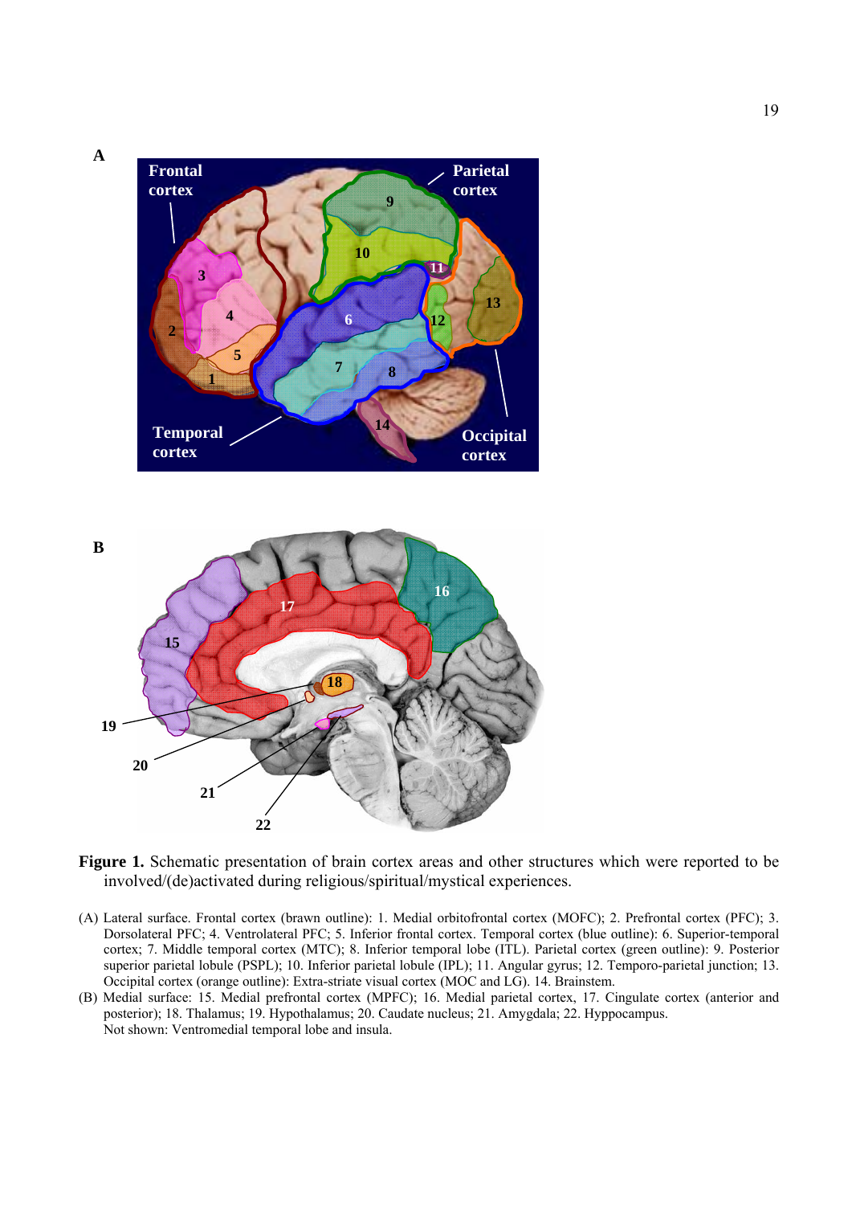**Figure 1.** Schematic presentation of brain cortex areas and other structures which were reported to be involved/(de)activated during religious/spiritual/mystical experiences.

(A) Lateral surface. Frontal cortex (brawn outline): 1. Medial orbitofrontal cortex (MOFC); 2. Prefrontal cortex (PFC); 3. Dorsolateral PFC; 4. Ventrolateral PFC; 5. Inferior frontal cortex. Temporal cortex (blue outline): 6. Superior-temporal cortex; 7. Middle temporal cortex (MTC); 8. Inferior temporal lobe (ITL). Parietal cortex (green outline): 9. Posterior superior parietal lobule (PSPL); 10. Inferior parietal lobule (IPL); 11. Angular gyrus; 12. Temporo-parietal junction; 13. Occipital cortex (orange outline): Extra-striate visual cortex (MOC and LG). 14. Brainstem.

(B) Medial surface: 15. Medial prefrontal cortex (MPFC); 16. Medial parietal cortex, 17. Cingulate cortex (anterior and posterior); 18. Thalamus; 19. Hypothalamus; 20. Caudate nucleus; 21. Amygdala; 22. Hyppocampus.
Not shown: Ventromedial temporal lobe and insula.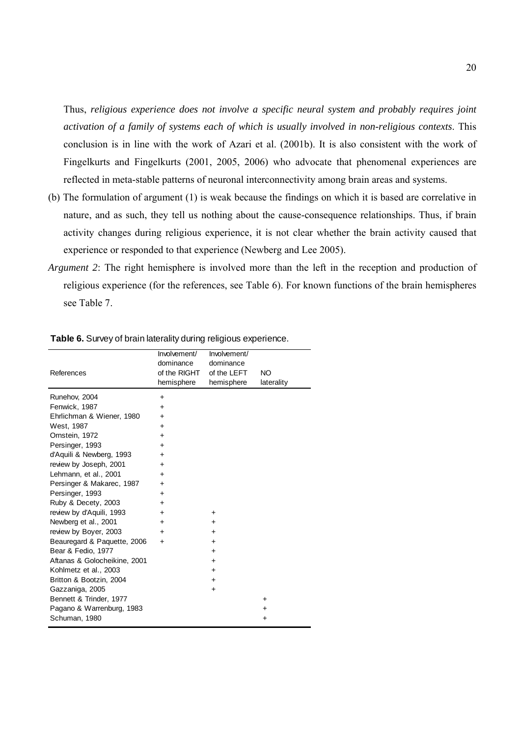Thus, *religious experience does not involve a specific neural system and probably requires joint activation of a family of systems each of which is usually involved in non-religious contexts*. This conclusion is in line with the work of Azari et al. (2001b). It is also consistent with the work of Fingelkurts and Fingelkurts (2001, 2005, 2006) who advocate that phenomenal experiences are reflected in meta-stable patterns of neuronal interconnectivity among brain areas and systems.

(b) The formulation of argument (1) is weak because the findings on which it is based are correlative in nature, and as such, they tell us nothing about the cause-consequence relationships. Thus, if brain activity changes during religious experience, it is not clear whether the brain activity caused that experience or responded to that experience (Newberg and Lee 2005).

*Argument 2*: The right hemisphere is involved more than the left in the reception and production of religious experience (for the references, see Table 6). For known functions of the brain hemispheres see Table 7.

**Table 6.** Survey of brain laterality during religious experience.

| References | Involvement/ dominance of the RIGHT hemisphere | Involvement/ dominance of the LEFT hemisphere | NO laterality |
|---|---|---|---|
| Runehov, 2004 | + | | |
| Fenwick, 1987 | + | | |
| Ehrlichman & Wiener, 1980 | + | | |
| West, 1987 | + | | |
| Ornstein, 1972 | + | | |
| Persinger, 1993 | + | | |
| d'Aquili & Newberg, 1993 | + | | |
| review by Joseph, 2001 | + | | |
| Lehmann, et al., 2001 | + | | |
| Persinger & Makarec, 1987 | + | | |
| Persinger, 1993 | + | | |
| Ruby & Decety, 2003 | + | | |
| review by d'Aquili, 1993 | + | + | |
| Newberg et al., 2001 | + | + | |
| review by Boyer, 2003 | + | + | |
| Beauregard & Paquette, 2006 | + | + | |
| Bear & Fedio, 1977 | | + | |
| Aftanas & Golocheikine, 2001 | | + | |
| Kohlmetz et al., 2003 | | + | |
| Britton & Bootzin, 2004 | | + | |
| Gazzaniga, 2005 | | + | |
| Bennett & Trinder, 1977 | | | + |
| Pagano & Warrenburg, 1983 | | | + |
| Schuman, 1980 | | | + |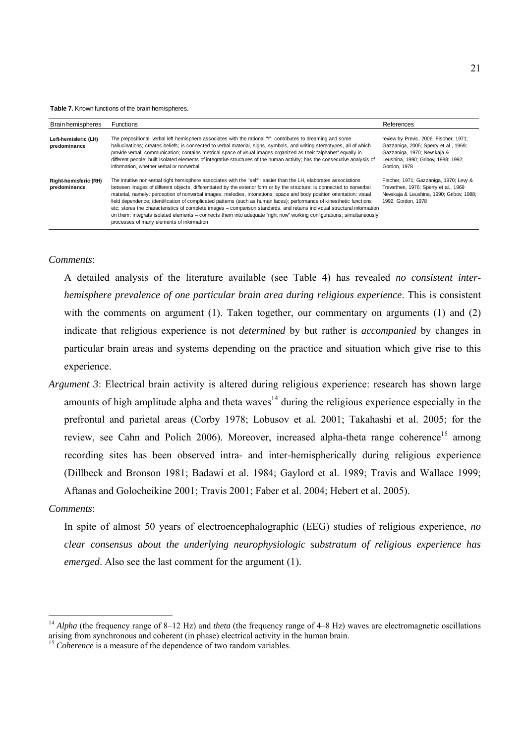**Table 7.** Known functions of the brain hemispheres.

| Brain hemispheres | Functions | References |
|---|---|---|
| **Left-hemisferic (LH) predominance** | The prepositional, verbal left hemisphere associates with the rational "I"; contributes to dreaming and some hallucinations; creates beliefs; is connected to verbal material, signs, symbols, and writing stereotypes, all of which provide verbal communication; contains metrical space of visual images organized as their "alphabet" equally in different people; built isolated elements of integrative structures of the human activity; has the consecutive analysis of information, whether verbal or nonverbal | review by Previc, 2006; Fischer, 1971; Gazzaniga, 2005; Sperry et al., 1969; Gazzaniga, 1970; Nevskaja & Leushina, 1990; Gribov, 1988; 1992; Gordon, 1978 |
| **Right-hemisferic (RH) predominance** | The intuitive non-verbal right hemisphere associates with the "self"; easier than the LH, elaborates associations between images of different objects, differentiated by the exterior form or by the structure; is connected to nonverbal material, namely: perception of nonverbal images; melodies, intonations; space and body position orientation; visual field dependence; identification of complicated patterns (such as human faces); performance of kinesthetic functions etc; stores the characteristics of complete images – comparison standards, and retains individual structural information on them; integrats isolated elements – connects them into adequate "right now" working configurations; simultaneously processes of many elements of information | Fischer, 1971; Gazzaniga, 1970; Levy & Trevarthen, 1976; Sperry et al., 1969 Nevskaja & Leushina, 1990; Gribov, 1988; 1992; Gordon, 1978 |

*Comments*:

A detailed analysis of the literature available (see Table 4) has revealed *no consistent inter-hemisphere prevalence of one particular brain area during religious experience*. This is consistent with the comments on argument (1). Taken together, our commentary on arguments (1) and (2) indicate that religious experience is not *determined* by but rather is *accompanied* by changes in particular brain areas and systems depending on the practice and situation which give rise to this experience.

*Argument 3*: Electrical brain activity is altered during religious experience: research has shown large amounts of high amplitude alpha and theta waves[14] during the religious experience especially in the prefrontal and parietal areas (Corby 1978; Lobusov et al. 2001; Takahashi et al. 2005; for the review, see Cahn and Polich 2006). Moreover, increased alpha-theta range coherence[15] among recording sites has been observed intra- and inter-hemispherically during religious experience (Dillbeck and Bronson 1981; Badawi et al. 1984; Gaylord et al. 1989; Travis and Wallace 1999; Aftanas and Golocheikine 2001; Travis 2001; Faber et al. 2004; Hebert et al. 2005).

*Comments*:

In spite of almost 50 years of electroencephalographic (EEG) studies of religious experience, *no clear consensus about the underlying neurophysiologic substratum of religious experience has emerged*. Also see the last comment for the argument (1).

---

[14] *Alpha* (the frequency range of 8–12 Hz) and *theta* (the frequency range of 4–8 Hz) waves are electromagnetic oscillations arising from synchronous and coherent (in phase) electrical activity in the human brain.

[15] *Coherence* is a measure of the dependence of two random variables.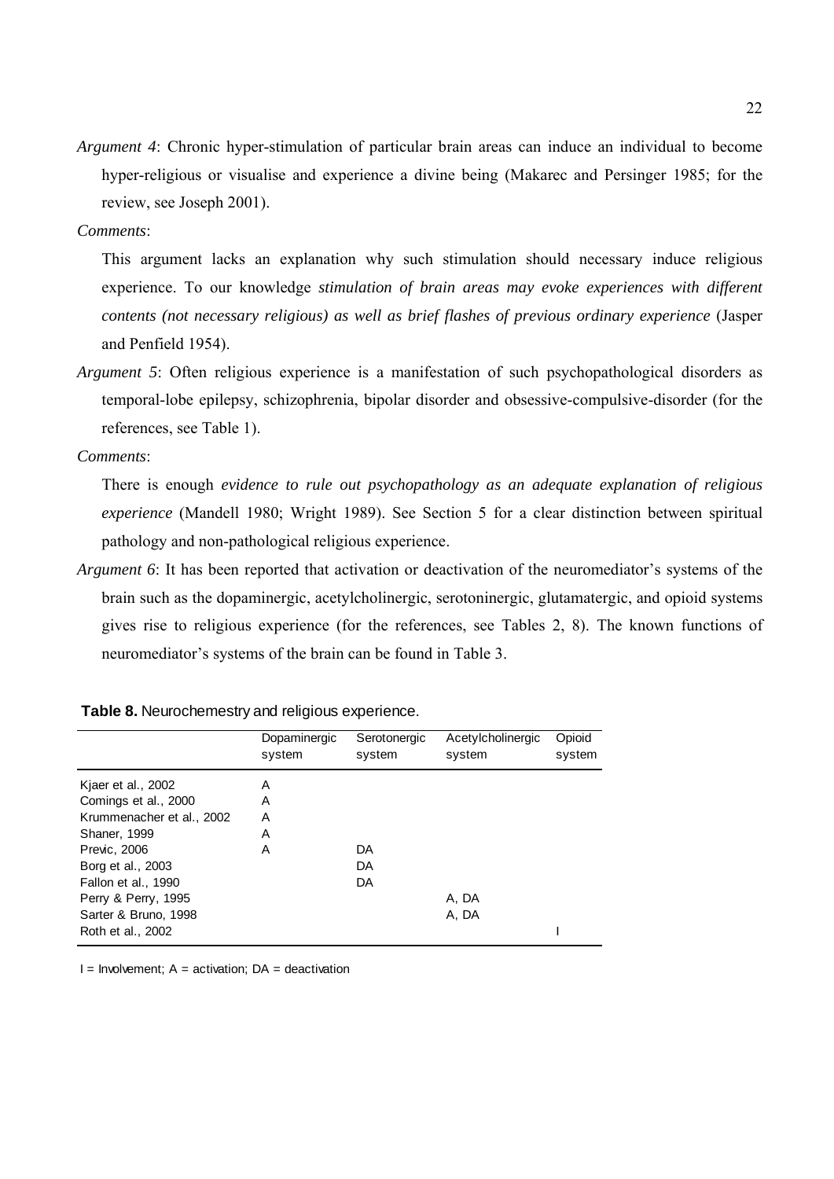*Argument 4*: Chronic hyper-stimulation of particular brain areas can induce an individual to become hyper-religious or visualise and experience a divine being (Makarec and Persinger 1985; for the review, see Joseph 2001).

*Comments*:

This argument lacks an explanation why such stimulation should necessary induce religious experience. To our knowledge *stimulation of brain areas may evoke experiences with different contents (not necessary religious) as well as brief flashes of previous ordinary experience* (Jasper and Penfield 1954).

*Argument 5*: Often religious experience is a manifestation of such psychopathological disorders as temporal-lobe epilepsy, schizophrenia, bipolar disorder and obsessive-compulsive-disorder (for the references, see Table 1).

*Comments*:

There is enough *evidence to rule out psychopathology as an adequate explanation of religious experience* (Mandell 1980; Wright 1989). See Section 5 for a clear distinction between spiritual pathology and non-pathological religious experience.

*Argument 6*: It has been reported that activation or deactivation of the neuromediator's systems of the brain such as the dopaminergic, acetylcholinergic, serotoninergic, glutamatergic, and opioid systems gives rise to religious experience (for the references, see Tables 2, 8). The known functions of neuromediator's systems of the brain can be found in Table 3.

**Table 8.** Neurochemestry and religious experience.

| | Dopaminergic system | Serotonergic system | Acetylcholinergic system | Opioid system |
|---|---|---|---|---|
| Kjaer et al., 2002 | A | | | |
| Comings et al., 2000 | A | | | |
| Krummenacher et al., 2002 | A | | | |
| Shaner, 1999 | A | | | |
| Previc, 2006 | A | DA | | |
| Borg et al., 2003 | | DA | | |
| Fallon et al., 1990 | | DA | | |
| Perry & Perry, 1995 | | | A, DA | |
| Sarter & Bruno, 1998 | | | A, DA | |
| Roth et al., 2002 | | | | I |

I = Involvement; A = activation; DA = deactivation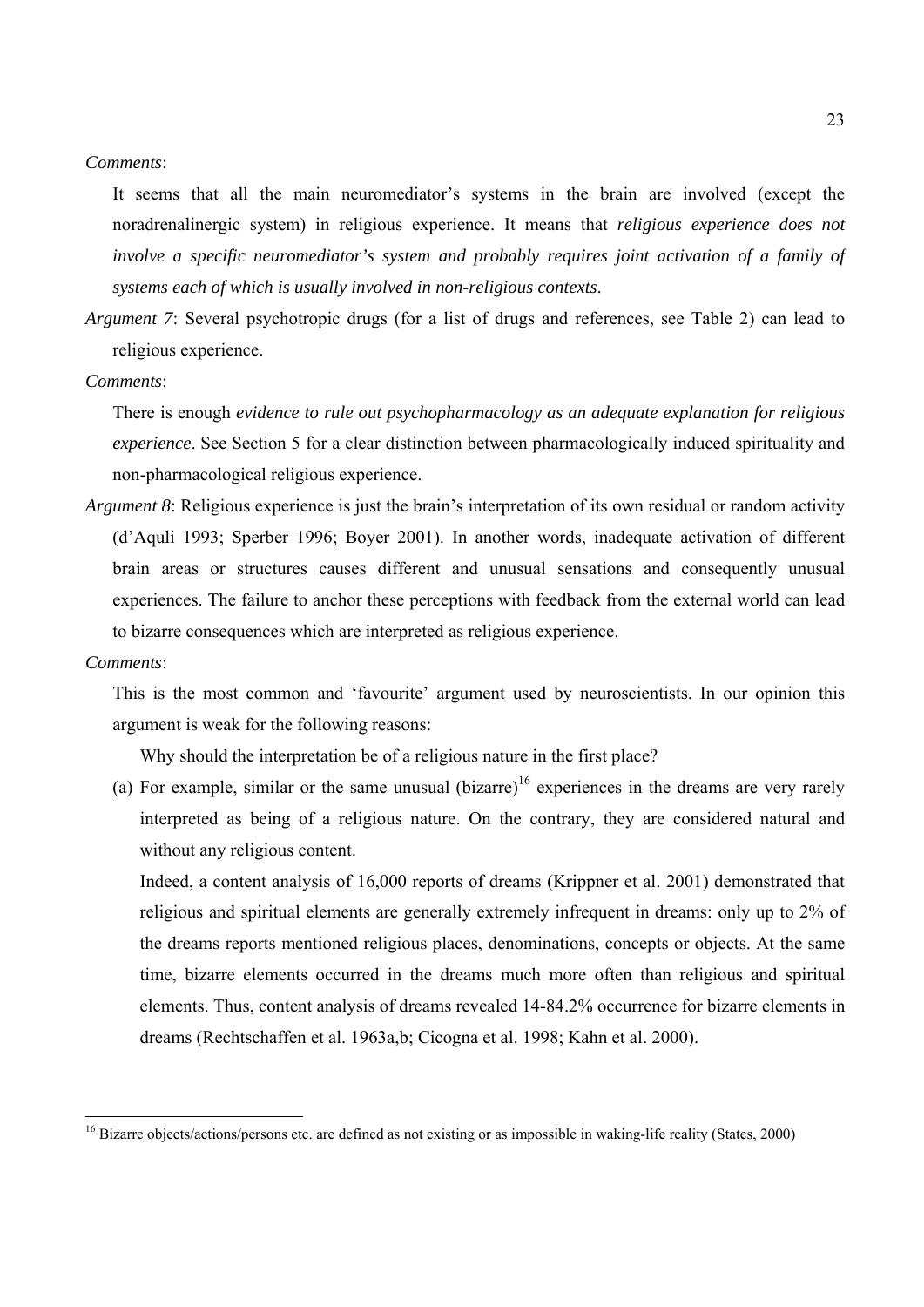*Comments*:

It seems that all the main neuromediator's systems in the brain are involved (except the noradrenalinergic system) in religious experience. It means that *religious experience does not involve a specific neuromediator's system and probably requires joint activation of a family of systems each of which is usually involved in non-religious contexts*.

*Argument 7*: Several psychotropic drugs (for a list of drugs and references, see Table 2) can lead to religious experience.

*Comments*:

There is enough *evidence to rule out psychopharmacology as an adequate explanation for religious experience*. See Section 5 for a clear distinction between pharmacologically induced spirituality and non-pharmacological religious experience.

*Argument 8*: Religious experience is just the brain's interpretation of its own residual or random activity (d'Aquli 1993; Sperber 1996; Boyer 2001). In another words, inadequate activation of different brain areas or structures causes different and unusual sensations and consequently unusual experiences. The failure to anchor these perceptions with feedback from the external world can lead to bizarre consequences which are interpreted as religious experience.

*Comments*:

This is the most common and 'favourite' argument used by neuroscientists. In our opinion this argument is weak for the following reasons:

Why should the interpretation be of a religious nature in the first place?

(a) For example, similar or the same unusual (bizarre)[16] experiences in the dreams are very rarely interpreted as being of a religious nature. On the contrary, they are considered natural and without any religious content.

Indeed, a content analysis of 16,000 reports of dreams (Krippner et al. 2001) demonstrated that religious and spiritual elements are generally extremely infrequent in dreams: only up to 2% of the dreams reports mentioned religious places, denominations, concepts or objects. At the same time, bizarre elements occurred in the dreams much more often than religious and spiritual elements. Thus, content analysis of dreams revealed 14-84.2% occurrence for bizarre elements in dreams (Rechtschaffen et al. 1963a,b; Cicogna et al. 1998; Kahn et al. 2000).

[16] Bizarre objects/actions/persons etc. are defined as not existing or as impossible in waking-life reality (States, 2000)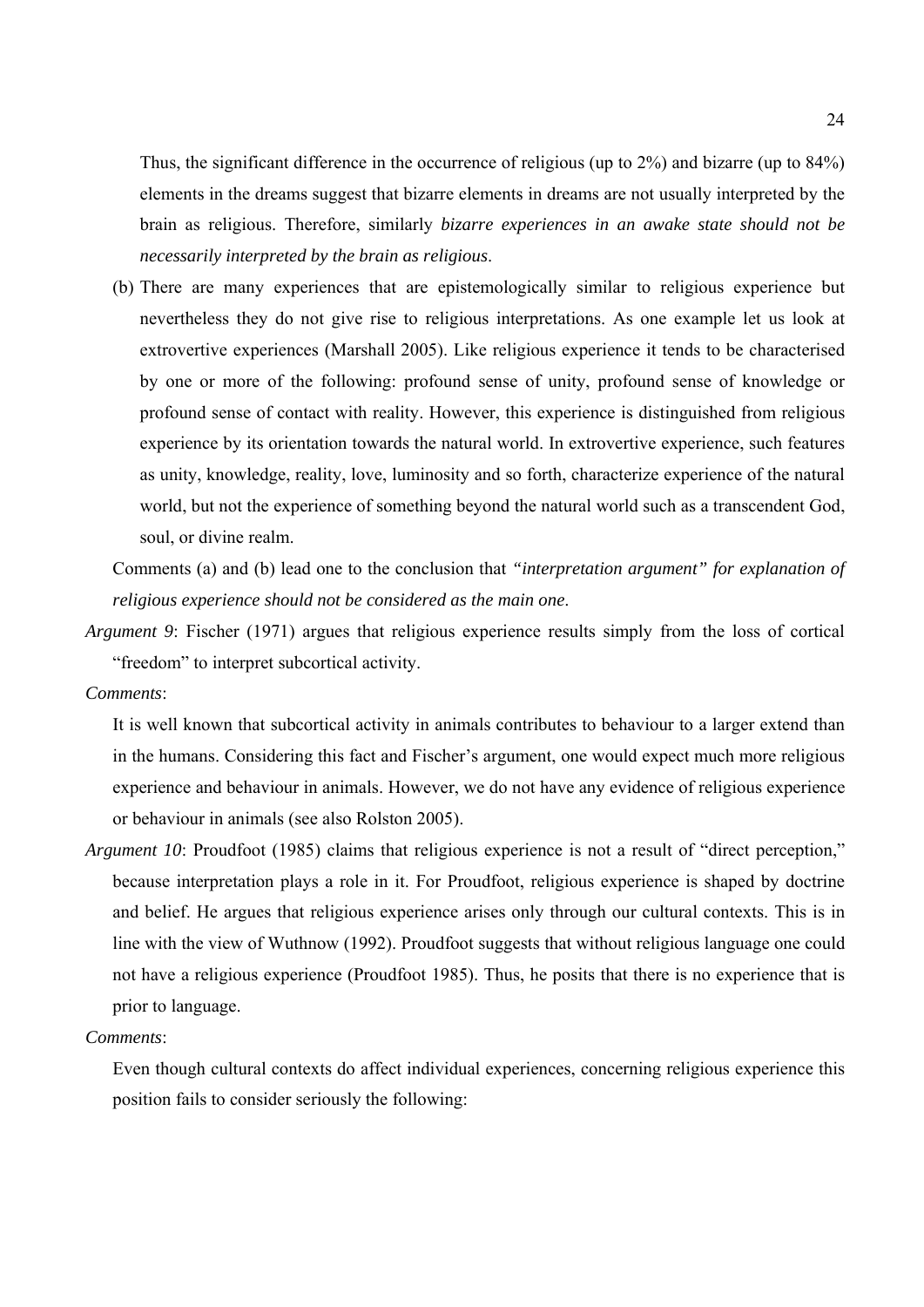Thus, the significant difference in the occurrence of religious (up to 2%) and bizarre (up to 84%) elements in the dreams suggest that bizarre elements in dreams are not usually interpreted by the brain as religious. Therefore, similarly *bizarre experiences in an awake state should not be necessarily interpreted by the brain as religious*.

(b) There are many experiences that are epistemologically similar to religious experience but nevertheless they do not give rise to religious interpretations. As one example let us look at extrovertive experiences (Marshall 2005). Like religious experience it tends to be characterised by one or more of the following: profound sense of unity, profound sense of knowledge or profound sense of contact with reality. However, this experience is distinguished from religious experience by its orientation towards the natural world. In extrovertive experience, such features as unity, knowledge, reality, love, luminosity and so forth, characterize experience of the natural world, but not the experience of something beyond the natural world such as a transcendent God, soul, or divine realm.

Comments (a) and (b) lead one to the conclusion that *"interpretation argument" for explanation of religious experience should not be considered as the main one*.

*Argument 9*: Fischer (1971) argues that religious experience results simply from the loss of cortical "freedom" to interpret subcortical activity.

*Comments*:

It is well known that subcortical activity in animals contributes to behaviour to a larger extend than in the humans. Considering this fact and Fischer's argument, one would expect much more religious experience and behaviour in animals. However, we do not have any evidence of religious experience or behaviour in animals (see also Rolston 2005).

*Argument 10*: Proudfoot (1985) claims that religious experience is not a result of "direct perception," because interpretation plays a role in it. For Proudfoot, religious experience is shaped by doctrine and belief. He argues that religious experience arises only through our cultural contexts. This is in line with the view of Wuthnow (1992). Proudfoot suggests that without religious language one could not have a religious experience (Proudfoot 1985). Thus, he posits that there is no experience that is prior to language.

*Comments*:

Even though cultural contexts do affect individual experiences, concerning religious experience this position fails to consider seriously the following: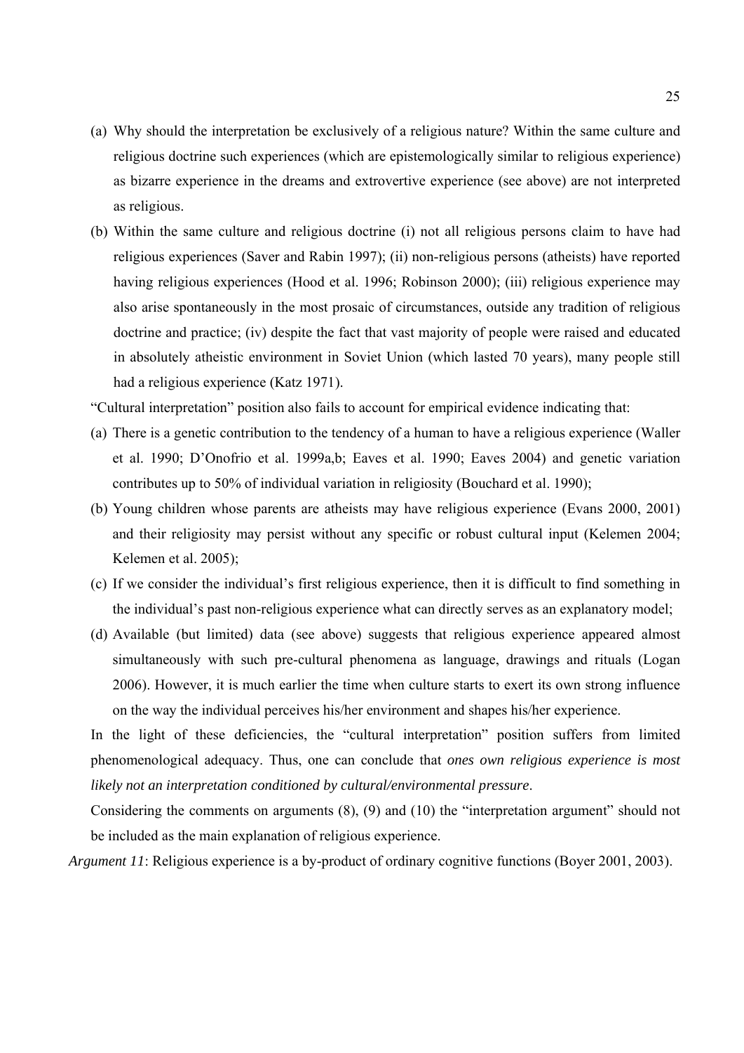(a) Why should the interpretation be exclusively of a religious nature? Within the same culture and religious doctrine such experiences (which are epistemologically similar to religious experience) as bizarre experience in the dreams and extrovertive experience (see above) are not interpreted as religious.

(b) Within the same culture and religious doctrine (i) not all religious persons claim to have had religious experiences (Saver and Rabin 1997); (ii) non-religious persons (atheists) have reported having religious experiences (Hood et al. 1996; Robinson 2000); (iii) religious experience may also arise spontaneously in the most prosaic of circumstances, outside any tradition of religious doctrine and practice; (iv) despite the fact that vast majority of people were raised and educated in absolutely atheistic environment in Soviet Union (which lasted 70 years), many people still had a religious experience (Katz 1971).

"Cultural interpretation" position also fails to account for empirical evidence indicating that:

(a) There is a genetic contribution to the tendency of a human to have a religious experience (Waller et al. 1990; D'Onofrio et al. 1999a,b; Eaves et al. 1990; Eaves 2004) and genetic variation contributes up to 50% of individual variation in religiosity (Bouchard et al. 1990);

(b) Young children whose parents are atheists may have religious experience (Evans 2000, 2001) and their religiosity may persist without any specific or robust cultural input (Kelemen 2004; Kelemen et al. 2005);

(c) If we consider the individual's first religious experience, then it is difficult to find something in the individual's past non-religious experience what can directly serves as an explanatory model;

(d) Available (but limited) data (see above) suggests that religious experience appeared almost simultaneously with such pre-cultural phenomena as language, drawings and rituals (Logan 2006). However, it is much earlier the time when culture starts to exert its own strong influence on the way the individual perceives his/her environment and shapes his/her experience.

In the light of these deficiencies, the "cultural interpretation" position suffers from limited phenomenological adequacy. Thus, one can conclude that *ones own religious experience is most likely not an interpretation conditioned by cultural/environmental pressure*.

Considering the comments on arguments (8), (9) and (10) the "interpretation argument" should not be included as the main explanation of religious experience.

*Argument 11*: Religious experience is a by-product of ordinary cognitive functions (Boyer 2001, 2003).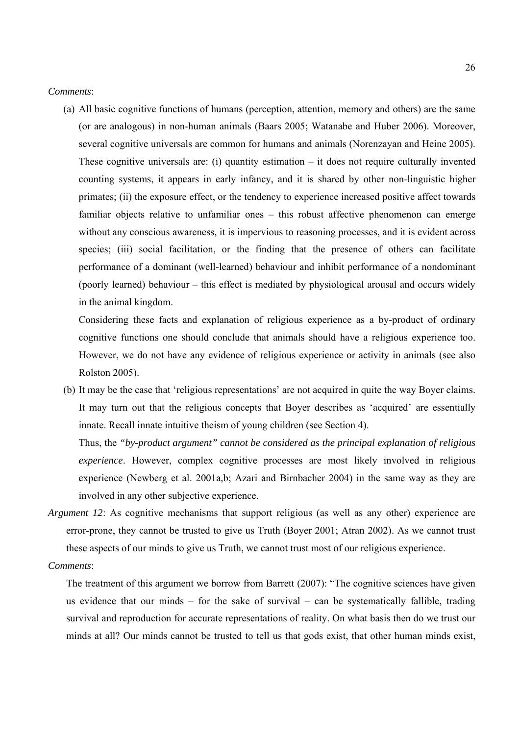*Comments*:

(a) All basic cognitive functions of humans (perception, attention, memory and others) are the same (or are analogous) in non-human animals (Baars 2005; Watanabe and Huber 2006). Moreover, several cognitive universals are common for humans and animals (Norenzayan and Heine 2005). These cognitive universals are: (i) quantity estimation – it does not require culturally invented counting systems, it appears in early infancy, and it is shared by other non-linguistic higher primates; (ii) the exposure effect, or the tendency to experience increased positive affect towards familiar objects relative to unfamiliar ones – this robust affective phenomenon can emerge without any conscious awareness, it is impervious to reasoning processes, and it is evident across species; (iii) social facilitation, or the finding that the presence of others can facilitate performance of a dominant (well-learned) behaviour and inhibit performance of a nondominant (poorly learned) behaviour – this effect is mediated by physiological arousal and occurs widely in the animal kingdom.

Considering these facts and explanation of religious experience as a by-product of ordinary cognitive functions one should conclude that animals should have a religious experience too. However, we do not have any evidence of religious experience or activity in animals (see also Rolston 2005).

(b) It may be the case that 'religious representations' are not acquired in quite the way Boyer claims. It may turn out that the religious concepts that Boyer describes as 'acquired' are essentially innate. Recall innate intuitive theism of young children (see Section 4).

Thus, the *"by-product argument" cannot be considered as the principal explanation of religious experience*. However, complex cognitive processes are most likely involved in religious experience (Newberg et al. 2001a,b; Azari and Birnbacher 2004) in the same way as they are involved in any other subjective experience.

*Argument 12*: As cognitive mechanisms that support religious (as well as any other) experience are error-prone, they cannot be trusted to give us Truth (Boyer 2001; Atran 2002). As we cannot trust these aspects of our minds to give us Truth, we cannot trust most of our religious experience.

*Comments*:

The treatment of this argument we borrow from Barrett (2007): "The cognitive sciences have given us evidence that our minds – for the sake of survival – can be systematically fallible, trading survival and reproduction for accurate representations of reality. On what basis then do we trust our minds at all? Our minds cannot be trusted to tell us that gods exist, that other human minds exist,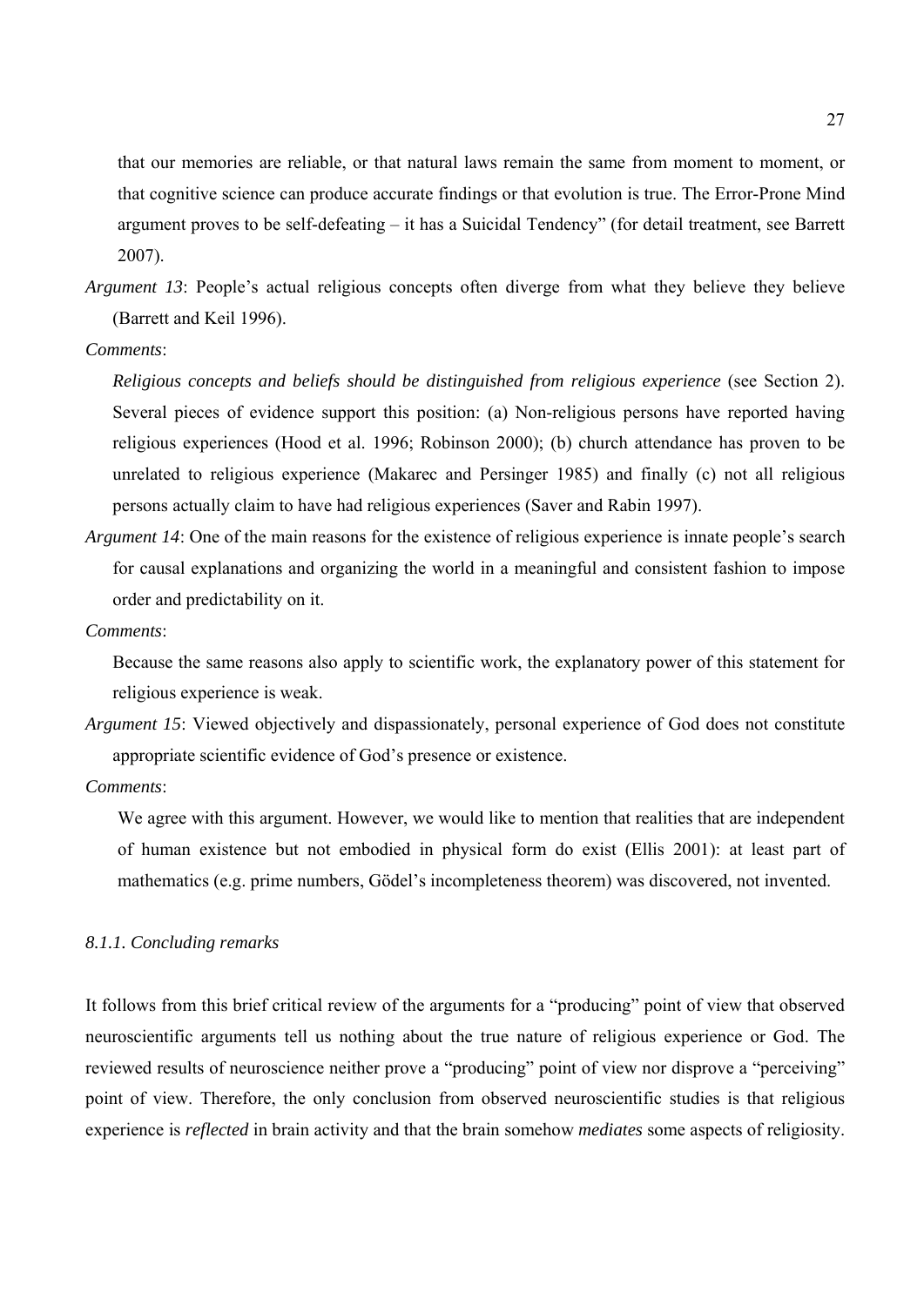that our memories are reliable, or that natural laws remain the same from moment to moment, or that cognitive science can produce accurate findings or that evolution is true. The Error-Prone Mind argument proves to be self-defeating – it has a Suicidal Tendency" (for detail treatment, see Barrett 2007).

*Argument 13*: People's actual religious concepts often diverge from what they believe they believe (Barrett and Keil 1996).

*Comments*:

*Religious concepts and beliefs should be distinguished from religious experience* (see Section 2). Several pieces of evidence support this position: (a) Non-religious persons have reported having religious experiences (Hood et al. 1996; Robinson 2000); (b) church attendance has proven to be unrelated to religious experience (Makarec and Persinger 1985) and finally (c) not all religious persons actually claim to have had religious experiences (Saver and Rabin 1997).

*Argument 14*: One of the main reasons for the existence of religious experience is innate people's search for causal explanations and organizing the world in a meaningful and consistent fashion to impose order and predictability on it.

*Comments*:

Because the same reasons also apply to scientific work, the explanatory power of this statement for religious experience is weak.

*Argument 15*: Viewed objectively and dispassionately, personal experience of God does not constitute appropriate scientific evidence of God's presence or existence.

*Comments*:

We agree with this argument. However, we would like to mention that realities that are independent of human existence but not embodied in physical form do exist (Ellis 2001): at least part of mathematics (e.g. prime numbers, Gödel's incompleteness theorem) was discovered, not invented.

#### *8.1.1. Concluding remarks*

It follows from this brief critical review of the arguments for a "producing" point of view that observed neuroscientific arguments tell us nothing about the true nature of religious experience or God. The reviewed results of neuroscience neither prove a "producing" point of view nor disprove a "perceiving" point of view. Therefore, the only conclusion from observed neuroscientific studies is that religious experience is *reflected* in brain activity and that the brain somehow *mediates* some aspects of religiosity.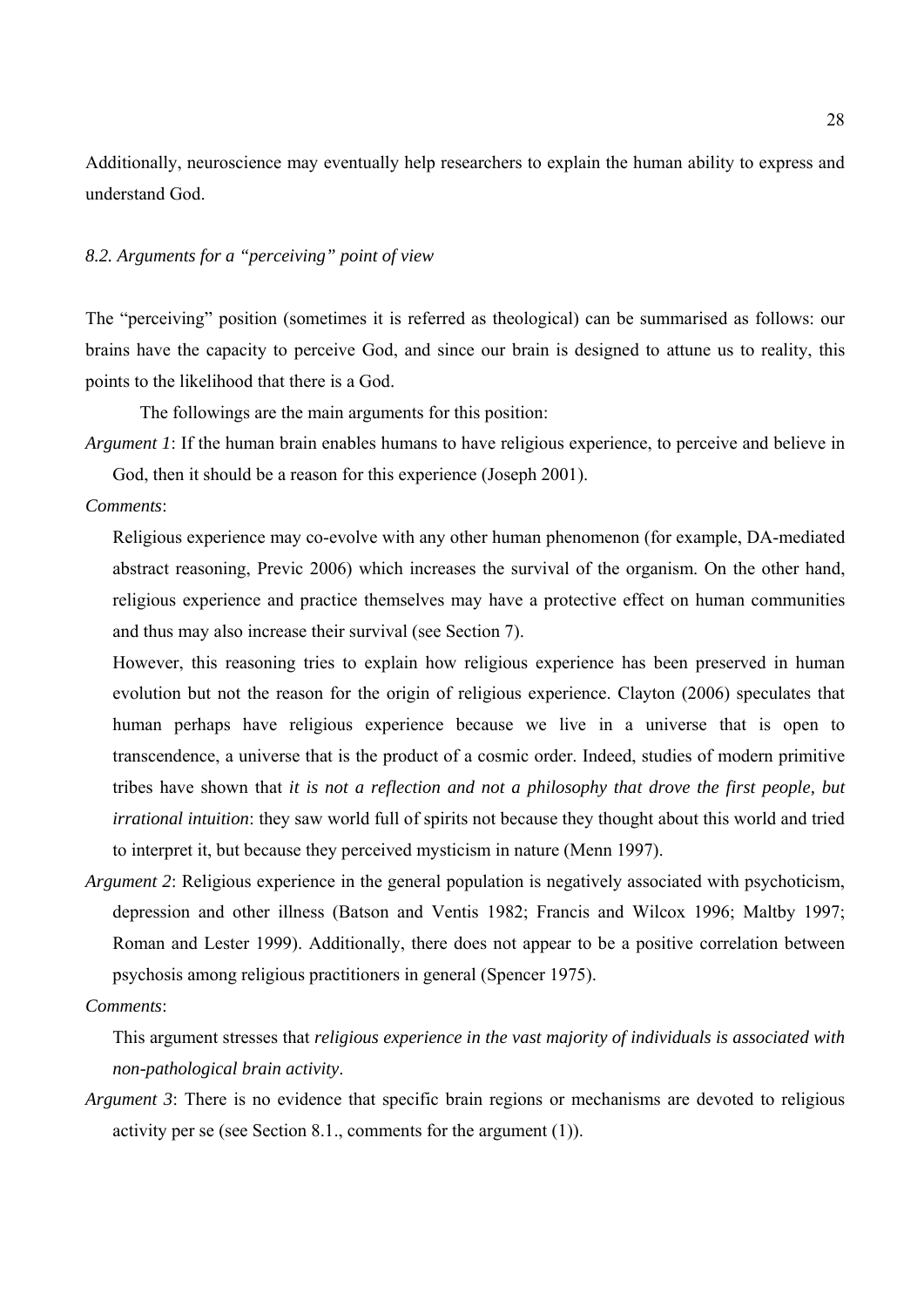Additionally, neuroscience may eventually help researchers to explain the human ability to express and understand God.

### *8.2. Arguments for a "perceiving" point of view*

The "perceiving" position (sometimes it is referred as theological) can be summarised as follows: our brains have the capacity to perceive God, and since our brain is designed to attune us to reality, this points to the likelihood that there is a God.

The followings are the main arguments for this position:

*Argument 1*: If the human brain enables humans to have religious experience, to perceive and believe in God, then it should be a reason for this experience (Joseph 2001).

*Comments*:

Religious experience may co-evolve with any other human phenomenon (for example, DA-mediated abstract reasoning, Previc 2006) which increases the survival of the organism. On the other hand, religious experience and practice themselves may have a protective effect on human communities and thus may also increase their survival (see Section 7).

However, this reasoning tries to explain how religious experience has been preserved in human evolution but not the reason for the origin of religious experience. Clayton (2006) speculates that human perhaps have religious experience because we live in a universe that is open to transcendence, a universe that is the product of a cosmic order. Indeed, studies of modern primitive tribes have shown that *it is not a reflection and not a philosophy that drove the first people, but irrational intuition*: they saw world full of spirits not because they thought about this world and tried to interpret it, but because they perceived mysticism in nature (Menn 1997).

*Argument 2*: Religious experience in the general population is negatively associated with psychoticism, depression and other illness (Batson and Ventis 1982; Francis and Wilcox 1996; Maltby 1997; Roman and Lester 1999). Additionally, there does not appear to be a positive correlation between psychosis among religious practitioners in general (Spencer 1975).

*Comments*:

This argument stresses that *religious experience in the vast majority of individuals is associated with non-pathological brain activity*.

*Argument 3*: There is no evidence that specific brain regions or mechanisms are devoted to religious activity per se (see Section 8.1., comments for the argument (1)).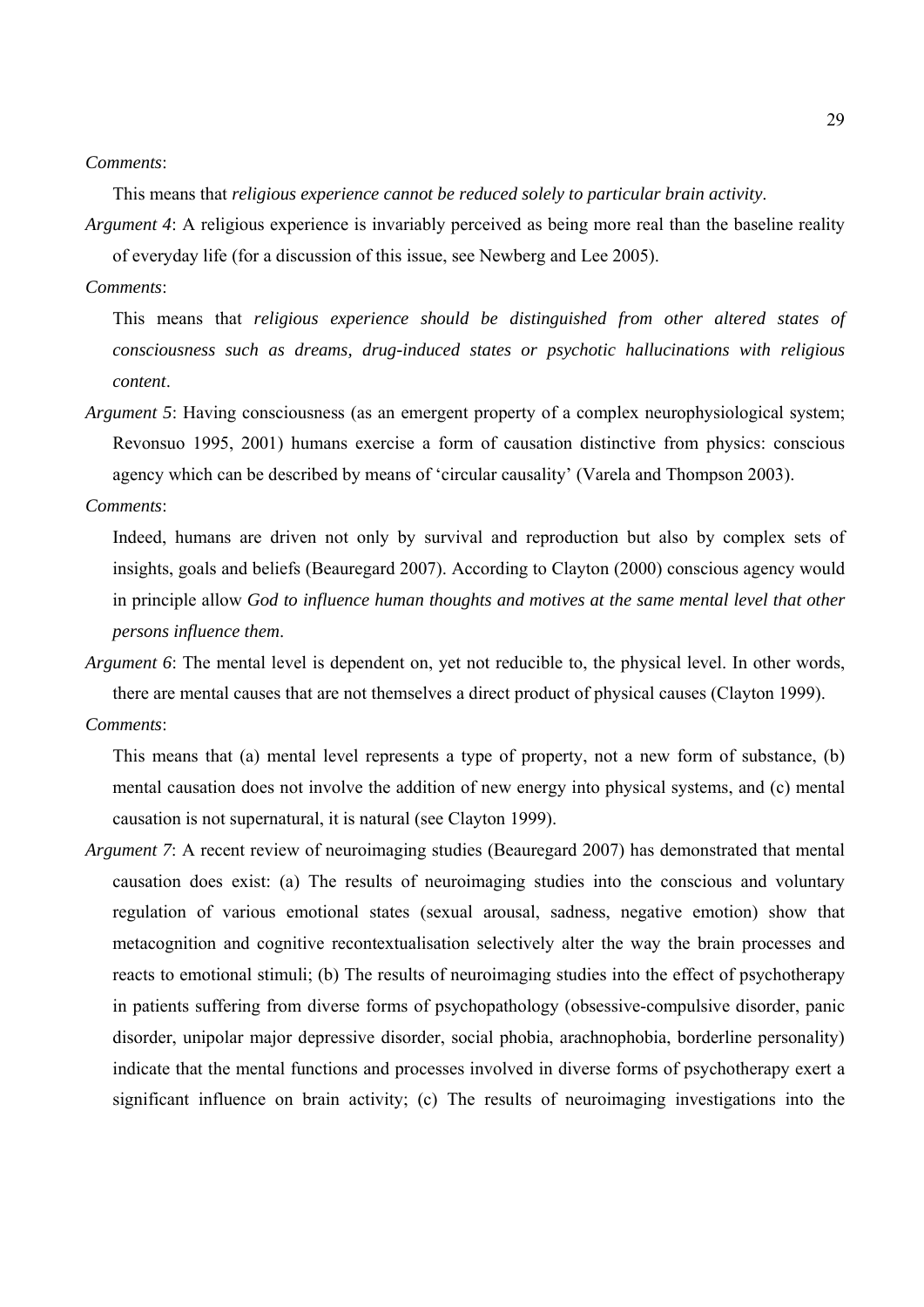*Comments*:

This means that *religious experience cannot be reduced solely to particular brain activity*.

*Argument 4*: A religious experience is invariably perceived as being more real than the baseline reality of everyday life (for a discussion of this issue, see Newberg and Lee 2005).

*Comments*:

This means that *religious experience should be distinguished from other altered states of consciousness such as dreams, drug-induced states or psychotic hallucinations with religious content*.

*Argument 5*: Having consciousness (as an emergent property of a complex neurophysiological system; Revonsuo 1995, 2001) humans exercise a form of causation distinctive from physics: conscious agency which can be described by means of 'circular causality' (Varela and Thompson 2003).

*Comments*:

Indeed, humans are driven not only by survival and reproduction but also by complex sets of insights, goals and beliefs (Beauregard 2007). According to Clayton (2000) conscious agency would in principle allow *God to influence human thoughts and motives at the same mental level that other persons influence them*.

*Argument 6*: The mental level is dependent on, yet not reducible to, the physical level. In other words, there are mental causes that are not themselves a direct product of physical causes (Clayton 1999).

*Comments*:

This means that (a) mental level represents a type of property, not a new form of substance, (b) mental causation does not involve the addition of new energy into physical systems, and (c) mental causation is not supernatural, it is natural (see Clayton 1999).

*Argument 7*: A recent review of neuroimaging studies (Beauregard 2007) has demonstrated that mental causation does exist: (a) The results of neuroimaging studies into the conscious and voluntary regulation of various emotional states (sexual arousal, sadness, negative emotion) show that metacognition and cognitive recontextualisation selectively alter the way the brain processes and reacts to emotional stimuli; (b) The results of neuroimaging studies into the effect of psychotherapy in patients suffering from diverse forms of psychopathology (obsessive-compulsive disorder, panic disorder, unipolar major depressive disorder, social phobia, arachnophobia, borderline personality) indicate that the mental functions and processes involved in diverse forms of psychotherapy exert a significant influence on brain activity; (c) The results of neuroimaging investigations into the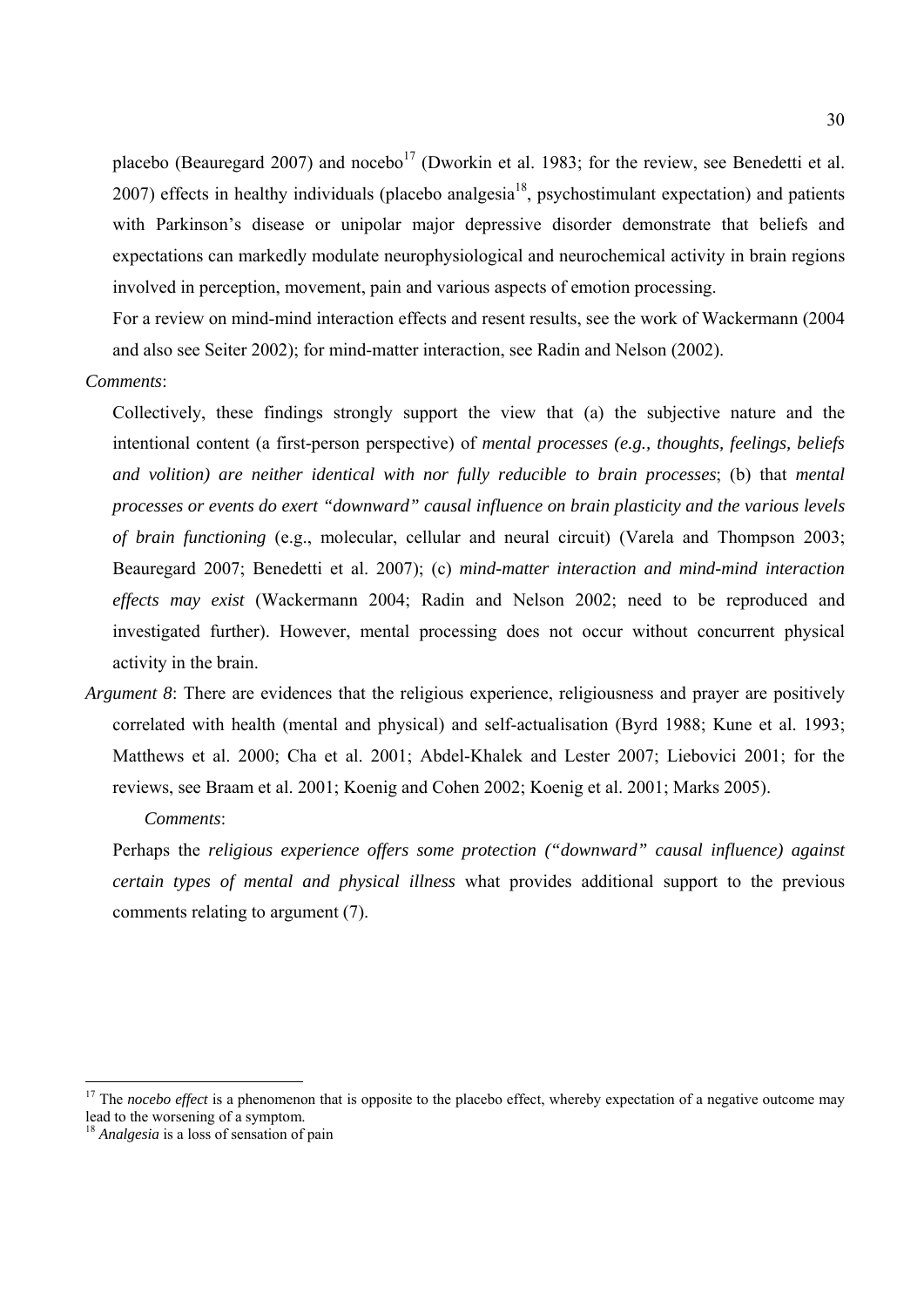placebo (Beauregard 2007) and nocebo[17] (Dworkin et al. 1983; for the review, see Benedetti et al. 2007) effects in healthy individuals (placebo analgesia[18], psychostimulant expectation) and patients with Parkinson's disease or unipolar major depressive disorder demonstrate that beliefs and expectations can markedly modulate neurophysiological and neurochemical activity in brain regions involved in perception, movement, pain and various aspects of emotion processing.

For a review on mind-mind interaction effects and resent results, see the work of Wackermann (2004 and also see Seiter 2002); for mind-matter interaction, see Radin and Nelson (2002).

*Comments*:

Collectively, these findings strongly support the view that (a) the subjective nature and the intentional content (a first-person perspective) of *mental processes (e.g., thoughts, feelings, beliefs and volition) are neither identical with nor fully reducible to brain processes*; (b) that *mental processes or events do exert "downward" causal influence on brain plasticity and the various levels of brain functioning* (e.g., molecular, cellular and neural circuit) (Varela and Thompson 2003; Beauregard 2007; Benedetti et al. 2007); (c) *mind-matter interaction and mind-mind interaction effects may exist* (Wackermann 2004; Radin and Nelson 2002; need to be reproduced and investigated further). However, mental processing does not occur without concurrent physical activity in the brain.

*Argument 8*: There are evidences that the religious experience, religiousness and prayer are positively correlated with health (mental and physical) and self-actualisation (Byrd 1988; Kune et al. 1993; Matthews et al. 2000; Cha et al. 2001; Abdel-Khalek and Lester 2007; Liebovici 2001; for the reviews, see Braam et al. 2001; Koenig and Cohen 2002; Koenig et al. 2001; Marks 2005).

*Comments*:

Perhaps the *religious experience offers some protection ("downward" causal influence) against certain types of mental and physical illness* what provides additional support to the previous comments relating to argument (7).

---

[17] The *nocebo effect* is a phenomenon that is opposite to the placebo effect, whereby expectation of a negative outcome may lead to the worsening of a symptom.

[18] *Analgesia* is a loss of sensation of pain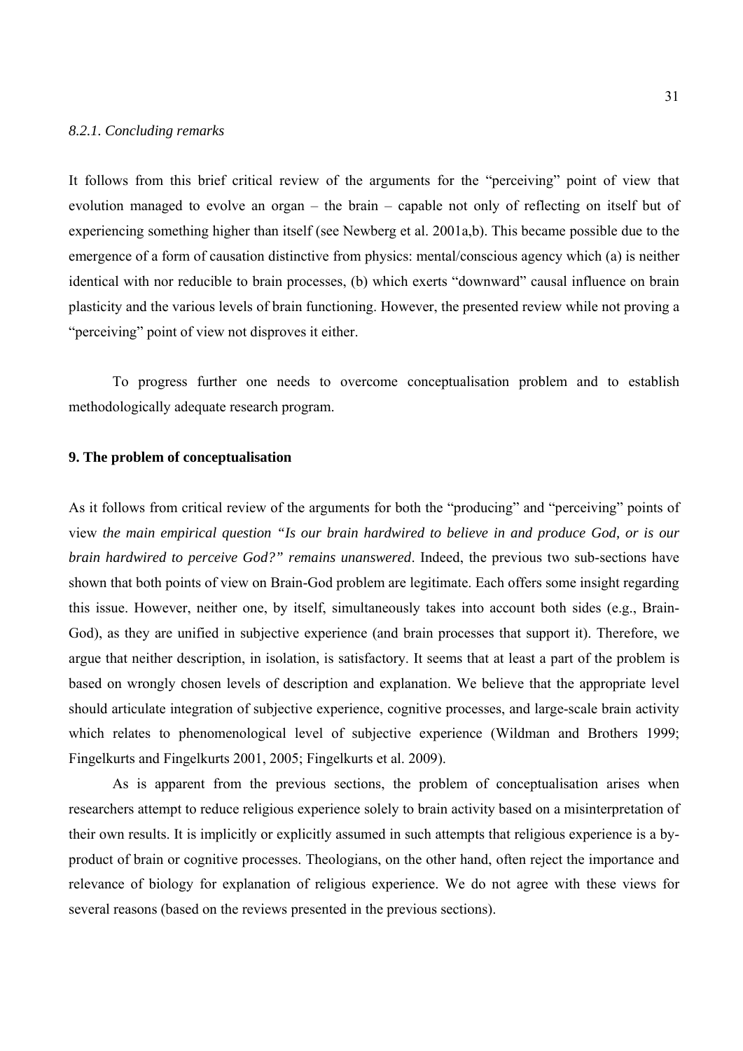### *8.2.1. Concluding remarks*

It follows from this brief critical review of the arguments for the "perceiving" point of view that evolution managed to evolve an organ – the brain – capable not only of reflecting on itself but of experiencing something higher than itself (see Newberg et al. 2001a,b). This became possible due to the emergence of a form of causation distinctive from physics: mental/conscious agency which (a) is neither identical with nor reducible to brain processes, (b) which exerts "downward" causal influence on brain plasticity and the various levels of brain functioning. However, the presented review while not proving a "perceiving" point of view not disproves it either.

To progress further one needs to overcome conceptualisation problem and to establish methodologically adequate research program.

## 9. The problem of conceptualisation

As it follows from critical review of the arguments for both the "producing" and "perceiving" points of view *the main empirical question "Is our brain hardwired to believe in and produce God, or is our brain hardwired to perceive God?" remains unanswered*. Indeed, the previous two sub-sections have shown that both points of view on Brain-God problem are legitimate. Each offers some insight regarding this issue. However, neither one, by itself, simultaneously takes into account both sides (e.g., Brain-God), as they are unified in subjective experience (and brain processes that support it). Therefore, we argue that neither description, in isolation, is satisfactory. It seems that at least a part of the problem is based on wrongly chosen levels of description and explanation. We believe that the appropriate level should articulate integration of subjective experience, cognitive processes, and large-scale brain activity which relates to phenomenological level of subjective experience (Wildman and Brothers 1999; Fingelkurts and Fingelkurts 2001, 2005; Fingelkurts et al. 2009).

As is apparent from the previous sections, the problem of conceptualisation arises when researchers attempt to reduce religious experience solely to brain activity based on a misinterpretation of their own results. It is implicitly or explicitly assumed in such attempts that religious experience is a by-product of brain or cognitive processes. Theologians, on the other hand, often reject the importance and relevance of biology for explanation of religious experience. We do not agree with these views for several reasons (based on the reviews presented in the previous sections).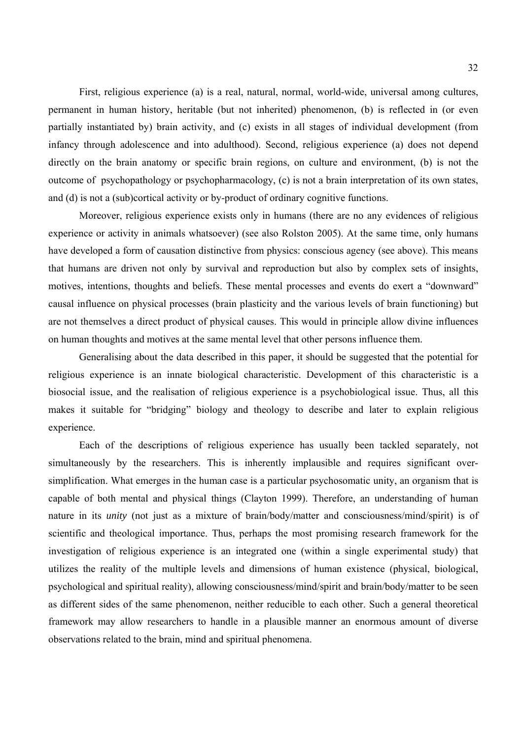First, religious experience (a) is a real, natural, normal, world-wide, universal among cultures, permanent in human history, heritable (but not inherited) phenomenon, (b) is reflected in (or even partially instantiated by) brain activity, and (c) exists in all stages of individual development (from infancy through adolescence and into adulthood). Second, religious experience (a) does not depend directly on the brain anatomy or specific brain regions, on culture and environment, (b) is not the outcome of psychopathology or psychopharmacology, (c) is not a brain interpretation of its own states, and (d) is not a (sub)cortical activity or by-product of ordinary cognitive functions.

Moreover, religious experience exists only in humans (there are no any evidences of religious experience or activity in animals whatsoever) (see also Rolston 2005). At the same time, only humans have developed a form of causation distinctive from physics: conscious agency (see above). This means that humans are driven not only by survival and reproduction but also by complex sets of insights, motives, intentions, thoughts and beliefs. These mental processes and events do exert a "downward" causal influence on physical processes (brain plasticity and the various levels of brain functioning) but are not themselves a direct product of physical causes. This would in principle allow divine influences on human thoughts and motives at the same mental level that other persons influence them.

Generalising about the data described in this paper, it should be suggested that the potential for religious experience is an innate biological characteristic. Development of this characteristic is a biosocial issue, and the realisation of religious experience is a psychobiological issue. Thus, all this makes it suitable for "bridging" biology and theology to describe and later to explain religious experience.

Each of the descriptions of religious experience has usually been tackled separately, not simultaneously by the researchers. This is inherently implausible and requires significant over-simplification. What emerges in the human case is a particular psychosomatic unity, an organism that is capable of both mental and physical things (Clayton 1999). Therefore, an understanding of human nature in its *unity* (not just as a mixture of brain/body/matter and consciousness/mind/spirit) is of scientific and theological importance. Thus, perhaps the most promising research framework for the investigation of religious experience is an integrated one (within a single experimental study) that utilizes the reality of the multiple levels and dimensions of human existence (physical, biological, psychological and spiritual reality), allowing consciousness/mind/spirit and brain/body/matter to be seen as different sides of the same phenomenon, neither reducible to each other. Such a general theoretical framework may allow researchers to handle in a plausible manner an enormous amount of diverse observations related to the brain, mind and spiritual phenomena.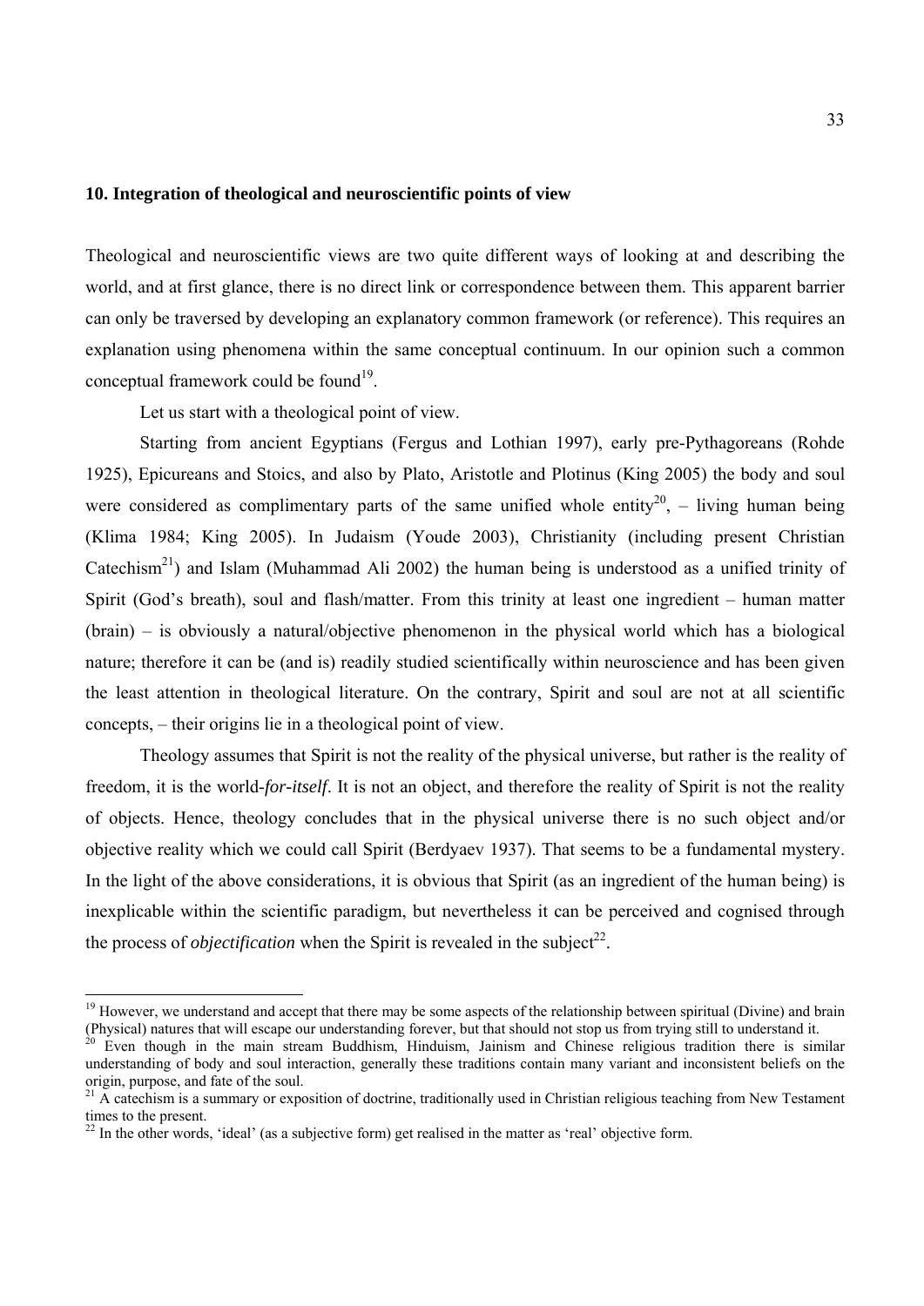## 10. Integration of theological and neuroscientific points of view

Theological and neuroscientific views are two quite different ways of looking at and describing the world, and at first glance, there is no direct link or correspondence between them. This apparent barrier can only be traversed by developing an explanatory common framework (or reference). This requires an explanation using phenomena within the same conceptual continuum. In our opinion such a common conceptual framework could be found[19].

Let us start with a theological point of view.

Starting from ancient Egyptians (Fergus and Lothian 1997), early pre-Pythagoreans (Rohde 1925), Epicureans and Stoics, and also by Plato, Aristotle and Plotinus (King 2005) the body and soul were considered as complimentary parts of the same unified whole entity[20], – living human being (Klima 1984; King 2005). In Judaism (Youde 2003), Christianity (including present Christian Catechism[21]) and Islam (Muhammad Ali 2002) the human being is understood as a unified trinity of Spirit (God's breath), soul and flash/matter. From this trinity at least one ingredient – human matter (brain) – is obviously a natural/objective phenomenon in the physical world which has a biological nature; therefore it can be (and is) readily studied scientifically within neuroscience and has been given the least attention in theological literature. On the contrary, Spirit and soul are not at all scientific concepts, – their origins lie in a theological point of view.

Theology assumes that Spirit is not the reality of the physical universe, but rather is the reality of freedom, it is the world-*for-itself*. It is not an object, and therefore the reality of Spirit is not the reality of objects. Hence, theology concludes that in the physical universe there is no such object and/or objective reality which we could call Spirit (Berdyaev 1937). That seems to be a fundamental mystery. In the light of the above considerations, it is obvious that Spirit (as an ingredient of the human being) is inexplicable within the scientific paradigm, but nevertheless it can be perceived and cognised through the process of *objectification* when the Spirit is revealed in the subject[22].

---

[19] However, we understand and accept that there may be some aspects of the relationship between spiritual (Divine) and brain (Physical) natures that will escape our understanding forever, but that should not stop us from trying still to understand it.

[20] Even though in the main stream Buddhism, Hinduism, Jainism and Chinese religious tradition there is similar understanding of body and soul interaction, generally these traditions contain many variant and inconsistent beliefs on the origin, purpose, and fate of the soul.

[21] A catechism is a summary or exposition of doctrine, traditionally used in Christian religious teaching from New Testament times to the present.

[22] In the other words, 'ideal' (as a subjective form) get realised in the matter as 'real' objective form.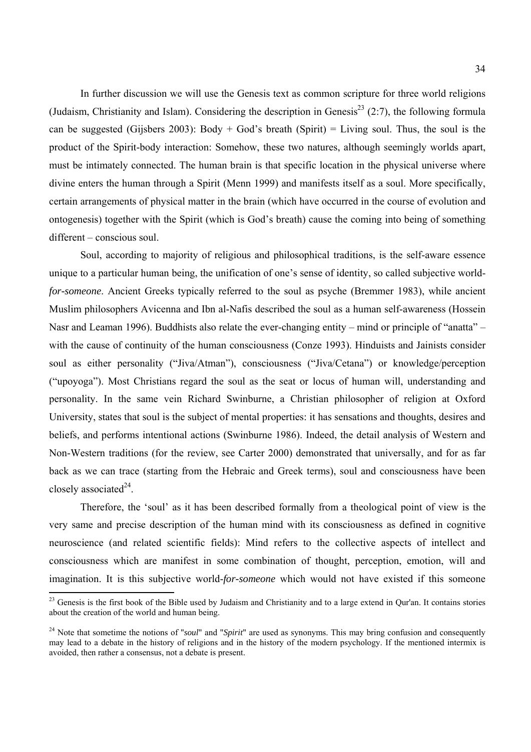In further discussion we will use the Genesis text as common scripture for three world religions (Judaism, Christianity and Islam). Considering the description in Genesis[23] (2:7), the following formula can be suggested (Gijsbers 2003): Body + God's breath (Spirit) = Living soul. Thus, the soul is the product of the Spirit-body interaction: Somehow, these two natures, although seemingly worlds apart, must be intimately connected. The human brain is that specific location in the physical universe where divine enters the human through a Spirit (Menn 1999) and manifests itself as a soul. More specifically, certain arrangements of physical matter in the brain (which have occurred in the course of evolution and ontogenesis) together with the Spirit (which is God's breath) cause the coming into being of something different – conscious soul.

Soul, according to majority of religious and philosophical traditions, is the self-aware essence unique to a particular human being, the unification of one's sense of identity, so called subjective world-*for-someone*. Ancient Greeks typically referred to the soul as psyche (Bremmer 1983), while ancient Muslim philosophers Avicenna and Ibn al-Nafis described the soul as a human self-awareness (Hossein Nasr and Leaman 1996). Buddhists also relate the ever-changing entity – mind or principle of "anatta" – with the cause of continuity of the human consciousness (Conze 1993). Hinduists and Jainists consider soul as either personality ("Jiva/Atman"), consciousness ("Jiva/Cetana") or knowledge/perception ("upoyoga"). Most Christians regard the soul as the seat or locus of human will, understanding and personality. In the same vein Richard Swinburne, a Christian philosopher of religion at Oxford University, states that soul is the subject of mental properties: it has sensations and thoughts, desires and beliefs, and performs intentional actions (Swinburne 1986). Indeed, the detail analysis of Western and Non-Western traditions (for the review, see Carter 2000) demonstrated that universally, and for as far back as we can trace (starting from the Hebraic and Greek terms), soul and consciousness have been closely associated[24].

Therefore, the 'soul' as it has been described formally from a theological point of view is the very same and precise description of the human mind with its consciousness as defined in cognitive neuroscience (and related scientific fields): Mind refers to the collective aspects of intellect and consciousness which are manifest in some combination of thought, perception, emotion, will and imagination. It is this subjective world-*for-someone* which would not have existed if this someone

---

[23] Genesis is the first book of the Bible used by Judaism and Christianity and to a large extend in Qur'an. It contains stories about the creation of the world and human being.

[24] Note that sometime the notions of "*soul*" and "*Spirit*" are used as synonyms. This may bring confusion and consequently may lead to a debate in the history of religions and in the history of the modern psychology. If the mentioned intermix is avoided, then rather a consensus, not a debate is present.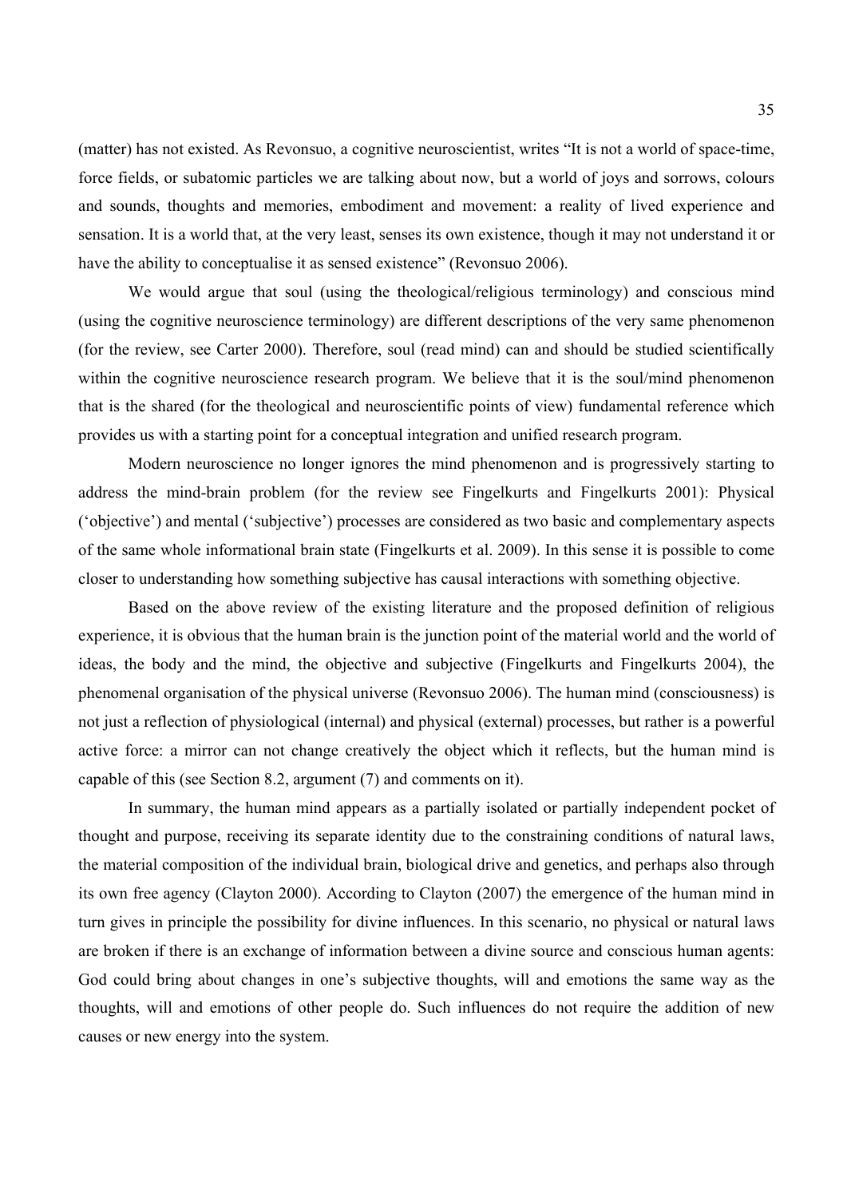(matter) has not existed. As Revonsuo, a cognitive neuroscientist, writes "It is not a world of space-time, force fields, or subatomic particles we are talking about now, but a world of joys and sorrows, colours and sounds, thoughts and memories, embodiment and movement: a reality of lived experience and sensation. It is a world that, at the very least, senses its own existence, though it may not understand it or have the ability to conceptualise it as sensed existence" (Revonsuo 2006).

We would argue that soul (using the theological/religious terminology) and conscious mind (using the cognitive neuroscience terminology) are different descriptions of the very same phenomenon (for the review, see Carter 2000). Therefore, soul (read mind) can and should be studied scientifically within the cognitive neuroscience research program. We believe that it is the soul/mind phenomenon that is the shared (for the theological and neuroscientific points of view) fundamental reference which provides us with a starting point for a conceptual integration and unified research program.

Modern neuroscience no longer ignores the mind phenomenon and is progressively starting to address the mind-brain problem (for the review see Fingelkurts and Fingelkurts 2001): Physical ('objective') and mental ('subjective') processes are considered as two basic and complementary aspects of the same whole informational brain state (Fingelkurts et al. 2009). In this sense it is possible to come closer to understanding how something subjective has causal interactions with something objective.

Based on the above review of the existing literature and the proposed definition of religious experience, it is obvious that the human brain is the junction point of the material world and the world of ideas, the body and the mind, the objective and subjective (Fingelkurts and Fingelkurts 2004), the phenomenal organisation of the physical universe (Revonsuo 2006). The human mind (consciousness) is not just a reflection of physiological (internal) and physical (external) processes, but rather is a powerful active force: a mirror can not change creatively the object which it reflects, but the human mind is capable of this (see Section 8.2, argument (7) and comments on it).

In summary, the human mind appears as a partially isolated or partially independent pocket of thought and purpose, receiving its separate identity due to the constraining conditions of natural laws, the material composition of the individual brain, biological drive and genetics, and perhaps also through its own free agency (Clayton 2000). According to Clayton (2007) the emergence of the human mind in turn gives in principle the possibility for divine influences. In this scenario, no physical or natural laws are broken if there is an exchange of information between a divine source and conscious human agents: God could bring about changes in one's subjective thoughts, will and emotions the same way as the thoughts, will and emotions of other people do. Such influences do not require the addition of new causes or new energy into the system.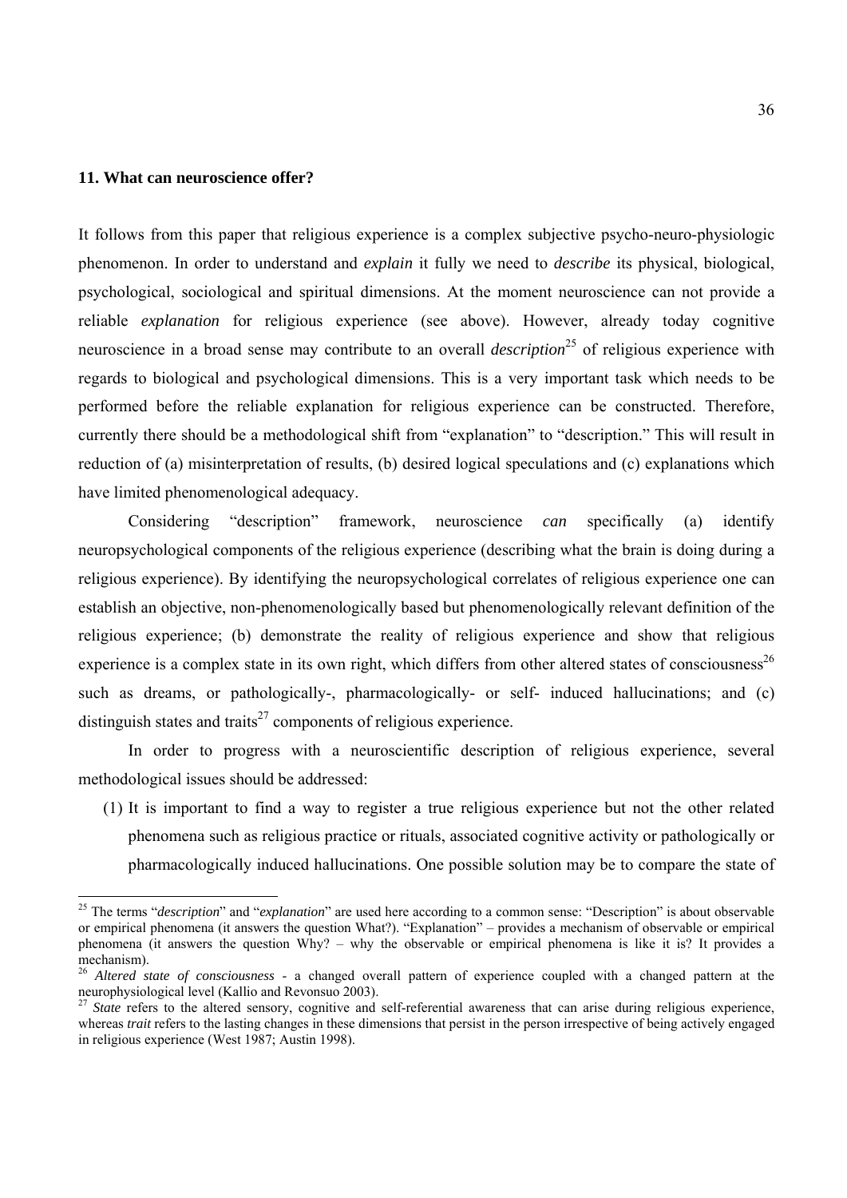## 11. What can neuroscience offer?

It follows from this paper that religious experience is a complex subjective psycho-neuro-physiologic phenomenon. In order to understand and *explain* it fully we need to *describe* its physical, biological, psychological, sociological and spiritual dimensions. At the moment neuroscience can not provide a reliable *explanation* for religious experience (see above). However, already today cognitive neuroscience in a broad sense may contribute to an overall *description*[25] of religious experience with regards to biological and psychological dimensions. This is a very important task which needs to be performed before the reliable explanation for religious experience can be constructed. Therefore, currently there should be a methodological shift from "explanation" to "description." This will result in reduction of (a) misinterpretation of results, (b) desired logical speculations and (c) explanations which have limited phenomenological adequacy.

Considering "description" framework, neuroscience *can* specifically (a) identify neuropsychological components of the religious experience (describing what the brain is doing during a religious experience). By identifying the neuropsychological correlates of religious experience one can establish an objective, non-phenomenologically based but phenomenologically relevant definition of the religious experience; (b) demonstrate the reality of religious experience and show that religious experience is a complex state in its own right, which differs from other altered states of consciousness[26] such as dreams, or pathologically-, pharmacologically- or self- induced hallucinations; and (c) distinguish states and traits[27] components of religious experience.

In order to progress with a neuroscientific description of religious experience, several methodological issues should be addressed:

(1) It is important to find a way to register a true religious experience but not the other related phenomena such as religious practice or rituals, associated cognitive activity or pathologically or pharmacologically induced hallucinations. One possible solution may be to compare the state of

---

[25] The terms "*description*" and "*explanation*" are used here according to a common sense: "Description" is about observable or empirical phenomena (it answers the question What?). "Explanation" – provides a mechanism of observable or empirical phenomena (it answers the question Why? – why the observable or empirical phenomena is like it is? It provides a mechanism).

[26] *Altered state of consciousness* - a changed overall pattern of experience coupled with a changed pattern at the neurophysiological level (Kallio and Revonsuo 2003).

[27] *State* refers to the altered sensory, cognitive and self-referential awareness that can arise during religious experience, whereas *trait* refers to the lasting changes in these dimensions that persist in the person irrespective of being actively engaged in religious experience (West 1987; Austin 1998).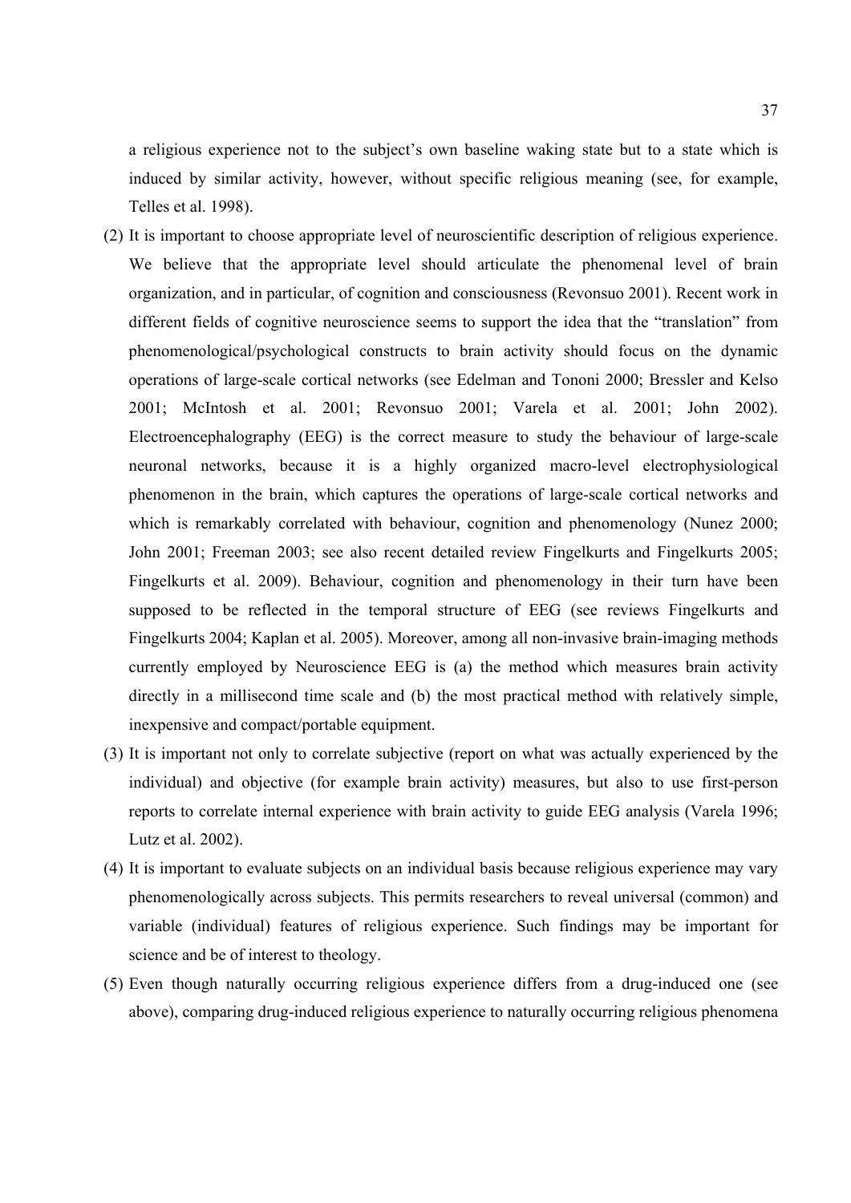a religious experience not to the subject's own baseline waking state but to a state which is induced by similar activity, however, without specific religious meaning (see, for example, Telles et al. 1998).

(2) It is important to choose appropriate level of neuroscientific description of religious experience. We believe that the appropriate level should articulate the phenomenal level of brain organization, and in particular, of cognition and consciousness (Revonsuo 2001). Recent work in different fields of cognitive neuroscience seems to support the idea that the "translation" from phenomenological/psychological constructs to brain activity should focus on the dynamic operations of large-scale cortical networks (see Edelman and Tononi 2000; Bressler and Kelso 2001; McIntosh et al. 2001; Revonsuo 2001; Varela et al. 2001; John 2002). Electroencephalography (EEG) is the correct measure to study the behaviour of large-scale neuronal networks, because it is a highly organized macro-level electrophysiological phenomenon in the brain, which captures the operations of large-scale cortical networks and which is remarkably correlated with behaviour, cognition and phenomenology (Nunez 2000; John 2001; Freeman 2003; see also recent detailed review Fingelkurts and Fingelkurts 2005; Fingelkurts et al. 2009). Behaviour, cognition and phenomenology in their turn have been supposed to be reflected in the temporal structure of EEG (see reviews Fingelkurts and Fingelkurts 2004; Kaplan et al. 2005). Moreover, among all non-invasive brain-imaging methods currently employed by Neuroscience EEG is (a) the method which measures brain activity directly in a millisecond time scale and (b) the most practical method with relatively simple, inexpensive and compact/portable equipment.

(3) It is important not only to correlate subjective (report on what was actually experienced by the individual) and objective (for example brain activity) measures, but also to use first-person reports to correlate internal experience with brain activity to guide EEG analysis (Varela 1996; Lutz et al. 2002).

(4) It is important to evaluate subjects on an individual basis because religious experience may vary phenomenologically across subjects. This permits researchers to reveal universal (common) and variable (individual) features of religious experience. Such findings may be important for science and be of interest to theology.

(5) Even though naturally occurring religious experience differs from a drug-induced one (see above), comparing drug-induced religious experience to naturally occurring religious phenomena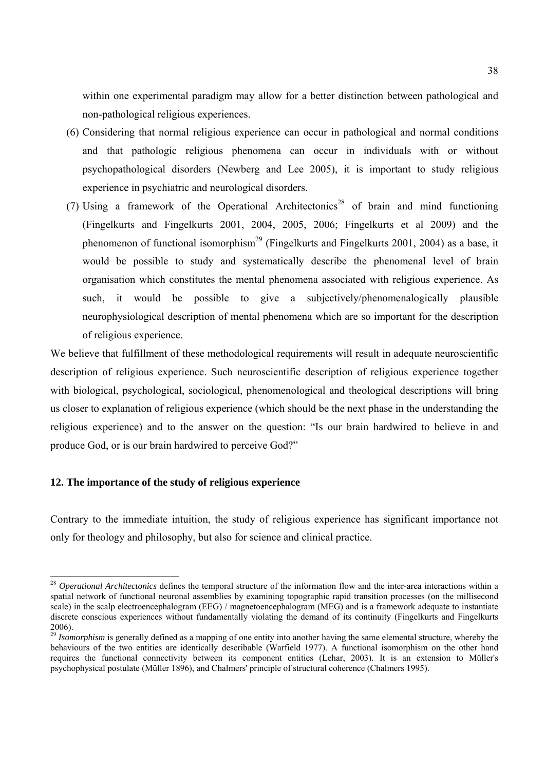within one experimental paradigm may allow for a better distinction between pathological and non-pathological religious experiences.

(6) Considering that normal religious experience can occur in pathological and normal conditions and that pathologic religious phenomena can occur in individuals with or without psychopathological disorders (Newberg and Lee 2005), it is important to study religious experience in psychiatric and neurological disorders.

(7) Using a framework of the Operational Architectonics[28] of brain and mind functioning (Fingelkurts and Fingelkurts 2001, 2004, 2005, 2006; Fingelkurts et al 2009) and the phenomenon of functional isomorphism[29] (Fingelkurts and Fingelkurts 2001, 2004) as a base, it would be possible to study and systematically describe the phenomenal level of brain organisation which constitutes the mental phenomena associated with religious experience. As such, it would be possible to give a subjectively/phenomenalogically plausible neurophysiological description of mental phenomena which are so important for the description of religious experience.

We believe that fulfillment of these methodological requirements will result in adequate neuroscientific description of religious experience. Such neuroscientific description of religious experience together with biological, psychological, sociological, phenomenological and theological descriptions will bring us closer to explanation of religious experience (which should be the next phase in the understanding the religious experience) and to the answer on the question: "Is our brain hardwired to believe in and produce God, or is our brain hardwired to perceive God?"

## 12. The importance of the study of religious experience

Contrary to the immediate intuition, the study of religious experience has significant importance not only for theology and philosophy, but also for science and clinical practice.

---

[28] *Operational Architectonics* defines the temporal structure of the information flow and the inter-area interactions within a spatial network of functional neuronal assemblies by examining topographic rapid transition processes (on the millisecond scale) in the scalp electroencephalogram (EEG) / magnetoencephalogram (MEG) and is a framework adequate to instantiate discrete conscious experiences without fundamentally violating the demand of its continuity (Fingelkurts and Fingelkurts 2006).

[29] *Isomorphism* is generally defined as a mapping of one entity into another having the same elemental structure, whereby the behaviours of the two entities are identically describable (Warfield 1977). A functional isomorphism on the other hand requires the functional connectivity between its component entities (Lehar, 2003). It is an extension to Müller's psychophysical postulate (Müller 1896), and Chalmers' principle of structural coherence (Chalmers 1995).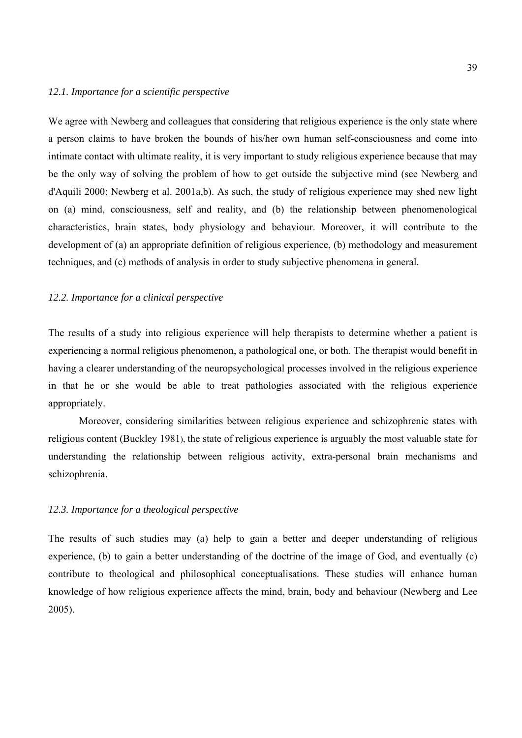### *12.1. Importance for a scientific perspective*

We agree with Newberg and colleagues that considering that religious experience is the only state where a person claims to have broken the bounds of his/her own human self-consciousness and come into intimate contact with ultimate reality, it is very important to study religious experience because that may be the only way of solving the problem of how to get outside the subjective mind (see Newberg and d'Aquili 2000; Newberg et al. 2001a,b). As such, the study of religious experience may shed new light on (a) mind, consciousness, self and reality, and (b) the relationship between phenomenological characteristics, brain states, body physiology and behaviour. Moreover, it will contribute to the development of (a) an appropriate definition of religious experience, (b) methodology and measurement techniques, and (c) methods of analysis in order to study subjective phenomena in general.

### *12.2. Importance for a clinical perspective*

The results of a study into religious experience will help therapists to determine whether a patient is experiencing a normal religious phenomenon, a pathological one, or both. The therapist would benefit in having a clearer understanding of the neuropsychological processes involved in the religious experience in that he or she would be able to treat pathologies associated with the religious experience appropriately.

Moreover, considering similarities between religious experience and schizophrenic states with religious content (Buckley 1981), the state of religious experience is arguably the most valuable state for understanding the relationship between religious activity, extra-personal brain mechanisms and schizophrenia.

### *12.3. Importance for a theological perspective*

The results of such studies may (a) help to gain a better and deeper understanding of religious experience, (b) to gain a better understanding of the doctrine of the image of God, and eventually (c) contribute to theological and philosophical conceptualisations. These studies will enhance human knowledge of how religious experience affects the mind, brain, body and behaviour (Newberg and Lee 2005).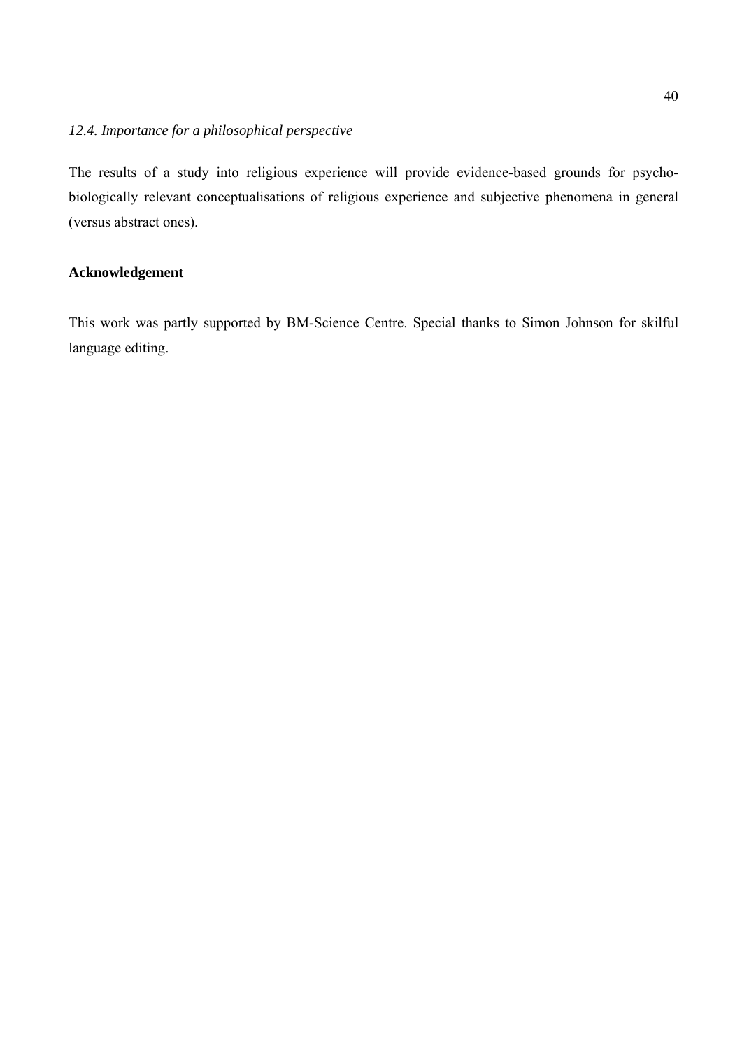### *12.4. Importance for a philosophical perspective*

The results of a study into religious experience will provide evidence-based grounds for psycho-biologically relevant conceptualisations of religious experience and subjective phenomena in general (versus abstract ones).

## Acknowledgement

This work was partly supported by BM-Science Centre. Special thanks to Simon Johnson for skilful language editing.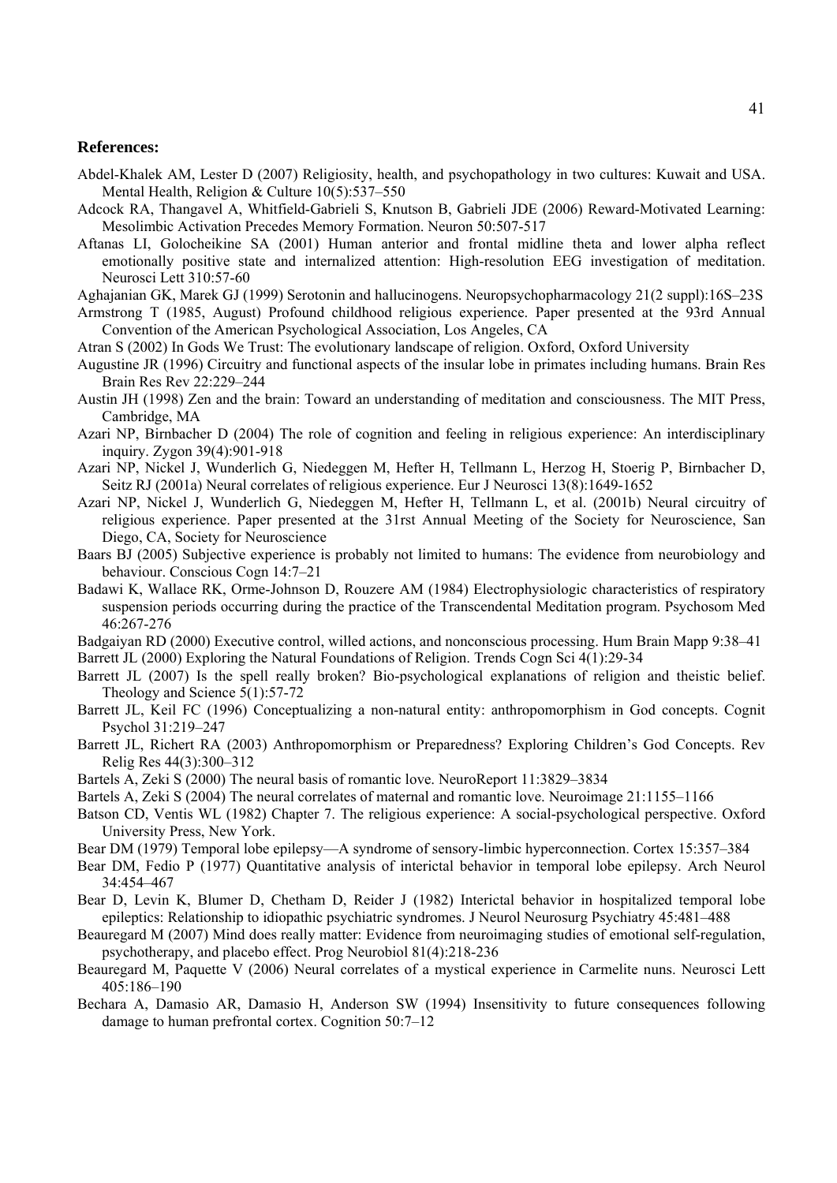**References:**

Abdel-Khalek AM, Lester D (2007) Religiosity, health, and psychopathology in two cultures: Kuwait and USA. Mental Health, Religion & Culture 10(5):537–550

Adcock RA, Thangavel A, Whitfield-Gabrieli S, Knutson B, Gabrieli JDE (2006) Reward-Motivated Learning: Mesolimbic Activation Precedes Memory Formation. Neuron 50:507-517

Aftanas LI, Golocheikine SA (2001) Human anterior and frontal midline theta and lower alpha reflect emotionally positive state and internalized attention: High-resolution EEG investigation of meditation. Neurosci Lett 310:57-60

Aghajanian GK, Marek GJ (1999) Serotonin and hallucinogens. Neuropsychopharmacology 21(2 suppl):16S–23S

Armstrong T (1985, August) Profound childhood religious experience. Paper presented at the 93rd Annual Convention of the American Psychological Association, Los Angeles, CA

Atran S (2002) In Gods We Trust: The evolutionary landscape of religion. Oxford, Oxford University

Augustine JR (1996) Circuitry and functional aspects of the insular lobe in primates including humans. Brain Res Brain Res Rev 22:229–244

Austin JH (1998) Zen and the brain: Toward an understanding of meditation and consciousness. The MIT Press, Cambridge, MA

Azari NP, Birnbacher D (2004) The role of cognition and feeling in religious experience: An interdisciplinary inquiry. Zygon 39(4):901-918

Azari NP, Nickel J, Wunderlich G, Niedeggen M, Hefter H, Tellmann L, Herzog H, Stoerig P, Birnbacher D, Seitz RJ (2001a) Neural correlates of religious experience. Eur J Neurosci 13(8):1649-1652

Azari NP, Nickel J, Wunderlich G, Niedeggen M, Hefter H, Tellmann L, et al. (2001b) Neural circuitry of religious experience. Paper presented at the 31rst Annual Meeting of the Society for Neuroscience, San Diego, CA, Society for Neuroscience

Baars BJ (2005) Subjective experience is probably not limited to humans: The evidence from neurobiology and behaviour. Conscious Cogn 14:7–21

Badawi K, Wallace RK, Orme-Johnson D, Rouzere AM (1984) Electrophysiologic characteristics of respiratory suspension periods occurring during the practice of the Transcendental Meditation program. Psychosom Med 46:267-276

Badgaiyan RD (2000) Executive control, willed actions, and nonconscious processing. Hum Brain Mapp 9:38–41

Barrett JL (2000) Exploring the Natural Foundations of Religion. Trends Cogn Sci 4(1):29-34

Barrett JL (2007) Is the spell really broken? Bio-psychological explanations of religion and theistic belief. Theology and Science 5(1):57-72

Barrett JL, Keil FC (1996) Conceptualizing a non-natural entity: anthropomorphism in God concepts. Cognit Psychol 31:219–247

Barrett JL, Richert RA (2003) Anthropomorphism or Preparedness? Exploring Children's God Concepts. Rev Relig Res 44(3):300–312

Bartels A, Zeki S (2000) The neural basis of romantic love. NeuroReport 11:3829–3834

Bartels A, Zeki S (2004) The neural correlates of maternal and romantic love. Neuroimage 21:1155–1166

Batson CD, Ventis WL (1982) Chapter 7. The religious experience: A social-psychological perspective. Oxford University Press, New York.

Bear DM (1979) Temporal lobe epilepsy—A syndrome of sensory-limbic hyperconnection. Cortex 15:357–384

Bear DM, Fedio P (1977) Quantitative analysis of interictal behavior in temporal lobe epilepsy. Arch Neurol 34:454–467

Bear D, Levin K, Blumer D, Chetham D, Reider J (1982) Interictal behavior in hospitalized temporal lobe epileptics: Relationship to idiopathic psychiatric syndromes. J Neurol Neurosurg Psychiatry 45:481–488

Beauregard M (2007) Mind does really matter: Evidence from neuroimaging studies of emotional self-regulation, psychotherapy, and placebo effect. Prog Neurobiol 81(4):218-236

Beauregard M, Paquette V (2006) Neural correlates of a mystical experience in Carmelite nuns. Neurosci Lett 405:186–190

Bechara A, Damasio AR, Damasio H, Anderson SW (1994) Insensitivity to future consequences following damage to human prefrontal cortex. Cognition 50:7–12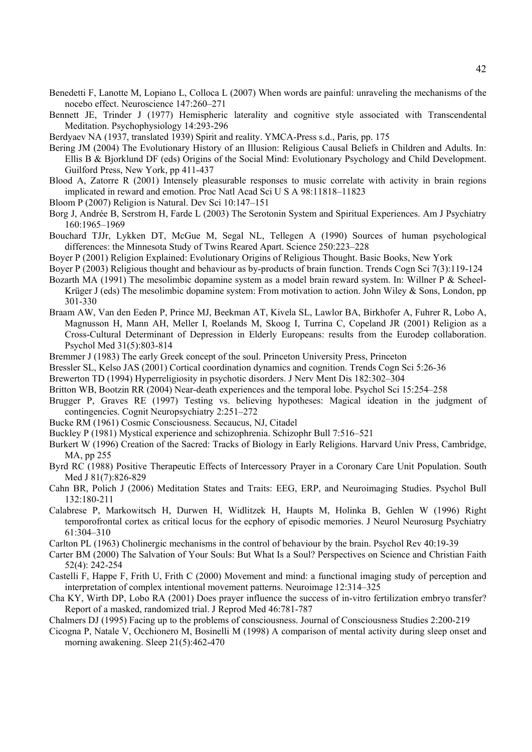Benedetti F, Lanotte M, Lopiano L, Colloca L (2007) When words are painful: unraveling the mechanisms of the nocebo effect. Neuroscience 147:260–271

Bennett JE, Trinder J (1977) Hemispheric laterality and cognitive style associated with Transcendental Meditation. Psychophysiology 14:293-296

Berdyaev NA (1937, translated 1939) Spirit and reality. YMCA-Press s.d., Paris, pp. 175

Bering JM (2004) The Evolutionary History of an Illusion: Religious Causal Beliefs in Children and Adults. In: Ellis B & Bjorklund DF (eds) Origins of the Social Mind: Evolutionary Psychology and Child Development. Guilford Press, New York, pp 411-437

Blood A, Zatorre R (2001) Intensely pleasurable responses to music correlate with activity in brain regions implicated in reward and emotion. Proc Natl Acad Sci U S A 98:11818–11823

Bloom P (2007) Religion is Natural. Dev Sci 10:147–151

Borg J, Andrée B, Serstrom H, Farde L (2003) The Serotonin System and Spiritual Experiences. Am J Psychiatry 160:1965–1969

Bouchard TJJr, Lykken DT, McGue M, Segal NL, Tellegen A (1990) Sources of human psychological differences: the Minnesota Study of Twins Reared Apart. Science 250:223–228

Boyer P (2001) Religion Explained: Evolutionary Origins of Religious Thought. Basic Books, New York

Boyer P (2003) Religious thought and behaviour as by-products of brain function. Trends Cogn Sci 7(3):119-124

Bozarth MA (1991) The mesolimbic dopamine system as a model brain reward system. In: Willner P & Scheel-Krüger J (eds) The mesolimbic dopamine system: From motivation to action. John Wiley & Sons, London, pp 301-330

Braam AW, Van den Eeden P, Prince MJ, Beekman AT, Kivela SL, Lawlor BA, Birkhofer A, Fuhrer R, Lobo A, Magnusson H, Mann AH, Meller I, Roelands M, Skoog I, Turrina C, Copeland JR (2001) Religion as a Cross-Cultural Determinant of Depression in Elderly Europeans: results from the Eurodep collaboration. Psychol Med 31(5):803-814

Bremmer J (1983) The early Greek concept of the soul. Princeton University Press, Princeton

Bressler SL, Kelso JAS (2001) Cortical coordination dynamics and cognition. Trends Cogn Sci 5:26-36

Brewerton TD (1994) Hyperreligiosity in psychotic disorders. J Nerv Ment Dis 182:302–304

Britton WB, Bootzin RR (2004) Near-death experiences and the temporal lobe. Psychol Sci 15:254–258

Brugger P, Graves RE (1997) Testing vs. believing hypotheses: Magical ideation in the judgment of contingencies. Cognit Neuropsychiatry 2:251–272

Bucke RM (1961) Cosmic Consciousness. Secaucus, NJ, Citadel

Buckley P (1981) Mystical experience and schizophrenia. Schizophr Bull 7:516–521

Burkert W (1996) Creation of the Sacred: Tracks of Biology in Early Religions. Harvard Univ Press, Cambridge, MA, pp 255

Byrd RC (1988) Positive Therapeutic Effects of Intercessory Prayer in a Coronary Care Unit Population. South Med J 81(7):826-829

Cahn BR, Polich J (2006) Meditation States and Traits: EEG, ERP, and Neuroimaging Studies. Psychol Bull 132:180-211

Calabrese P, Markowitsch H, Durwen H, Widlitzek H, Haupts M, Holinka B, Gehlen W (1996) Right temporofrontal cortex as critical locus for the ecphory of episodic memories. J Neurol Neurosurg Psychiatry 61:304–310

Carlton PL (1963) Cholinergic mechanisms in the control of behaviour by the brain. Psychol Rev 40:19-39

Carter BM (2000) The Salvation of Your Souls: But What Is a Soul? Perspectives on Science and Christian Faith 52(4): 242-254

Castelli F, Happe F, Frith U, Frith C (2000) Movement and mind: a functional imaging study of perception and interpretation of complex intentional movement patterns. Neuroimage 12:314–325

Cha KY, Wirth DP, Lobo RA (2001) Does prayer influence the success of in-vitro fertilization embryo transfer? Report of a masked, randomized trial. J Reprod Med 46:781-787

Chalmers DJ (1995) Facing up to the problems of consciousness. Journal of Consciousness Studies 2:200-219

Cicogna P, Natale V, Occhionero M, Bosinelli M (1998) A comparison of mental activity during sleep onset and morning awakening. Sleep 21(5):462-470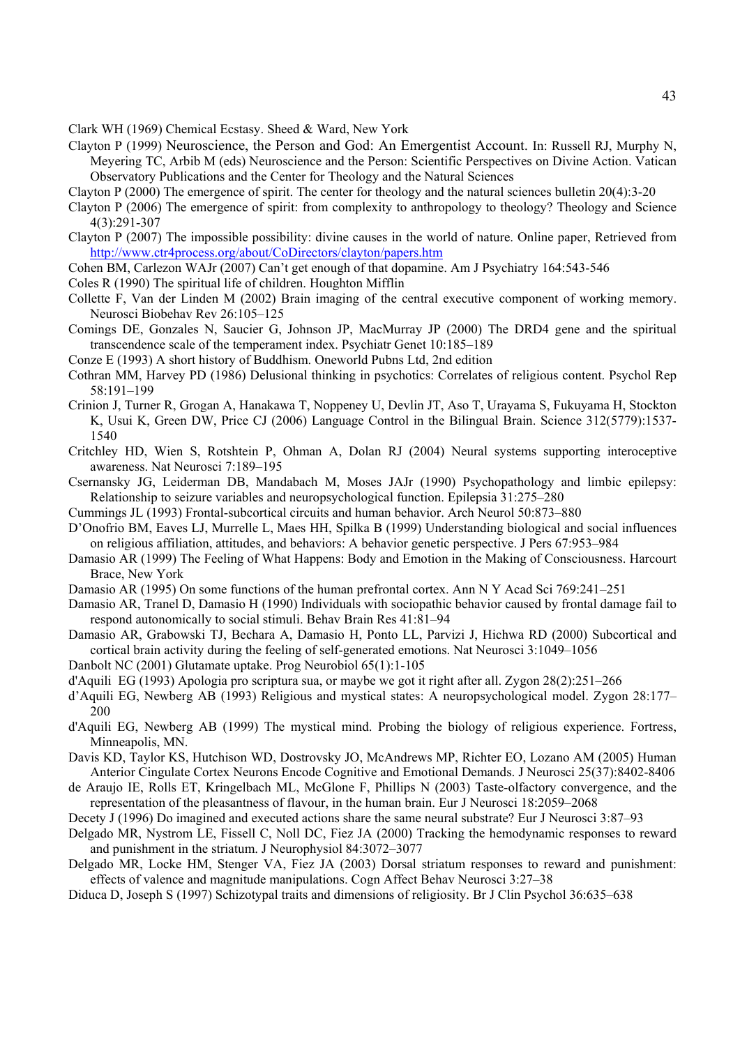Clark WH (1969) Chemical Ecstasy. Sheed & Ward, New York

Clayton P (1999) Neuroscience, the Person and God: An Emergentist Account. In: Russell RJ, Murphy N, Meyering TC, Arbib M (eds) Neuroscience and the Person: Scientific Perspectives on Divine Action. Vatican Observatory Publications and the Center for Theology and the Natural Sciences

Clayton P (2000) The emergence of spirit. The center for theology and the natural sciences bulletin 20(4):3-20

Clayton P (2006) The emergence of spirit: from complexity to anthropology to theology? Theology and Science 4(3):291-307

Clayton P (2007) The impossible possibility: divine causes in the world of nature. Online paper, Retrieved from http://www.ctr4process.org/about/CoDirectors/clayton/papers.htm

Cohen BM, Carlezon WAJr (2007) Can't get enough of that dopamine. Am J Psychiatry 164:543-546

Coles R (1990) The spiritual life of children. Houghton Mifflin

Collette F, Van der Linden M (2002) Brain imaging of the central executive component of working memory. Neurosci Biobehav Rev 26:105–125

Comings DE, Gonzales N, Saucier G, Johnson JP, MacMurray JP (2000) The DRD4 gene and the spiritual transcendence scale of the temperament index. Psychiatr Genet 10:185–189

Conze E (1993) A short history of Buddhism. Oneworld Pubns Ltd, 2nd edition

Cothran MM, Harvey PD (1986) Delusional thinking in psychotics: Correlates of religious content. Psychol Rep 58:191–199

Crinion J, Turner R, Grogan A, Hanakawa T, Noppeney U, Devlin JT, Aso T, Urayama S, Fukuyama H, Stockton K, Usui K, Green DW, Price CJ (2006) Language Control in the Bilingual Brain. Science 312(5779):1537-1540

Critchley HD, Wien S, Rotshtein P, Ohman A, Dolan RJ (2004) Neural systems supporting interoceptive awareness. Nat Neurosci 7:189–195

Csernansky JG, Leiderman DB, Mandabach M, Moses JAJr (1990) Psychopathology and limbic epilepsy: Relationship to seizure variables and neuropsychological function. Epilepsia 31:275–280

Cummings JL (1993) Frontal-subcortical circuits and human behavior. Arch Neurol 50:873–880

D'Onofrio BM, Eaves LJ, Murrelle L, Maes HH, Spilka B (1999) Understanding biological and social influences on religious affiliation, attitudes, and behaviors: A behavior genetic perspective. J Pers 67:953–984

Damasio AR (1999) The Feeling of What Happens: Body and Emotion in the Making of Consciousness. Harcourt Brace, New York

Damasio AR (1995) On some functions of the human prefrontal cortex. Ann N Y Acad Sci 769:241–251

Damasio AR, Tranel D, Damasio H (1990) Individuals with sociopathic behavior caused by frontal damage fail to respond autonomically to social stimuli. Behav Brain Res 41:81–94

Damasio AR, Grabowski TJ, Bechara A, Damasio H, Ponto LL, Parvizi J, Hichwa RD (2000) Subcortical and cortical brain activity during the feeling of self-generated emotions. Nat Neurosci 3:1049–1056

Danbolt NC (2001) Glutamate uptake. Prog Neurobiol 65(1):1-105

d'Aquili EG (1993) Apologia pro scriptura sua, or maybe we got it right after all. Zygon 28(2):251–266

d'Aquili EG, Newberg AB (1993) Religious and mystical states: A neuropsychological model. Zygon 28:177–200

d'Aquili EG, Newberg AB (1999) The mystical mind. Probing the biology of religious experience. Fortress, Minneapolis, MN.

Davis KD, Taylor KS, Hutchison WD, Dostrovsky JO, McAndrews MP, Richter EO, Lozano AM (2005) Human Anterior Cingulate Cortex Neurons Encode Cognitive and Emotional Demands. J Neurosci 25(37):8402-8406

de Araujo IE, Rolls ET, Kringelbach ML, McGlone F, Phillips N (2003) Taste-olfactory convergence, and the representation of the pleasantness of flavour, in the human brain. Eur J Neurosci 18:2059–2068

Decety J (1996) Do imagined and executed actions share the same neural substrate? Eur J Neurosci 3:87–93

Delgado MR, Nystrom LE, Fissell C, Noll DC, Fiez JA (2000) Tracking the hemodynamic responses to reward and punishment in the striatum. J Neurophysiol 84:3072–3077

Delgado MR, Locke HM, Stenger VA, Fiez JA (2003) Dorsal striatum responses to reward and punishment: effects of valence and magnitude manipulations. Cogn Affect Behav Neurosci 3:27–38

Diduca D, Joseph S (1997) Schizotypal traits and dimensions of religiosity. Br J Clin Psychol 36:635–638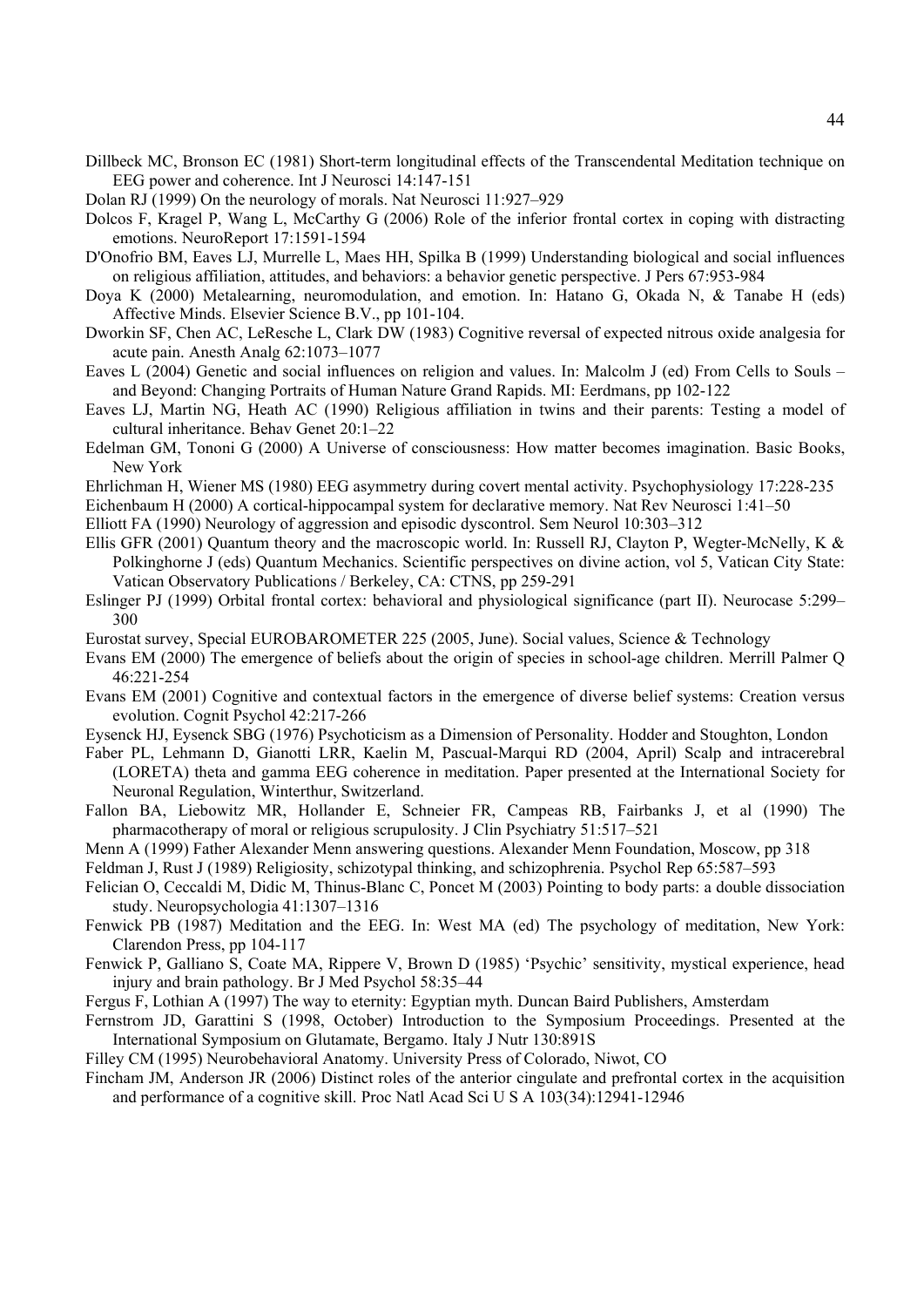Dillbeck MC, Bronson EC (1981) Short-term longitudinal effects of the Transcendental Meditation technique on EEG power and coherence. Int J Neurosci 14:147-151

Dolan RJ (1999) On the neurology of morals. Nat Neurosci 11:927–929

Dolcos F, Kragel P, Wang L, McCarthy G (2006) Role of the inferior frontal cortex in coping with distracting emotions. NeuroReport 17:1591-1594

D'Onofrio BM, Eaves LJ, Murrelle L, Maes HH, Spilka B (1999) Understanding biological and social influences on religious affiliation, attitudes, and behaviors: a behavior genetic perspective. J Pers 67:953-984

Doya K (2000) Metalearning, neuromodulation, and emotion. In: Hatano G, Okada N, & Tanabe H (eds) Affective Minds. Elsevier Science B.V., pp 101-104.

Dworkin SF, Chen AC, LeResche L, Clark DW (1983) Cognitive reversal of expected nitrous oxide analgesia for acute pain. Anesth Analg 62:1073–1077

Eaves L (2004) Genetic and social influences on religion and values. In: Malcolm J (ed) From Cells to Souls – and Beyond: Changing Portraits of Human Nature Grand Rapids. MI: Eerdmans, pp 102-122

Eaves LJ, Martin NG, Heath AC (1990) Religious affiliation in twins and their parents: Testing a model of cultural inheritance. Behav Genet 20:1–22

Edelman GM, Tononi G (2000) A Universe of consciousness: How matter becomes imagination. Basic Books, New York

Ehrlichman H, Wiener MS (1980) EEG asymmetry during covert mental activity. Psychophysiology 17:228-235

Eichenbaum H (2000) A cortical-hippocampal system for declarative memory. Nat Rev Neurosci 1:41–50

Elliott FA (1990) Neurology of aggression and episodic dyscontrol. Sem Neurol 10:303–312

Ellis GFR (2001) Quantum theory and the macroscopic world. In: Russell RJ, Clayton P, Wegter-McNelly, K & Polkinghorne J (eds) Quantum Mechanics. Scientific perspectives on divine action, vol 5, Vatican City State: Vatican Observatory Publications / Berkeley, CA: CTNS, pp 259-291

Eslinger PJ (1999) Orbital frontal cortex: behavioral and physiological significance (part II). Neurocase 5:299–300

Eurostat survey, Special EUROBAROMETER 225 (2005, June). Social values, Science & Technology

Evans EM (2000) The emergence of beliefs about the origin of species in school-age children. Merrill Palmer Q 46:221-254

Evans EM (2001) Cognitive and contextual factors in the emergence of diverse belief systems: Creation versus evolution. Cognit Psychol 42:217-266

Eysenck HJ, Eysenck SBG (1976) Psychoticism as a Dimension of Personality. Hodder and Stoughton, London

Faber PL, Lehmann D, Gianotti LRR, Kaelin M, Pascual-Marqui RD (2004, April) Scalp and intracerebral (LORETA) theta and gamma EEG coherence in meditation. Paper presented at the International Society for Neuronal Regulation, Winterthur, Switzerland.

Fallon BA, Liebowitz MR, Hollander E, Schneier FR, Campeas RB, Fairbanks J, et al (1990) The pharmacotherapy of moral or religious scrupulosity. J Clin Psychiatry 51:517–521

Menn A (1999) Father Alexander Menn answering questions. Alexander Menn Foundation, Moscow, pp 318

Feldman J, Rust J (1989) Religiosity, schizotypal thinking, and schizophrenia. Psychol Rep 65:587–593

Felician O, Ceccaldi M, Didic M, Thinus-Blanc C, Poncet M (2003) Pointing to body parts: a double dissociation study. Neuropsychologia 41:1307–1316

Fenwick PB (1987) Meditation and the EEG. In: West MA (ed) The psychology of meditation, New York: Clarendon Press, pp 104-117

Fenwick P, Galliano S, Coate MA, Rippere V, Brown D (1985) 'Psychic' sensitivity, mystical experience, head injury and brain pathology. Br J Med Psychol 58:35–44

Fergus F, Lothian A (1997) The way to eternity: Egyptian myth. Duncan Baird Publishers, Amsterdam

Fernstrom JD, Garattini S (1998, October) Introduction to the Symposium Proceedings. Presented at the International Symposium on Glutamate, Bergamo. Italy J Nutr 130:891S

Filley CM (1995) Neurobehavioral Anatomy. University Press of Colorado, Niwot, CO

Fincham JM, Anderson JR (2006) Distinct roles of the anterior cingulate and prefrontal cortex in the acquisition and performance of a cognitive skill. Proc Natl Acad Sci U S A 103(34):12941-12946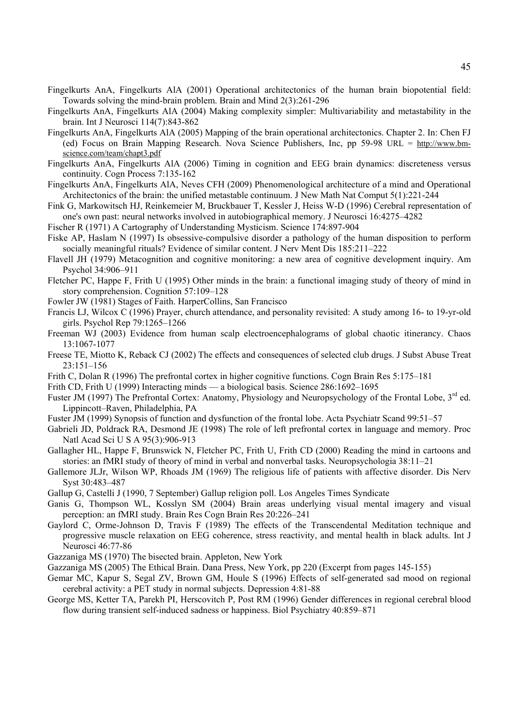Fingelkurts AnA, Fingelkurts AlA (2001) Operational architectonics of the human brain biopotential field: Towards solving the mind-brain problem. Brain and Mind 2(3):261-296

Fingelkurts AnA, Fingelkurts AlA (2004) Making complexity simpler: Multivariability and metastability in the brain. Int J Neurosci 114(7):843-862

Fingelkurts AnA, Fingelkurts AlA (2005) Mapping of the brain operational architectonics. Chapter 2. In: Chen FJ (ed) Focus on Brain Mapping Research. Nova Science Publishers, Inc, pp 59-98 URL = http://www.bm-science.com/team/chapt3.pdf

Fingelkurts AnA, Fingelkurts AlA (2006) Timing in cognition and EEG brain dynamics: discreteness versus continuity. Cogn Process 7:135-162

Fingelkurts AnA, Fingelkurts AlA, Neves CFH (2009) Phenomenological architecture of a mind and Operational Architectonics of the brain: the unified metastable continuum. J New Math Nat Comput 5(1):221-244

Fink G, Markowitsch HJ, Reinkemeier M, Bruckbauer T, Kessler J, Heiss W-D (1996) Cerebral representation of one's own past: neural networks involved in autobiographical memory. J Neurosci 16:4275–4282

Fischer R (1971) A Cartography of Understanding Mysticism. Science 174:897-904

Fiske AP, Haslam N (1997) Is obsessive-compulsive disorder a pathology of the human disposition to perform socially meaningful rituals? Evidence of similar content. J Nerv Ment Dis 185:211–222

Flavell JH (1979) Metacognition and cognitive monitoring: a new area of cognitive development inquiry. Am Psychol 34:906–911

Fletcher PC, Happe F, Frith U (1995) Other minds in the brain: a functional imaging study of theory of mind in story comprehension. Cognition 57:109–128

Fowler JW (1981) Stages of Faith. HarperCollins, San Francisco

Francis LJ, Wilcox C (1996) Prayer, church attendance, and personality revisited: A study among 16- to 19-yr-old girls. Psychol Rep 79:1265–1266

Freeman WJ (2003) Evidence from human scalp electroencephalograms of global chaotic itinerancy. Chaos 13:1067-1077

Freese TE, Miotto K, Reback CJ (2002) The effects and consequences of selected club drugs. J Subst Abuse Treat 23:151–156

Frith C, Dolan R (1996) The prefrontal cortex in higher cognitive functions. Cogn Brain Res 5:175–181

Frith CD, Frith U (1999) Interacting minds — a biological basis. Science 286:1692–1695

Fuster JM (1997) The Prefrontal Cortex: Anatomy, Physiology and Neuropsychology of the Frontal Lobe, 3rd ed. Lippincott–Raven, Philadelphia, PA

Fuster JM (1999) Synopsis of function and dysfunction of the frontal lobe. Acta Psychiatr Scand 99:51–57

Gabrieli JD, Poldrack RA, Desmond JE (1998) The role of left prefrontal cortex in language and memory. Proc Natl Acad Sci U S A 95(3):906-913

Gallagher HL, Happe F, Brunswick N, Fletcher PC, Frith U, Frith CD (2000) Reading the mind in cartoons and stories: an fMRI study of theory of mind in verbal and nonverbal tasks. Neuropsychologia 38:11–21

Gallemore JLJr, Wilson WP, Rhoads JM (1969) The religious life of patients with affective disorder. Dis Nerv Syst 30:483–487

Gallup G, Castelli J (1990, 7 September) Gallup religion poll. Los Angeles Times Syndicate

Ganis G, Thompson WL, Kosslyn SM (2004) Brain areas underlying visual mental imagery and visual perception: an fMRI study. Brain Res Cogn Brain Res 20:226–241

Gaylord C, Orme-Johnson D, Travis F (1989) The effects of the Transcendental Meditation technique and progressive muscle relaxation on EEG coherence, stress reactivity, and mental health in black adults. Int J Neurosci 46:77-86

Gazzaniga MS (1970) The bisected brain. Appleton, New York

Gazzaniga MS (2005) The Ethical Brain. Dana Press, New York, pp 220 (Excerpt from pages 145-155)

Gemar MC, Kapur S, Segal ZV, Brown GM, Houle S (1996) Effects of self-generated sad mood on regional cerebral activity: a PET study in normal subjects. Depression 4:81-88

George MS, Ketter TA, Parekh PI, Herscovitch P, Post RM (1996) Gender differences in regional cerebral blood flow during transient self-induced sadness or happiness. Biol Psychiatry 40:859–871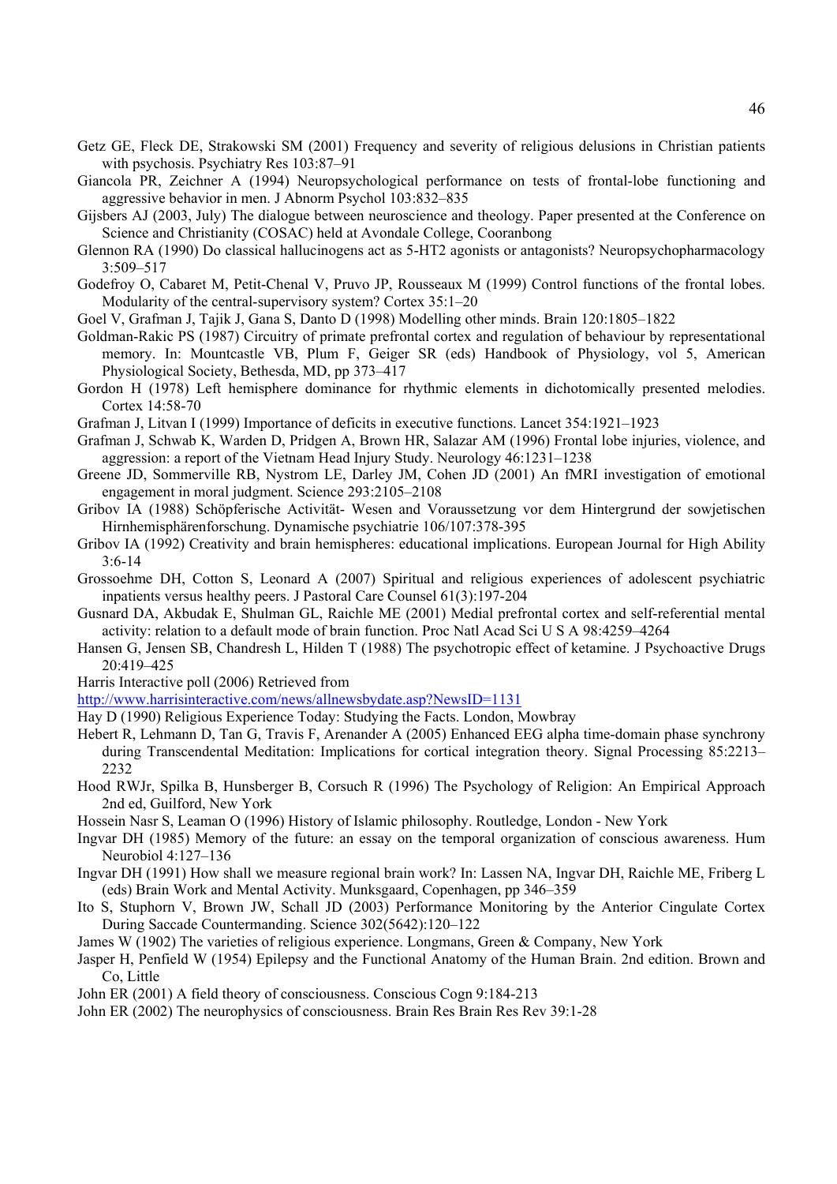Getz GE, Fleck DE, Strakowski SM (2001) Frequency and severity of religious delusions in Christian patients with psychosis. Psychiatry Res 103:87–91

Giancola PR, Zeichner A (1994) Neuropsychological performance on tests of frontal-lobe functioning and aggressive behavior in men. J Abnorm Psychol 103:832–835

Gijsbers AJ (2003, July) The dialogue between neuroscience and theology. Paper presented at the Conference on Science and Christianity (COSAC) held at Avondale College, Cooranbong

Glennon RA (1990) Do classical hallucinogens act as 5-HT2 agonists or antagonists? Neuropsychopharmacology 3:509–517

Godefroy O, Cabaret M, Petit-Chenal V, Pruvo JP, Rousseaux M (1999) Control functions of the frontal lobes. Modularity of the central-supervisory system? Cortex 35:1–20

Goel V, Grafman J, Tajik J, Gana S, Danto D (1998) Modelling other minds. Brain 120:1805–1822

Goldman-Rakic PS (1987) Circuitry of primate prefrontal cortex and regulation of behaviour by representational memory. In: Mountcastle VB, Plum F, Geiger SR (eds) Handbook of Physiology, vol 5, American Physiological Society, Bethesda, MD, pp 373–417

Gordon H (1978) Left hemisphere dominance for rhythmic elements in dichotomically presented melodies. Cortex 14:58-70

Grafman J, Litvan I (1999) Importance of deficits in executive functions. Lancet 354:1921–1923

Grafman J, Schwab K, Warden D, Pridgen A, Brown HR, Salazar AM (1996) Frontal lobe injuries, violence, and aggression: a report of the Vietnam Head Injury Study. Neurology 46:1231–1238

Greene JD, Sommerville RB, Nystrom LE, Darley JM, Cohen JD (2001) An fMRI investigation of emotional engagement in moral judgment. Science 293:2105–2108

Gribov IA (1988) Schöpferische Activität- Wesen and Voraussetzung vor dem Hintergrund der sowjetischen Hirnhemisphärenforschung. Dynamische psychiatrie 106/107:378-395

Gribov IA (1992) Creativity and brain hemispheres: educational implications. European Journal for High Ability 3:6-14

Grossoehme DH, Cotton S, Leonard A (2007) Spiritual and religious experiences of adolescent psychiatric inpatients versus healthy peers. J Pastoral Care Counsel 61(3):197-204

Gusnard DA, Akbudak E, Shulman GL, Raichle ME (2001) Medial prefrontal cortex and self-referential mental activity: relation to a default mode of brain function. Proc Natl Acad Sci U S A 98:4259–4264

Hansen G, Jensen SB, Chandresh L, Hilden T (1988) The psychotropic effect of ketamine. J Psychoactive Drugs 20:419–425

Harris Interactive poll (2006) Retrieved from
http://www.harrisinteractive.com/news/allnewsbydate.asp?NewsID=1131

Hay D (1990) Religious Experience Today: Studying the Facts. London, Mowbray

Hebert R, Lehmann D, Tan G, Travis F, Arenander A (2005) Enhanced EEG alpha time-domain phase synchrony during Transcendental Meditation: Implications for cortical integration theory. Signal Processing 85:2213–2232

Hood RWJr, Spilka B, Hunsberger B, Corsuch R (1996) The Psychology of Religion: An Empirical Approach 2nd ed, Guilford, New York

Hossein Nasr S, Leaman O (1996) History of Islamic philosophy. Routledge, London - New York

Ingvar DH (1985) Memory of the future: an essay on the temporal organization of conscious awareness. Hum Neurobiol 4:127–136

Ingvar DH (1991) How shall we measure regional brain work? In: Lassen NA, Ingvar DH, Raichle ME, Friberg L (eds) Brain Work and Mental Activity. Munksgaard, Copenhagen, pp 346–359

Ito S, Stuphorn V, Brown JW, Schall JD (2003) Performance Monitoring by the Anterior Cingulate Cortex During Saccade Countermanding. Science 302(5642):120–122

James W (1902) The varieties of religious experience. Longmans, Green & Company, New York

Jasper H, Penfield W (1954) Epilepsy and the Functional Anatomy of the Human Brain. 2nd edition. Brown and Co, Little

John ER (2001) A field theory of consciousness. Conscious Cogn 9:184-213

John ER (2002) The neurophysics of consciousness. Brain Res Brain Res Rev 39:1-28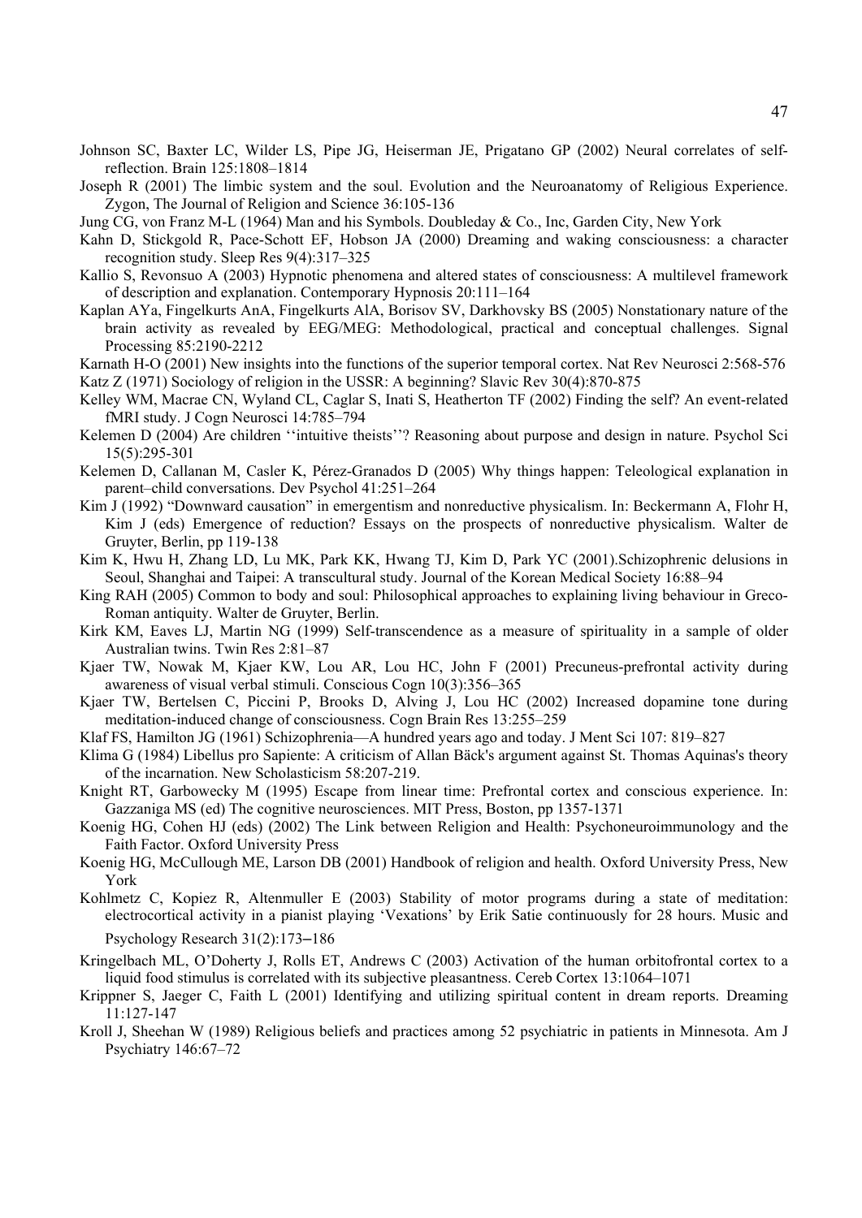Johnson SC, Baxter LC, Wilder LS, Pipe JG, Heiserman JE, Prigatano GP (2002) Neural correlates of self-reflection. Brain 125:1808–1814

Joseph R (2001) The limbic system and the soul. Evolution and the Neuroanatomy of Religious Experience. Zygon, The Journal of Religion and Science 36:105-136

Jung CG, von Franz M-L (1964) Man and his Symbols. Doubleday & Co., Inc, Garden City, New York

Kahn D, Stickgold R, Pace-Schott EF, Hobson JA (2000) Dreaming and waking consciousness: a character recognition study. Sleep Res 9(4):317–325

Kallio S, Revonsuo A (2003) Hypnotic phenomena and altered states of consciousness: A multilevel framework of description and explanation. Contemporary Hypnosis 20:111–164

Kaplan AYa, Fingelkurts AnA, Fingelkurts AlA, Borisov SV, Darkhovsky BS (2005) Nonstationary nature of the brain activity as revealed by EEG/MEG: Methodological, practical and conceptual challenges. Signal Processing 85:2190-2212

Karnath H-O (2001) New insights into the functions of the superior temporal cortex. Nat Rev Neurosci 2:568-576

Katz Z (1971) Sociology of religion in the USSR: A beginning? Slavic Rev 30(4):870-875

Kelley WM, Macrae CN, Wyland CL, Caglar S, Inati S, Heatherton TF (2002) Finding the self? An event-related fMRI study. J Cogn Neurosci 14:785–794

Kelemen D (2004) Are children ''intuitive theists''? Reasoning about purpose and design in nature. Psychol Sci 15(5):295-301

Kelemen D, Callanan M, Casler K, Pérez-Granados D (2005) Why things happen: Teleological explanation in parent–child conversations. Dev Psychol 41:251–264

Kim J (1992) "Downward causation" in emergentism and nonreductive physicalism. In: Beckermann A, Flohr H, Kim J (eds) Emergence of reduction? Essays on the prospects of nonreductive physicalism. Walter de Gruyter, Berlin, pp 119-138

Kim K, Hwu H, Zhang LD, Lu MK, Park KK, Hwang TJ, Kim D, Park YC (2001).Schizophrenic delusions in Seoul, Shanghai and Taipei: A transcultural study. Journal of the Korean Medical Society 16:88–94

King RAH (2005) Common to body and soul: Philosophical approaches to explaining living behaviour in Greco-Roman antiquity. Walter de Gruyter, Berlin.

Kirk KM, Eaves LJ, Martin NG (1999) Self-transcendence as a measure of spirituality in a sample of older Australian twins. Twin Res 2:81–87

Kjaer TW, Nowak M, Kjaer KW, Lou AR, Lou HC, John F (2001) Precuneus-prefrontal activity during awareness of visual verbal stimuli. Conscious Cogn 10(3):356–365

Kjaer TW, Bertelsen C, Piccini P, Brooks D, Alving J, Lou HC (2002) Increased dopamine tone during meditation-induced change of consciousness. Cogn Brain Res 13:255–259

Klaf FS, Hamilton JG (1961) Schizophrenia—A hundred years ago and today. J Ment Sci 107: 819–827

Klima G (1984) Libellus pro Sapiente: A criticism of Allan Bäck's argument against St. Thomas Aquinas's theory of the incarnation. New Scholasticism 58:207-219.

Knight RT, Garbowecky M (1995) Escape from linear time: Prefrontal cortex and conscious experience. In: Gazzaniga MS (ed) The cognitive neurosciences. MIT Press, Boston, pp 1357-1371

Koenig HG, Cohen HJ (eds) (2002) The Link between Religion and Health: Psychoneuroimmunology and the Faith Factor. Oxford University Press

Koenig HG, McCullough ME, Larson DB (2001) Handbook of religion and health. Oxford University Press, New York

Kohlmetz C, Kopiez R, Altenmuller E (2003) Stability of motor programs during a state of meditation: electrocortical activity in a pianist playing 'Vexations' by Erik Satie continuously for 28 hours. Music and Psychology Research 31(2):173–186

Kringelbach ML, O'Doherty J, Rolls ET, Andrews C (2003) Activation of the human orbitofrontal cortex to a liquid food stimulus is correlated with its subjective pleasantness. Cereb Cortex 13:1064–1071

Krippner S, Jaeger C, Faith L (2001) Identifying and utilizing spiritual content in dream reports. Dreaming 11:127-147

Kroll J, Sheehan W (1989) Religious beliefs and practices among 52 psychiatric in patients in Minnesota. Am J Psychiatry 146:67–72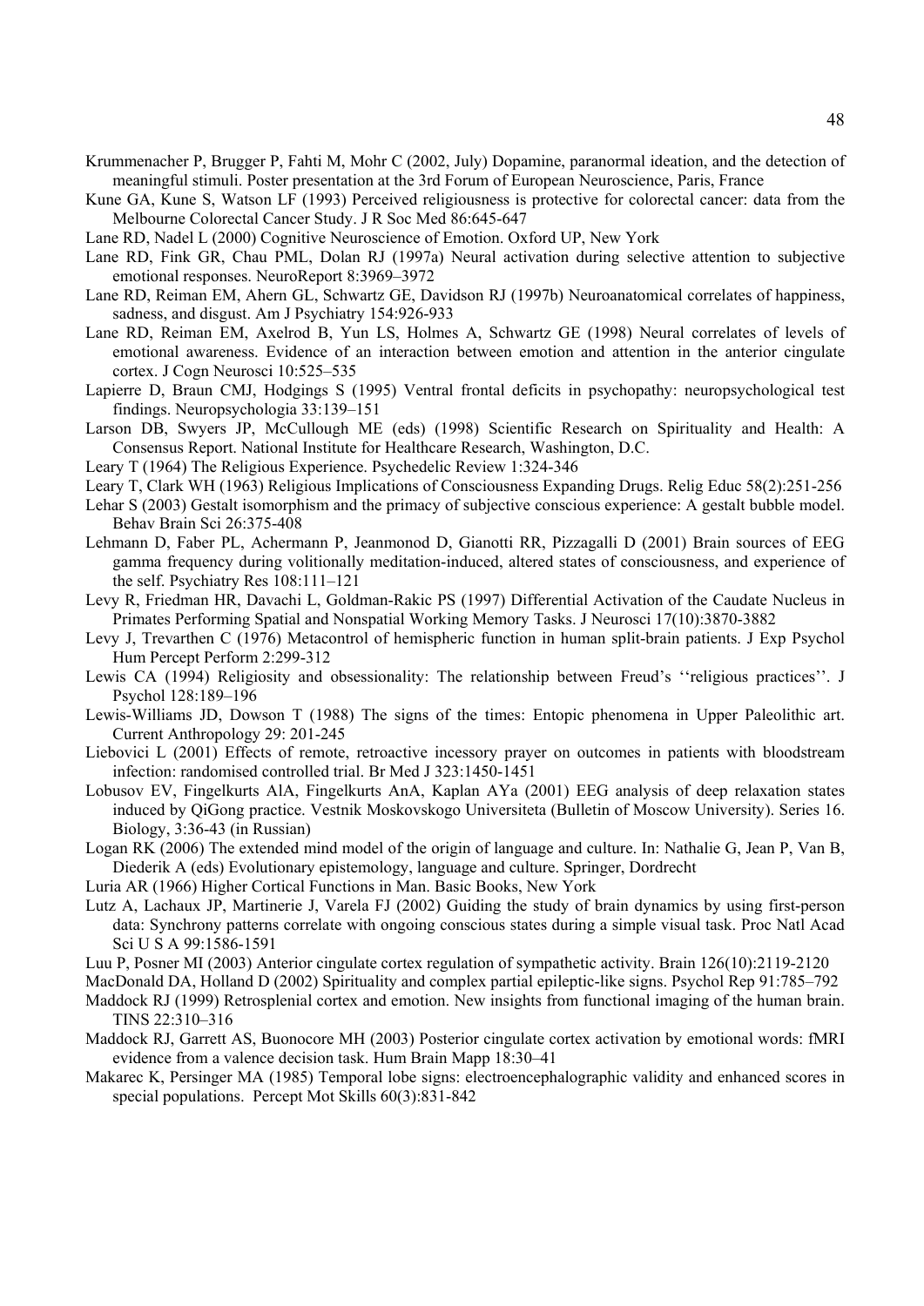Krummenacher P, Brugger P, Fahti M, Mohr C (2002, July) Dopamine, paranormal ideation, and the detection of meaningful stimuli. Poster presentation at the 3rd Forum of European Neuroscience, Paris, France

Kune GA, Kune S, Watson LF (1993) Perceived religiousness is protective for colorectal cancer: data from the Melbourne Colorectal Cancer Study. J R Soc Med 86:645-647

Lane RD, Nadel L (2000) Cognitive Neuroscience of Emotion. Oxford UP, New York

Lane RD, Fink GR, Chau PML, Dolan RJ (1997a) Neural activation during selective attention to subjective emotional responses. NeuroReport 8:3969–3972

Lane RD, Reiman EM, Ahern GL, Schwartz GE, Davidson RJ (1997b) Neuroanatomical correlates of happiness, sadness, and disgust. Am J Psychiatry 154:926-933

Lane RD, Reiman EM, Axelrod B, Yun LS, Holmes A, Schwartz GE (1998) Neural correlates of levels of emotional awareness. Evidence of an interaction between emotion and attention in the anterior cingulate cortex. J Cogn Neurosci 10:525–535

Lapierre D, Braun CMJ, Hodgings S (1995) Ventral frontal deficits in psychopathy: neuropsychological test findings. Neuropsychologia 33:139–151

Larson DB, Swyers JP, McCullough ME (eds) (1998) Scientific Research on Spirituality and Health: A Consensus Report. National Institute for Healthcare Research, Washington, D.C.

Leary T (1964) The Religious Experience. Psychedelic Review 1:324-346

Leary T, Clark WH (1963) Religious Implications of Consciousness Expanding Drugs. Relig Educ 58(2):251-256

Lehar S (2003) Gestalt isomorphism and the primacy of subjective conscious experience: A gestalt bubble model. Behav Brain Sci 26:375-408

Lehmann D, Faber PL, Achermann P, Jeanmonod D, Gianotti RR, Pizzagalli D (2001) Brain sources of EEG gamma frequency during volitionally meditation-induced, altered states of consciousness, and experience of the self. Psychiatry Res 108:111–121

Levy R, Friedman HR, Davachi L, Goldman-Rakic PS (1997) Differential Activation of the Caudate Nucleus in Primates Performing Spatial and Nonspatial Working Memory Tasks. J Neurosci 17(10):3870-3882

Levy J, Trevarthen C (1976) Metacontrol of hemispheric function in human split-brain patients. J Exp Psychol Hum Percept Perform 2:299-312

Lewis CA (1994) Religiosity and obsessionality: The relationship between Freud's ''religious practices''. J Psychol 128:189–196

Lewis-Williams JD, Dowson T (1988) The signs of the times: Entopic phenomena in Upper Paleolithic art. Current Anthropology 29: 201-245

Liebovici L (2001) Effects of remote, retroactive incessory prayer on outcomes in patients with bloodstream infection: randomised controlled trial. Br Med J 323:1450-1451

Lobusov EV, Fingelkurts AlA, Fingelkurts AnA, Kaplan AYa (2001) EEG analysis of deep relaxation states induced by QiGong practice. Vestnik Moskovskogo Universiteta (Bulletin of Moscow University). Series 16. Biology, 3:36-43 (in Russian)

Logan RK (2006) The extended mind model of the origin of language and culture. In: Nathalie G, Jean P, Van B, Diederik A (eds) Evolutionary epistemology, language and culture. Springer, Dordrecht

Luria AR (1966) Higher Cortical Functions in Man. Basic Books, New York

Lutz A, Lachaux JP, Martinerie J, Varela FJ (2002) Guiding the study of brain dynamics by using first-person data: Synchrony patterns correlate with ongoing conscious states during a simple visual task. Proc Natl Acad Sci U S A 99:1586-1591

Luu P, Posner MI (2003) Anterior cingulate cortex regulation of sympathetic activity. Brain 126(10):2119-2120

MacDonald DA, Holland D (2002) Spirituality and complex partial epileptic-like signs. Psychol Rep 91:785–792

Maddock RJ (1999) Retrosplenial cortex and emotion. New insights from functional imaging of the human brain. TINS 22:310–316

Maddock RJ, Garrett AS, Buonocore MH (2003) Posterior cingulate cortex activation by emotional words: fMRI evidence from a valence decision task. Hum Brain Mapp 18:30–41

Makarec K, Persinger MA (1985) Temporal lobe signs: electroencephalographic validity and enhanced scores in special populations. Percept Mot Skills 60(3):831-842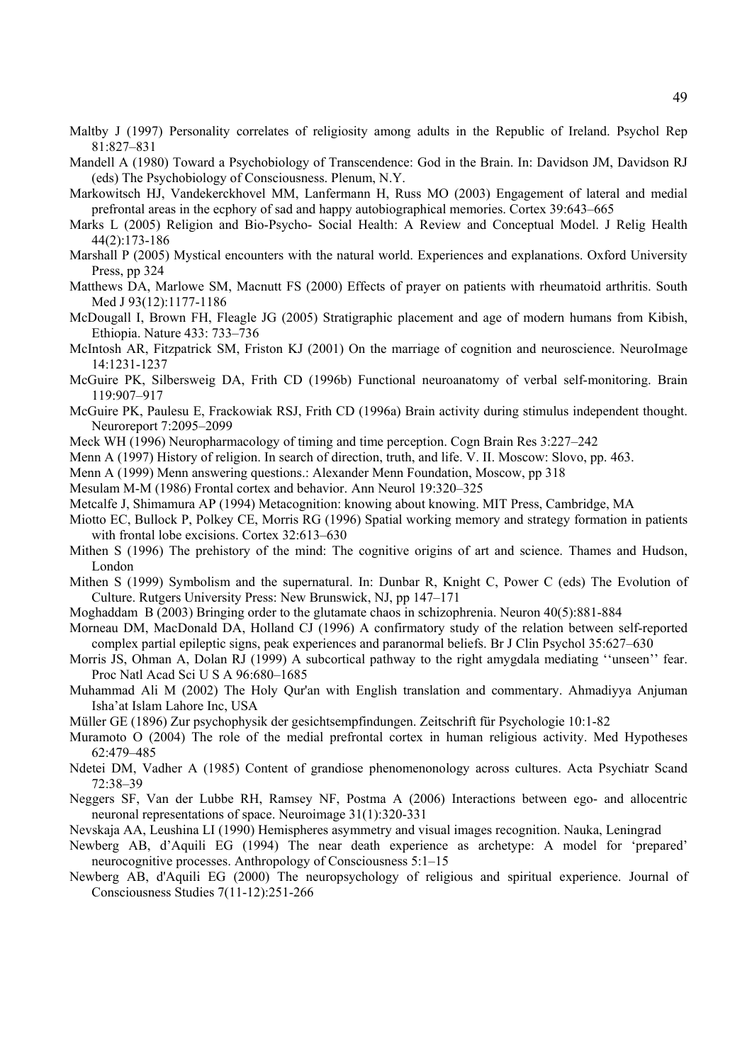Maltby J (1997) Personality correlates of religiosity among adults in the Republic of Ireland. Psychol Rep 81:827–831

Mandell A (1980) Toward a Psychobiology of Transcendence: God in the Brain. In: Davidson JM, Davidson RJ (eds) The Psychobiology of Consciousness. Plenum, N.Y.

Markowitsch HJ, Vandekerckhovel MM, Lanfermann H, Russ MO (2003) Engagement of lateral and medial prefrontal areas in the ecphory of sad and happy autobiographical memories. Cortex 39:643–665

Marks L (2005) Religion and Bio-Psycho- Social Health: A Review and Conceptual Model. J Relig Health 44(2):173-186

Marshall P (2005) Mystical encounters with the natural world. Experiences and explanations. Oxford University Press, pp 324

Matthews DA, Marlowe SM, Macnutt FS (2000) Effects of prayer on patients with rheumatoid arthritis. South Med J 93(12):1177-1186

McDougall I, Brown FH, Fleagle JG (2005) Stratigraphic placement and age of modern humans from Kibish, Ethiopia. Nature 433: 733–736

McIntosh AR, Fitzpatrick SM, Friston KJ (2001) On the marriage of cognition and neuroscience. NeuroImage 14:1231-1237

McGuire PK, Silbersweig DA, Frith CD (1996b) Functional neuroanatomy of verbal self-monitoring. Brain 119:907–917

McGuire PK, Paulesu E, Frackowiak RSJ, Frith CD (1996a) Brain activity during stimulus independent thought. Neuroreport 7:2095–2099

Meck WH (1996) Neuropharmacology of timing and time perception. Cogn Brain Res 3:227–242

Menn A (1997) History of religion. In search of direction, truth, and life. V. II. Moscow: Slovo, pp. 463.

Menn A (1999) Menn answering questions.: Alexander Menn Foundation, Moscow, pp 318

Mesulam M-M (1986) Frontal cortex and behavior. Ann Neurol 19:320–325

Metcalfe J, Shimamura AP (1994) Metacognition: knowing about knowing. MIT Press, Cambridge, MA

Miotto EC, Bullock P, Polkey CE, Morris RG (1996) Spatial working memory and strategy formation in patients with frontal lobe excisions. Cortex 32:613–630

Mithen S (1996) The prehistory of the mind: The cognitive origins of art and science. Thames and Hudson, London

Mithen S (1999) Symbolism and the supernatural. In: Dunbar R, Knight C, Power C (eds) The Evolution of Culture. Rutgers University Press: New Brunswick, NJ, pp 147–171

Moghaddam B (2003) Bringing order to the glutamate chaos in schizophrenia. Neuron 40(5):881-884

Morneau DM, MacDonald DA, Holland CJ (1996) A confirmatory study of the relation between self-reported complex partial epileptic signs, peak experiences and paranormal beliefs. Br J Clin Psychol 35:627–630

Morris JS, Ohman A, Dolan RJ (1999) A subcortical pathway to the right amygdala mediating ''unseen'' fear. Proc Natl Acad Sci U S A 96:680–1685

Muhammad Ali M (2002) The Holy Qur'an with English translation and commentary. Ahmadiyya Anjuman Isha'at Islam Lahore Inc, USA

Müller GE (1896) Zur psychophysik der gesichtsempfindungen. Zeitschrift für Psychologie 10:1-82

Muramoto O (2004) The role of the medial prefrontal cortex in human religious activity. Med Hypotheses 62:479–485

Ndetei DM, Vadher A (1985) Content of grandiose phenomenonology across cultures. Acta Psychiatr Scand 72:38–39

Neggers SF, Van der Lubbe RH, Ramsey NF, Postma A (2006) Interactions between ego- and allocentric neuronal representations of space. Neuroimage 31(1):320-331

Nevskaja AA, Leushina LI (1990) Hemispheres asymmetry and visual images recognition. Nauka, Leningrad

Newberg AB, d'Aquili EG (1994) The near death experience as archetype: A model for 'prepared' neurocognitive processes. Anthropology of Consciousness 5:1–15

Newberg AB, d'Aquili EG (2000) The neuropsychology of religious and spiritual experience. Journal of Consciousness Studies 7(11-12):251-266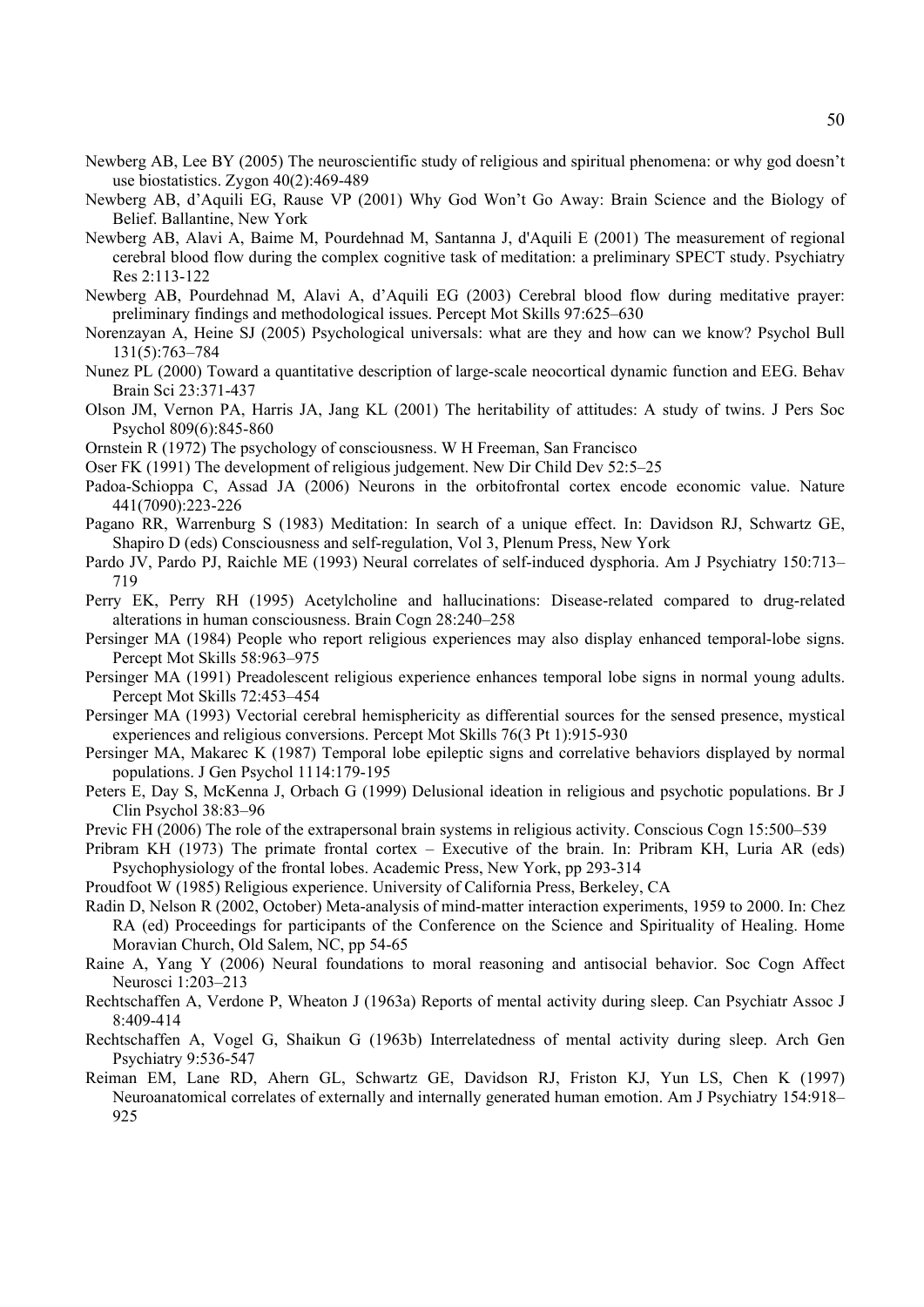Newberg AB, Lee BY (2005) The neuroscientific study of religious and spiritual phenomena: or why god doesn't use biostatistics. Zygon 40(2):469-489

Newberg AB, d'Aquili EG, Rause VP (2001) Why God Won't Go Away: Brain Science and the Biology of Belief. Ballantine, New York

Newberg AB, Alavi A, Baime M, Pourdehnad M, Santanna J, d'Aquili E (2001) The measurement of regional cerebral blood flow during the complex cognitive task of meditation: a preliminary SPECT study. Psychiatry Res 2:113-122

Newberg AB, Pourdehnad M, Alavi A, d'Aquili EG (2003) Cerebral blood flow during meditative prayer: preliminary findings and methodological issues. Percept Mot Skills 97:625–630

Norenzayan A, Heine SJ (2005) Psychological universals: what are they and how can we know? Psychol Bull 131(5):763–784

Nunez PL (2000) Toward a quantitative description of large-scale neocortical dynamic function and EEG. Behav Brain Sci 23:371-437

Olson JM, Vernon PA, Harris JA, Jang KL (2001) The heritability of attitudes: A study of twins. J Pers Soc Psychol 809(6):845-860

Ornstein R (1972) The psychology of consciousness. W H Freeman, San Francisco

Oser FK (1991) The development of religious judgement. New Dir Child Dev 52:5–25

Padoa-Schioppa C, Assad JA (2006) Neurons in the orbitofrontal cortex encode economic value. Nature 441(7090):223-226

Pagano RR, Warrenburg S (1983) Meditation: In search of a unique effect. In: Davidson RJ, Schwartz GE, Shapiro D (eds) Consciousness and self-regulation, Vol 3, Plenum Press, New York

Pardo JV, Pardo PJ, Raichle ME (1993) Neural correlates of self-induced dysphoria. Am J Psychiatry 150:713–719

Perry EK, Perry RH (1995) Acetylcholine and hallucinations: Disease-related compared to drug-related alterations in human consciousness. Brain Cogn 28:240–258

Persinger MA (1984) People who report religious experiences may also display enhanced temporal-lobe signs. Percept Mot Skills 58:963–975

Persinger MA (1991) Preadolescent religious experience enhances temporal lobe signs in normal young adults. Percept Mot Skills 72:453–454

Persinger MA (1993) Vectorial cerebral hemisphericity as differential sources for the sensed presence, mystical experiences and religious conversions. Percept Mot Skills 76(3 Pt 1):915-930

Persinger MA, Makarec K (1987) Temporal lobe epileptic signs and correlative behaviors displayed by normal populations. J Gen Psychol 1114:179-195

Peters E, Day S, McKenna J, Orbach G (1999) Delusional ideation in religious and psychotic populations. Br J Clin Psychol 38:83–96

Previc FH (2006) The role of the extrapersonal brain systems in religious activity. Conscious Cogn 15:500–539

Pribram KH (1973) The primate frontal cortex – Executive of the brain. In: Pribram KH, Luria AR (eds) Psychophysiology of the frontal lobes. Academic Press, New York, pp 293-314

Proudfoot W (1985) Religious experience. University of California Press, Berkeley, CA

Radin D, Nelson R (2002, October) Meta-analysis of mind-matter interaction experiments, 1959 to 2000. In: Chez RA (ed) Proceedings for participants of the Conference on the Science and Spirituality of Healing. Home Moravian Church, Old Salem, NC, pp 54-65

Raine A, Yang Y (2006) Neural foundations to moral reasoning and antisocial behavior. Soc Cogn Affect Neurosci 1:203–213

Rechtschaffen A, Verdone P, Wheaton J (1963a) Reports of mental activity during sleep. Can Psychiatr Assoc J 8:409-414

Rechtschaffen A, Vogel G, Shaikun G (1963b) Interrelatedness of mental activity during sleep. Arch Gen Psychiatry 9:536-547

Reiman EM, Lane RD, Ahern GL, Schwartz GE, Davidson RJ, Friston KJ, Yun LS, Chen K (1997) Neuroanatomical correlates of externally and internally generated human emotion. Am J Psychiatry 154:918–925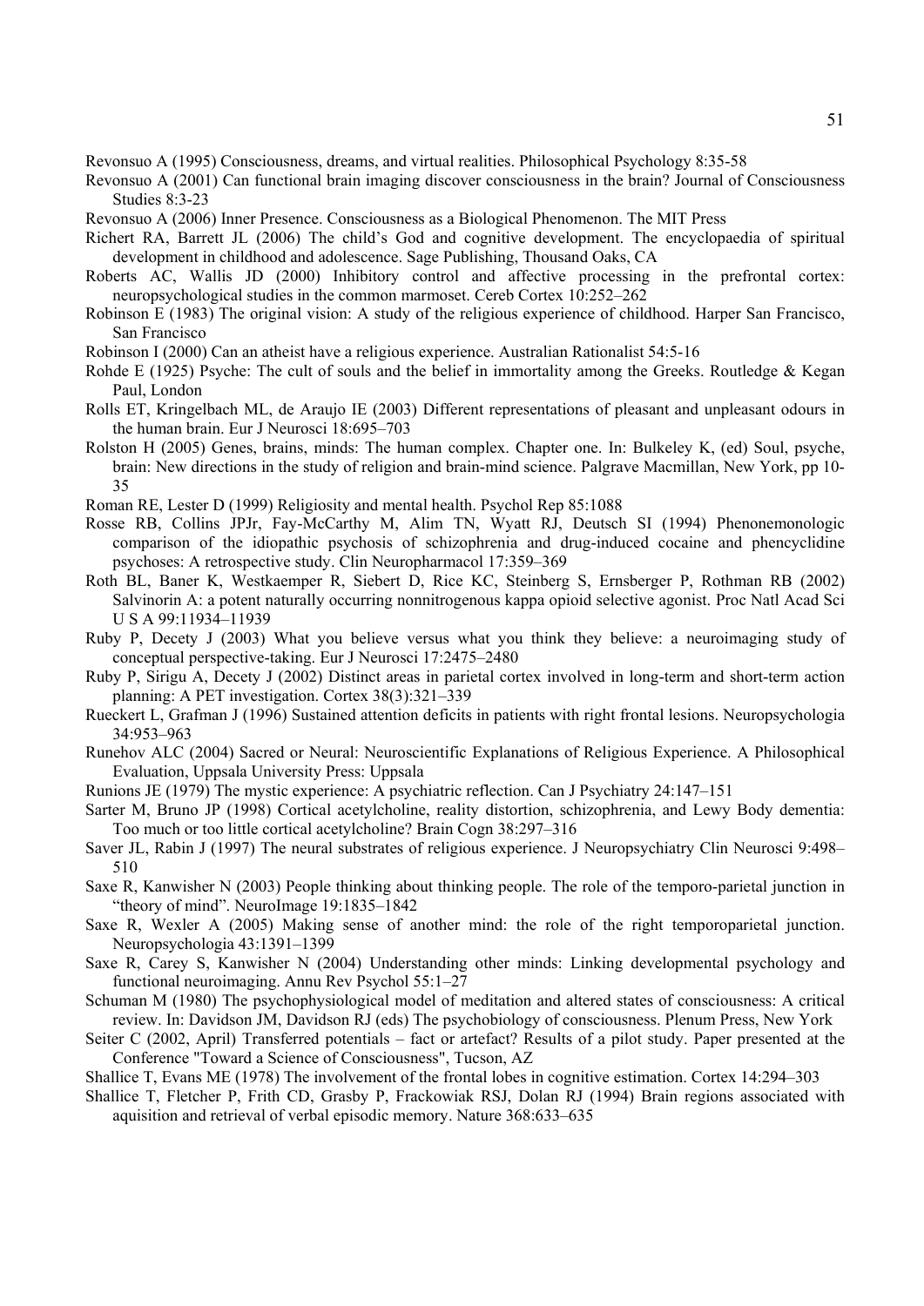Revonsuo A (1995) Consciousness, dreams, and virtual realities. Philosophical Psychology 8:35-58

Revonsuo A (2001) Can functional brain imaging discover consciousness in the brain? Journal of Consciousness Studies 8:3-23

Revonsuo A (2006) Inner Presence. Consciousness as a Biological Phenomenon. The MIT Press

Richert RA, Barrett JL (2006) The child's God and cognitive development. The encyclopaedia of spiritual development in childhood and adolescence. Sage Publishing, Thousand Oaks, CA

Roberts AC, Wallis JD (2000) Inhibitory control and affective processing in the prefrontal cortex: neuropsychological studies in the common marmoset. Cereb Cortex 10:252–262

Robinson E (1983) The original vision: A study of the religious experience of childhood. Harper San Francisco, San Francisco

Robinson I (2000) Can an atheist have a religious experience. Australian Rationalist 54:5-16

Rohde E (1925) Psyche: The cult of souls and the belief in immortality among the Greeks. Routledge & Kegan Paul, London

Rolls ET, Kringelbach ML, de Araujo IE (2003) Different representations of pleasant and unpleasant odours in the human brain. Eur J Neurosci 18:695–703

Rolston H (2005) Genes, brains, minds: The human complex. Chapter one. In: Bulkeley K, (ed) Soul, psyche, brain: New directions in the study of religion and brain-mind science. Palgrave Macmillan, New York, pp 10-35

Roman RE, Lester D (1999) Religiosity and mental health. Psychol Rep 85:1088

Rosse RB, Collins JPJr, Fay-McCarthy M, Alim TN, Wyatt RJ, Deutsch SI (1994) Phenonemonologic comparison of the idiopathic psychosis of schizophrenia and drug-induced cocaine and phencyclidine psychoses: A retrospective study. Clin Neuropharmacol 17:359–369

Roth BL, Baner K, Westkaemper R, Siebert D, Rice KC, Steinberg S, Ernsberger P, Rothman RB (2002) Salvinorin A: a potent naturally occurring nonnitrogenous kappa opioid selective agonist. Proc Natl Acad Sci U S A 99:11934–11939

Ruby P, Decety J (2003) What you believe versus what you think they believe: a neuroimaging study of conceptual perspective-taking. Eur J Neurosci 17:2475–2480

Ruby P, Sirigu A, Decety J (2002) Distinct areas in parietal cortex involved in long-term and short-term action planning: A PET investigation. Cortex 38(3):321–339

Rueckert L, Grafman J (1996) Sustained attention deficits in patients with right frontal lesions. Neuropsychologia 34:953–963

Runehov ALC (2004) Sacred or Neural: Neuroscientific Explanations of Religious Experience. A Philosophical Evaluation, Uppsala University Press: Uppsala

Runions JE (1979) The mystic experience: A psychiatric reflection. Can J Psychiatry 24:147–151

Sarter M, Bruno JP (1998) Cortical acetylcholine, reality distortion, schizophrenia, and Lewy Body dementia: Too much or too little cortical acetylcholine? Brain Cogn 38:297–316

Saver JL, Rabin J (1997) The neural substrates of religious experience. J Neuropsychiatry Clin Neurosci 9:498–510

Saxe R, Kanwisher N (2003) People thinking about thinking people. The role of the temporo-parietal junction in "theory of mind". NeuroImage 19:1835–1842

Saxe R, Wexler A (2005) Making sense of another mind: the role of the right temporoparietal junction. Neuropsychologia 43:1391–1399

Saxe R, Carey S, Kanwisher N (2004) Understanding other minds: Linking developmental psychology and functional neuroimaging. Annu Rev Psychol 55:1–27

Schuman M (1980) The psychophysiological model of meditation and altered states of consciousness: A critical review. In: Davidson JM, Davidson RJ (eds) The psychobiology of consciousness. Plenum Press, New York

Seiter C (2002, April) Transferred potentials – fact or artefact? Results of a pilot study. Paper presented at the Conference "Toward a Science of Consciousness", Tucson, AZ

Shallice T, Evans ME (1978) The involvement of the frontal lobes in cognitive estimation. Cortex 14:294–303

Shallice T, Fletcher P, Frith CD, Grasby P, Frackowiak RSJ, Dolan RJ (1994) Brain regions associated with aquisition and retrieval of verbal episodic memory. Nature 368:633–635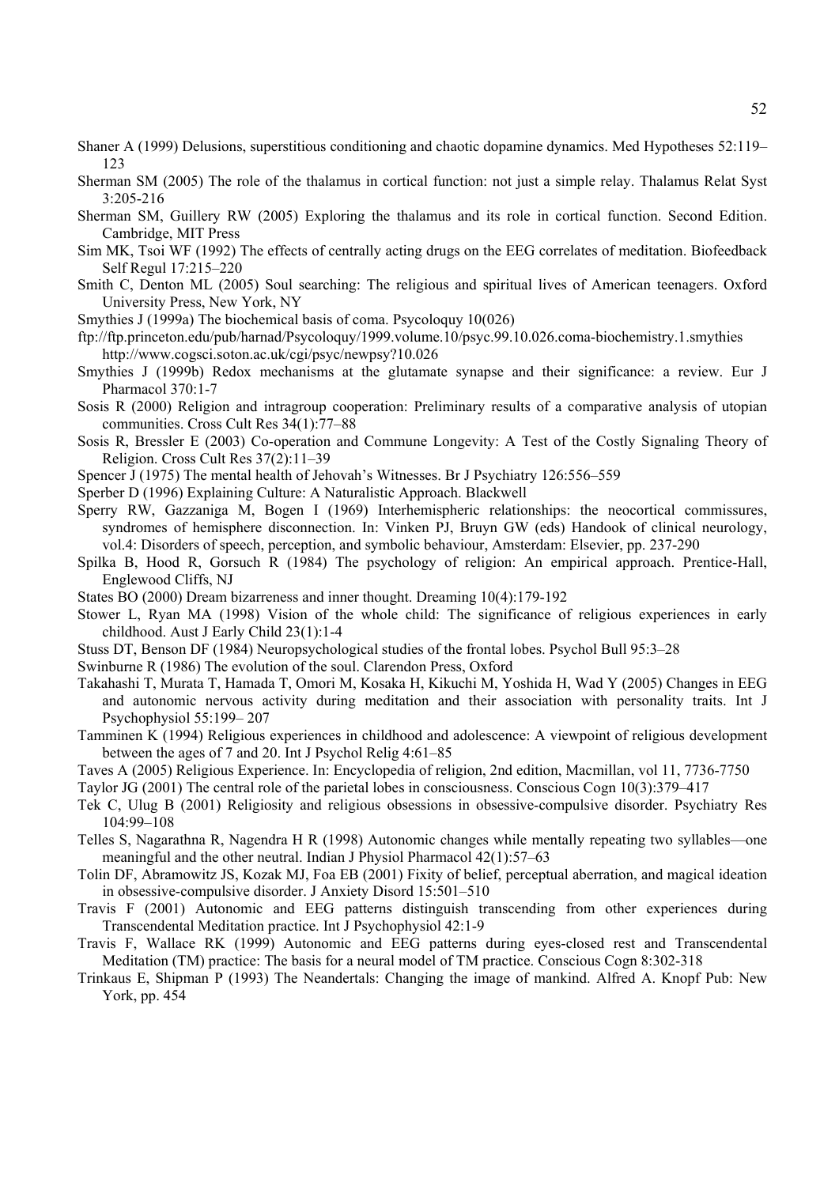Shaner A (1999) Delusions, superstitious conditioning and chaotic dopamine dynamics. Med Hypotheses 52:119–123

Sherman SM (2005) The role of the thalamus in cortical function: not just a simple relay. Thalamus Relat Syst 3:205-216

Sherman SM, Guillery RW (2005) Exploring the thalamus and its role in cortical function. Second Edition. Cambridge, MIT Press

Sim MK, Tsoi WF (1992) The effects of centrally acting drugs on the EEG correlates of meditation. Biofeedback Self Regul 17:215–220

Smith C, Denton ML (2005) Soul searching: The religious and spiritual lives of American teenagers. Oxford University Press, New York, NY

Smythies J (1999a) The biochemical basis of coma. Psycoloquy 10(026)

ftp://ftp.princeton.edu/pub/harnad/Psycoloquy/1999.volume.10/psyc.99.10.026.coma-biochemistry.1.smythies http://www.cogsci.soton.ac.uk/cgi/psyc/newpsy?10.026

Smythies J (1999b) Redox mechanisms at the glutamate synapse and their significance: a review. Eur J Pharmacol 370:1-7

Sosis R (2000) Religion and intragroup cooperation: Preliminary results of a comparative analysis of utopian communities. Cross Cult Res 34(1):77–88

Sosis R, Bressler E (2003) Co-operation and Commune Longevity: A Test of the Costly Signaling Theory of Religion. Cross Cult Res 37(2):11–39

Spencer J (1975) The mental health of Jehovah's Witnesses. Br J Psychiatry 126:556–559

Sperber D (1996) Explaining Culture: A Naturalistic Approach. Blackwell

Sperry RW, Gazzaniga M, Bogen I (1969) Interhemispheric relationships: the neocortical commissures, syndromes of hemisphere disconnection. In: Vinken PJ, Bruyn GW (eds) Handook of clinical neurology, vol.4: Disorders of speech, perception, and symbolic behaviour, Amsterdam: Elsevier, pp. 237-290

Spilka B, Hood R, Gorsuch R (1984) The psychology of religion: An empirical approach. Prentice-Hall, Englewood Cliffs, NJ

States BO (2000) Dream bizarreness and inner thought. Dreaming 10(4):179-192

Stower L, Ryan MA (1998) Vision of the whole child: The significance of religious experiences in early childhood. Aust J Early Child 23(1):1-4

Stuss DT, Benson DF (1984) Neuropsychological studies of the frontal lobes. Psychol Bull 95:3–28

Swinburne R (1986) The evolution of the soul. Clarendon Press, Oxford

Takahashi T, Murata T, Hamada T, Omori M, Kosaka H, Kikuchi M, Yoshida H, Wad Y (2005) Changes in EEG and autonomic nervous activity during meditation and their association with personality traits. Int J Psychophysiol 55:199– 207

Tamminen K (1994) Religious experiences in childhood and adolescence: A viewpoint of religious development between the ages of 7 and 20. Int J Psychol Relig 4:61–85

Taves A (2005) Religious Experience. In: Encyclopedia of religion, 2nd edition, Macmillan, vol 11, 7736-7750

Taylor JG (2001) The central role of the parietal lobes in consciousness. Conscious Cogn 10(3):379–417

Tek C, Ulug B (2001) Religiosity and religious obsessions in obsessive-compulsive disorder. Psychiatry Res 104:99–108

Telles S, Nagarathna R, Nagendra H R (1998) Autonomic changes while mentally repeating two syllables—one meaningful and the other neutral. Indian J Physiol Pharmacol 42(1):57–63

Tolin DF, Abramowitz JS, Kozak MJ, Foa EB (2001) Fixity of belief, perceptual aberration, and magical ideation in obsessive-compulsive disorder. J Anxiety Disord 15:501–510

Travis F (2001) Autonomic and EEG patterns distinguish transcending from other experiences during Transcendental Meditation practice. Int J Psychophysiol 42:1-9

Travis F, Wallace RK (1999) Autonomic and EEG patterns during eyes-closed rest and Transcendental Meditation (TM) practice: The basis for a neural model of TM practice. Conscious Cogn 8:302-318

Trinkaus E, Shipman P (1993) The Neandertals: Changing the image of mankind. Alfred A. Knopf Pub: New York, pp. 454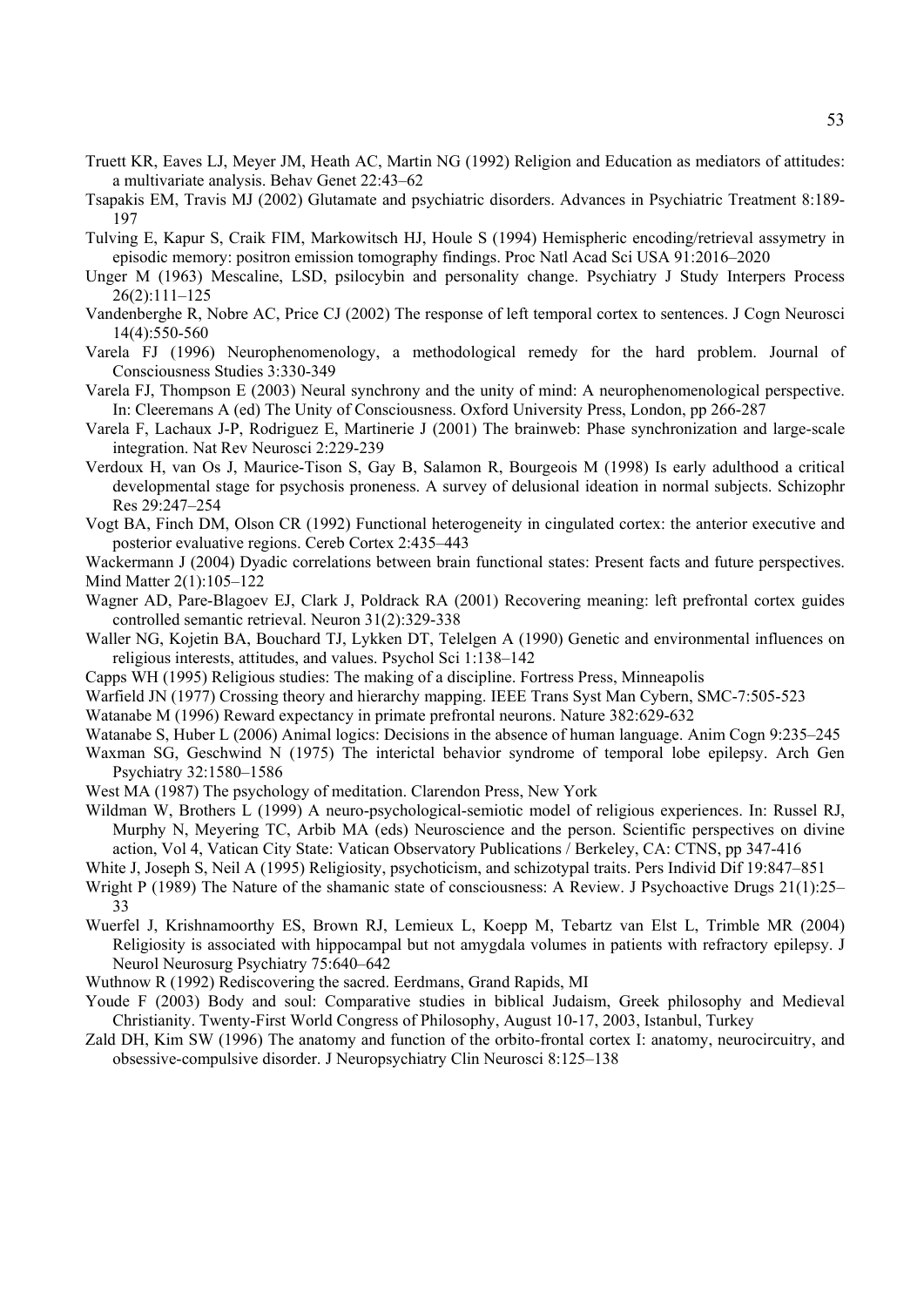Truett KR, Eaves LJ, Meyer JM, Heath AC, Martin NG (1992) Religion and Education as mediators of attitudes: a multivariate analysis. Behav Genet 22:43–62

Tsapakis EM, Travis MJ (2002) Glutamate and psychiatric disorders. Advances in Psychiatric Treatment 8:189-197

Tulving E, Kapur S, Craik FIM, Markowitsch HJ, Houle S (1994) Hemispheric encoding/retrieval assymetry in episodic memory: positron emission tomography findings. Proc Natl Acad Sci USA 91:2016–2020

Unger M (1963) Mescaline, LSD, psilocybin and personality change. Psychiatry J Study Interpers Process 26(2):111–125

Vandenberghe R, Nobre AC, Price CJ (2002) The response of left temporal cortex to sentences. J Cogn Neurosci 14(4):550-560

Varela FJ (1996) Neurophenomenology, a methodological remedy for the hard problem. Journal of Consciousness Studies 3:330-349

Varela FJ, Thompson E (2003) Neural synchrony and the unity of mind: A neurophenomenological perspective. In: Cleeremans A (ed) The Unity of Consciousness. Oxford University Press, London, pp 266-287

Varela F, Lachaux J-P, Rodriguez E, Martinerie J (2001) The brainweb: Phase synchronization and large-scale integration. Nat Rev Neurosci 2:229-239

Verdoux H, van Os J, Maurice-Tison S, Gay B, Salamon R, Bourgeois M (1998) Is early adulthood a critical developmental stage for psychosis proneness. A survey of delusional ideation in normal subjects. Schizophr Res 29:247–254

Vogt BA, Finch DM, Olson CR (1992) Functional heterogeneity in cingulated cortex: the anterior executive and posterior evaluative regions. Cereb Cortex 2:435–443

Wackermann J (2004) Dyadic correlations between brain functional states: Present facts and future perspectives. Mind Matter 2(1):105–122

Wagner AD, Pare-Blagoev EJ, Clark J, Poldrack RA (2001) Recovering meaning: left prefrontal cortex guides controlled semantic retrieval. Neuron 31(2):329-338

Waller NG, Kojetin BA, Bouchard TJ, Lykken DT, Telelgen A (1990) Genetic and environmental influences on religious interests, attitudes, and values. Psychol Sci 1:138–142

Capps WH (1995) Religious studies: The making of a discipline. Fortress Press, Minneapolis

Warfield JN (1977) Crossing theory and hierarchy mapping. IEEE Trans Syst Man Cybern, SMC-7:505-523

Watanabe M (1996) Reward expectancy in primate prefrontal neurons. Nature 382:629-632

Watanabe S, Huber L (2006) Animal logics: Decisions in the absence of human language. Anim Cogn 9:235–245

Waxman SG, Geschwind N (1975) The interictal behavior syndrome of temporal lobe epilepsy. Arch Gen Psychiatry 32:1580–1586

West MA (1987) The psychology of meditation. Clarendon Press, New York

Wildman W, Brothers L (1999) A neuro-psychological-semiotic model of religious experiences. In: Russel RJ, Murphy N, Meyering TC, Arbib MA (eds) Neuroscience and the person. Scientific perspectives on divine action, Vol 4, Vatican City State: Vatican Observatory Publications / Berkeley, CA: CTNS, pp 347-416

White J, Joseph S, Neil A (1995) Religiosity, psychoticism, and schizotypal traits. Pers Individ Dif 19:847–851

Wright P (1989) The Nature of the shamanic state of consciousness: A Review. J Psychoactive Drugs 21(1):25–33

Wuerfel J, Krishnamoorthy ES, Brown RJ, Lemieux L, Koepp M, Tebartz van Elst L, Trimble MR (2004) Religiosity is associated with hippocampal but not amygdala volumes in patients with refractory epilepsy. J Neurol Neurosurg Psychiatry 75:640–642

Wuthnow R (1992) Rediscovering the sacred. Eerdmans, Grand Rapids, MI

Youde F (2003) Body and soul: Comparative studies in biblical Judaism, Greek philosophy and Medieval Christianity. Twenty-First World Congress of Philosophy, August 10-17, 2003, Istanbul, Turkey

Zald DH, Kim SW (1996) The anatomy and function of the orbito-frontal cortex I: anatomy, neurocircuitry, and obsessive-compulsive disorder. J Neuropsychiatry Clin Neurosci 8:125–138